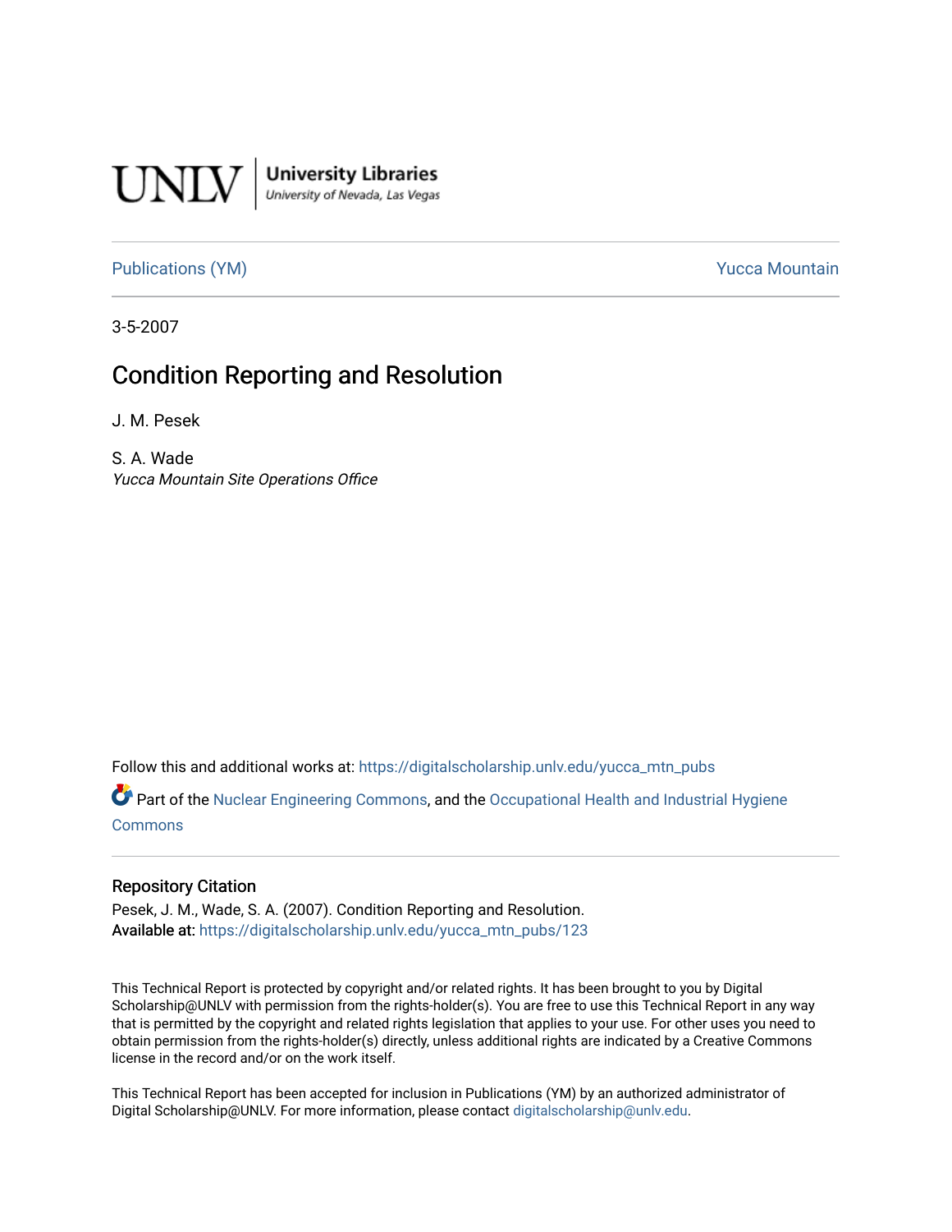UNLV | University Libraries
University of Nevada, Las Vegas

Publications (YM) | Yucca Mountain

3-5-2007

# Condition Reporting and Resolution

J. M. Pesek

S. A. Wade
*Yucca Mountain Site Operations Office*

Follow this and additional works at: https://digitalscholarship.unlv.edu/yucca_mtn_pubs

Part of the Nuclear Engineering Commons, and the Occupational Health and Industrial Hygiene Commons

## Repository Citation

Pesek, J. M., Wade, S. A. (2007). Condition Reporting and Resolution.
Available at: https://digitalscholarship.unlv.edu/yucca_mtn_pubs/123

This Technical Report is protected by copyright and/or related rights. It has been brought to you by Digital Scholarship@UNLV with permission from the rights-holder(s). You are free to use this Technical Report in any way that is permitted by the copyright and related rights legislation that applies to your use. For other uses you need to obtain permission from the rights-holder(s) directly, unless additional rights are indicated by a Creative Commons license in the record and/or on the work itself.

This Technical Report has been accepted for inclusion in Publications (YM) by an authorized administrator of Digital Scholarship@UNLV. For more information, please contact digitalscholarship@unlv.edu.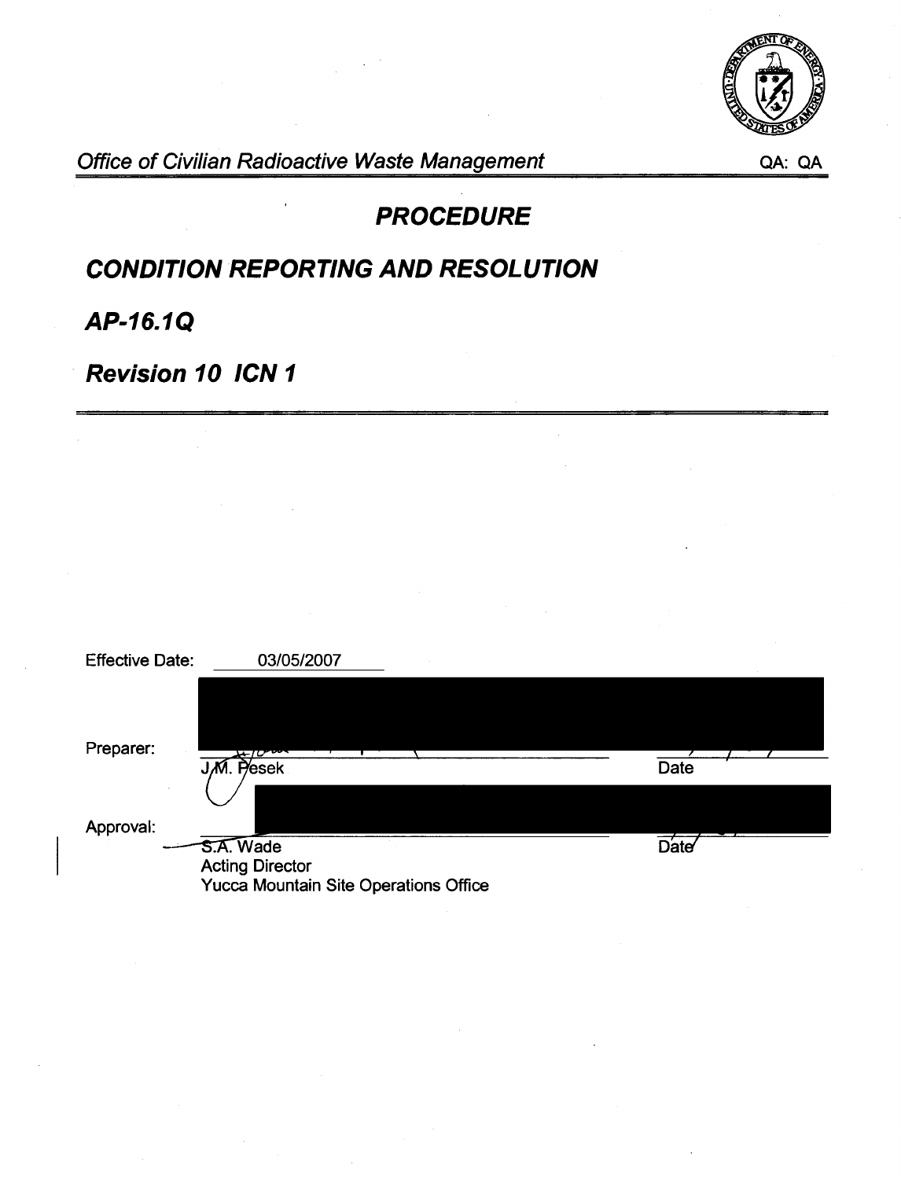*Office of Civilian Radioactive Waste Management*

QA: QA

# PROCEDURE

## CONDITION REPORTING AND RESOLUTION

## AP-16.1Q

## Revision 10 ICN 1

Effective Date: 03/05/2007

Preparer:

J.M. Pesek — Date

Approval:

S.A. Wade — Date
Acting Director
Yucca Mountain Site Operations Office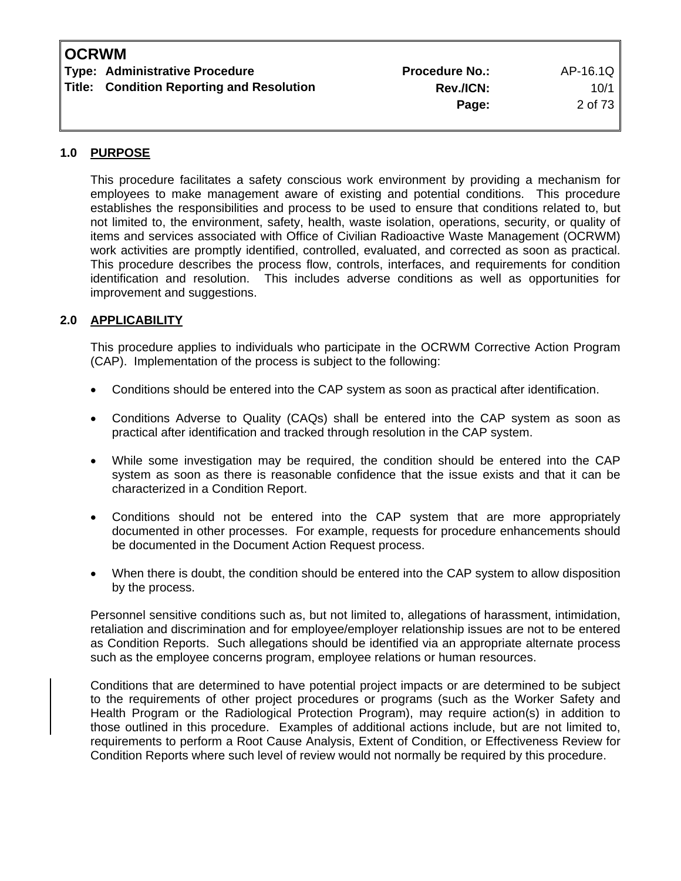## 1.0 PURPOSE

This procedure facilitates a safety conscious work environment by providing a mechanism for employees to make management aware of existing and potential conditions. This procedure establishes the responsibilities and process to be used to ensure that conditions related to, but not limited to, the environment, safety, health, waste isolation, operations, security, or quality of items and services associated with Office of Civilian Radioactive Waste Management (OCRWM) work activities are promptly identified, controlled, evaluated, and corrected as soon as practical. This procedure describes the process flow, controls, interfaces, and requirements for condition identification and resolution. This includes adverse conditions as well as opportunities for improvement and suggestions.

## 2.0 APPLICABILITY

This procedure applies to individuals who participate in the OCRWM Corrective Action Program (CAP). Implementation of the process is subject to the following:

- Conditions should be entered into the CAP system as soon as practical after identification.
- Conditions Adverse to Quality (CAQs) shall be entered into the CAP system as soon as practical after identification and tracked through resolution in the CAP system.
- While some investigation may be required, the condition should be entered into the CAP system as soon as there is reasonable confidence that the issue exists and that it can be characterized in a Condition Report.
- Conditions should not be entered into the CAP system that are more appropriately documented in other processes. For example, requests for procedure enhancements should be documented in the Document Action Request process.
- When there is doubt, the condition should be entered into the CAP system to allow disposition by the process.

Personnel sensitive conditions such as, but not limited to, allegations of harassment, intimidation, retaliation and discrimination and for employee/employer relationship issues are not to be entered as Condition Reports. Such allegations should be identified via an appropriate alternate process such as the employee concerns program, employee relations or human resources.

Conditions that are determined to have potential project impacts or are determined to be subject to the requirements of other project procedures or programs (such as the Worker Safety and Health Program or the Radiological Protection Program), may require action(s) in addition to those outlined in this procedure. Examples of additional actions include, but are not limited to, requirements to perform a Root Cause Analysis, Extent of Condition, or Effectiveness Review for Condition Reports where such level of review would not normally be required by this procedure.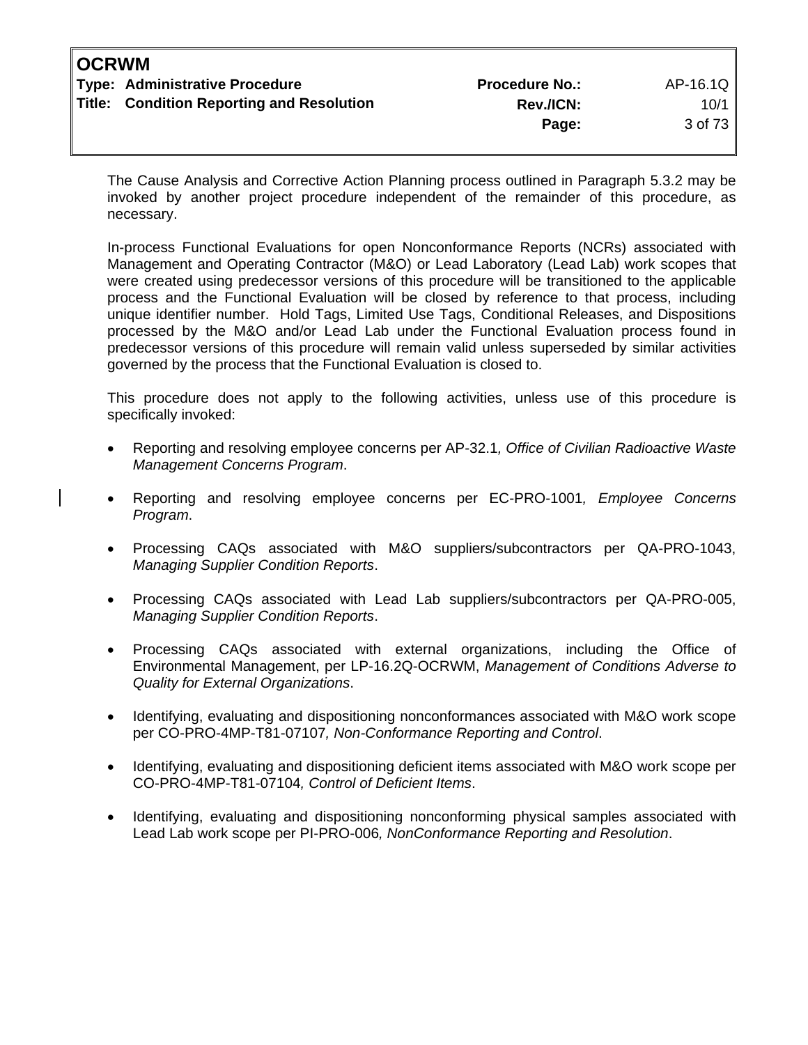The Cause Analysis and Corrective Action Planning process outlined in Paragraph 5.3.2 may be invoked by another project procedure independent of the remainder of this procedure, as necessary.

In-process Functional Evaluations for open Nonconformance Reports (NCRs) associated with Management and Operating Contractor (M&O) or Lead Laboratory (Lead Lab) work scopes that were created using predecessor versions of this procedure will be transitioned to the applicable process and the Functional Evaluation will be closed by reference to that process, including unique identifier number. Hold Tags, Limited Use Tags, Conditional Releases, and Dispositions processed by the M&O and/or Lead Lab under the Functional Evaluation process found in predecessor versions of this procedure will remain valid unless superseded by similar activities governed by the process that the Functional Evaluation is closed to.

This procedure does not apply to the following activities, unless use of this procedure is specifically invoked:

- Reporting and resolving employee concerns per AP-32.1*, Office of Civilian Radioactive Waste Management Concerns Program*.
- Reporting and resolving employee concerns per EC-PRO-1001*, Employee Concerns Program*.
- Processing CAQs associated with M&O suppliers/subcontractors per QA-PRO-1043, *Managing Supplier Condition Reports*.
- Processing CAQs associated with Lead Lab suppliers/subcontractors per QA-PRO-005, *Managing Supplier Condition Reports*.
- Processing CAQs associated with external organizations, including the Office of Environmental Management, per LP-16.2Q-OCRWM, *Management of Conditions Adverse to Quality for External Organizations*.
- Identifying, evaluating and dispositioning nonconformances associated with M&O work scope per CO-PRO-4MP-T81-07107*, Non-Conformance Reporting and Control*.
- Identifying, evaluating and dispositioning deficient items associated with M&O work scope per CO-PRO-4MP-T81-07104*, Control of Deficient Items*.
- Identifying, evaluating and dispositioning nonconforming physical samples associated with Lead Lab work scope per PI-PRO-006*, NonConformance Reporting and Resolution*.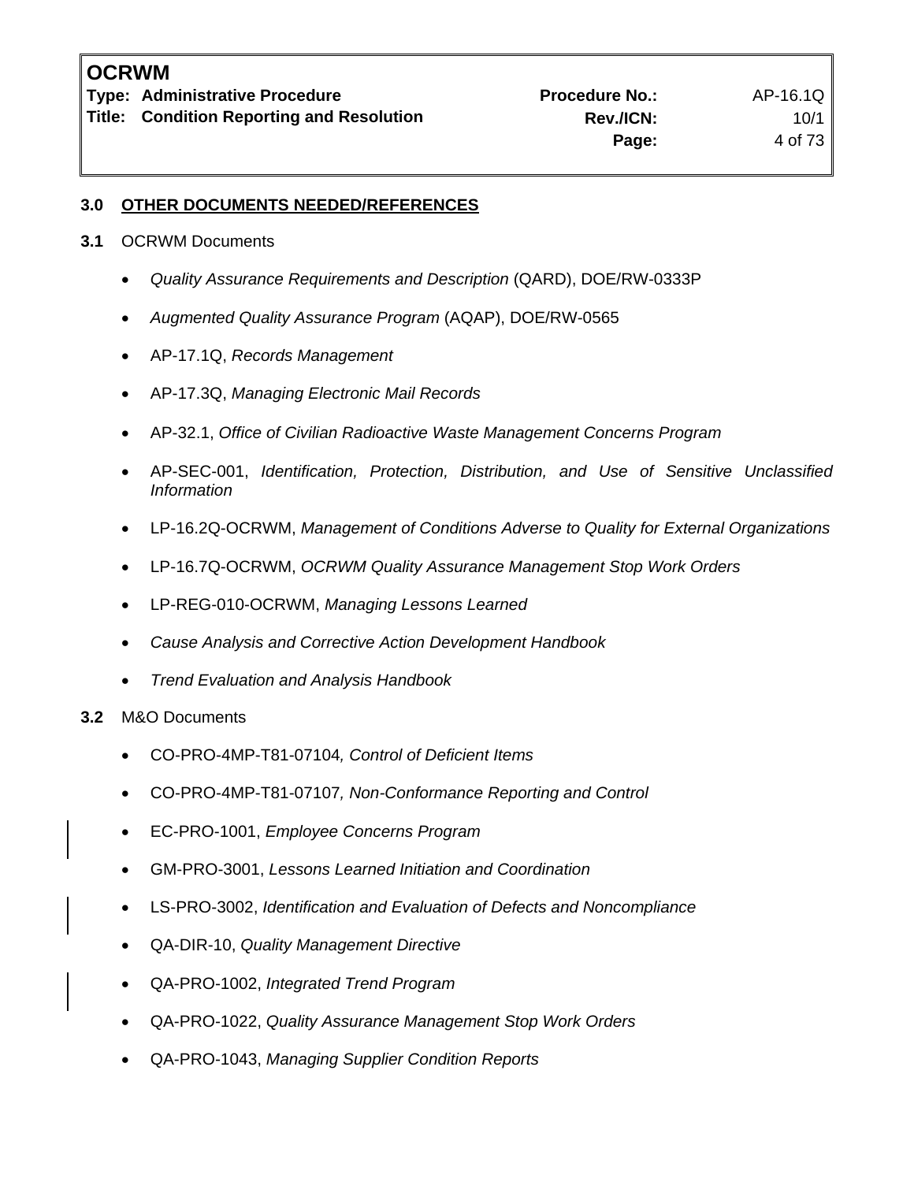## 3.0 OTHER DOCUMENTS NEEDED/REFERENCES

**3.1** OCRWM Documents

- *Quality Assurance Requirements and Description* (QARD), DOE/RW-0333P
- *Augmented Quality Assurance Program* (AQAP), DOE/RW-0565
- AP-17.1Q, *Records Management*
- AP-17.3Q, *Managing Electronic Mail Records*
- AP-32.1, *Office of Civilian Radioactive Waste Management Concerns Program*
- AP-SEC-001, *Identification, Protection, Distribution, and Use of Sensitive Unclassified Information*
- LP-16.2Q-OCRWM, *Management of Conditions Adverse to Quality for External Organizations*
- LP-16.7Q-OCRWM, *OCRWM Quality Assurance Management Stop Work Orders*
- LP-REG-010-OCRWM, *Managing Lessons Learned*
- *Cause Analysis and Corrective Action Development Handbook*
- *Trend Evaluation and Analysis Handbook*

**3.2** M&O Documents

- CO-PRO-4MP-T81-07104*, Control of Deficient Items*
- CO-PRO-4MP-T81-07107*, Non-Conformance Reporting and Control*
- EC-PRO-1001, *Employee Concerns Program*
- GM-PRO-3001, *Lessons Learned Initiation and Coordination*
- LS-PRO-3002, *Identification and Evaluation of Defects and Noncompliance*
- QA-DIR-10, *Quality Management Directive*
- QA-PRO-1002, *Integrated Trend Program*
- QA-PRO-1022, *Quality Assurance Management Stop Work Orders*
- QA-PRO-1043, *Managing Supplier Condition Reports*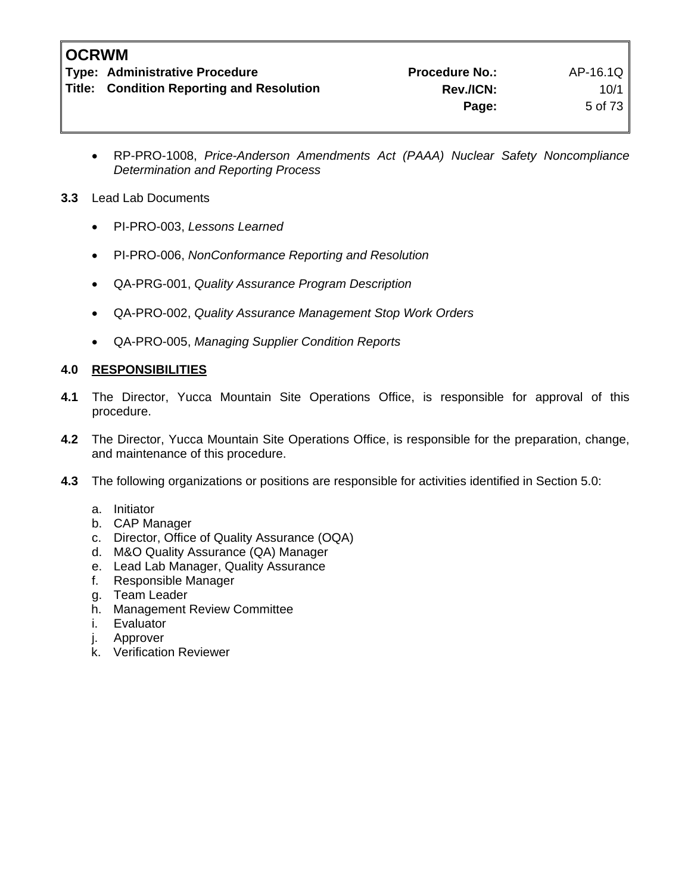- RP-PRO-1008, *Price-Anderson Amendments Act (PAAA) Nuclear Safety Noncompliance Determination and Reporting Process*

**3.3** Lead Lab Documents

- PI-PRO-003, *Lessons Learned*
- PI-PRO-006, *NonConformance Reporting and Resolution*
- QA-PRG-001, *Quality Assurance Program Description*
- QA-PRO-002, *Quality Assurance Management Stop Work Orders*
- QA-PRO-005, *Managing Supplier Condition Reports*

## 4.0 RESPONSIBILITIES

**4.1** The Director, Yucca Mountain Site Operations Office, is responsible for approval of this procedure.

**4.2** The Director, Yucca Mountain Site Operations Office, is responsible for the preparation, change, and maintenance of this procedure.

**4.3** The following organizations or positions are responsible for activities identified in Section 5.0:

a. Initiator
b. CAP Manager
c. Director, Office of Quality Assurance (OQA)
d. M&O Quality Assurance (QA) Manager
e. Lead Lab Manager, Quality Assurance
f. Responsible Manager
g. Team Leader
h. Management Review Committee
i. Evaluator
j. Approver
k. Verification Reviewer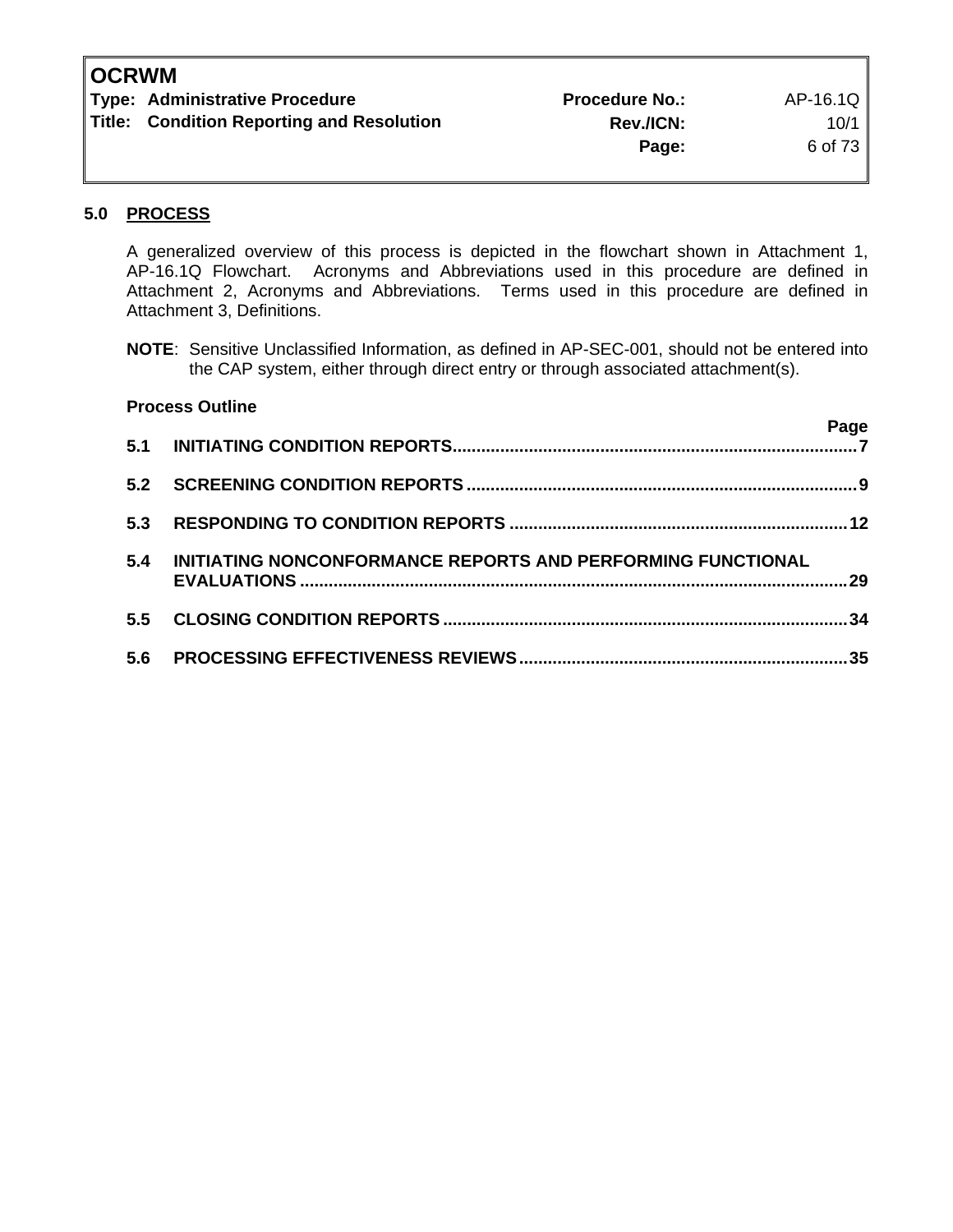## 5.0 PROCESS

A generalized overview of this process is depicted in the flowchart shown in Attachment 1, AP-16.1Q Flowchart. Acronyms and Abbreviations used in this procedure are defined in Attachment 2, Acronyms and Abbreviations. Terms used in this procedure are defined in Attachment 3, Definitions.

**NOTE**: Sensitive Unclassified Information, as defined in AP-SEC-001, should not be entered into the CAP system, either through direct entry or through associated attachment(s).

**Process Outline**

| | | Page |
|---|---|---|
| **5.1** | **INITIATING CONDITION REPORTS** | **7** |
| **5.2** | **SCREENING CONDITION REPORTS** | **9** |
| **5.3** | **RESPONDING TO CONDITION REPORTS** | **12** |
| **5.4** | **INITIATING NONCONFORMANCE REPORTS AND PERFORMING FUNCTIONAL EVALUATIONS** | **29** |
| **5.5** | **CLOSING CONDITION REPORTS** | **34** |
| **5.6** | **PROCESSING EFFECTIVENESS REVIEWS** | **35** |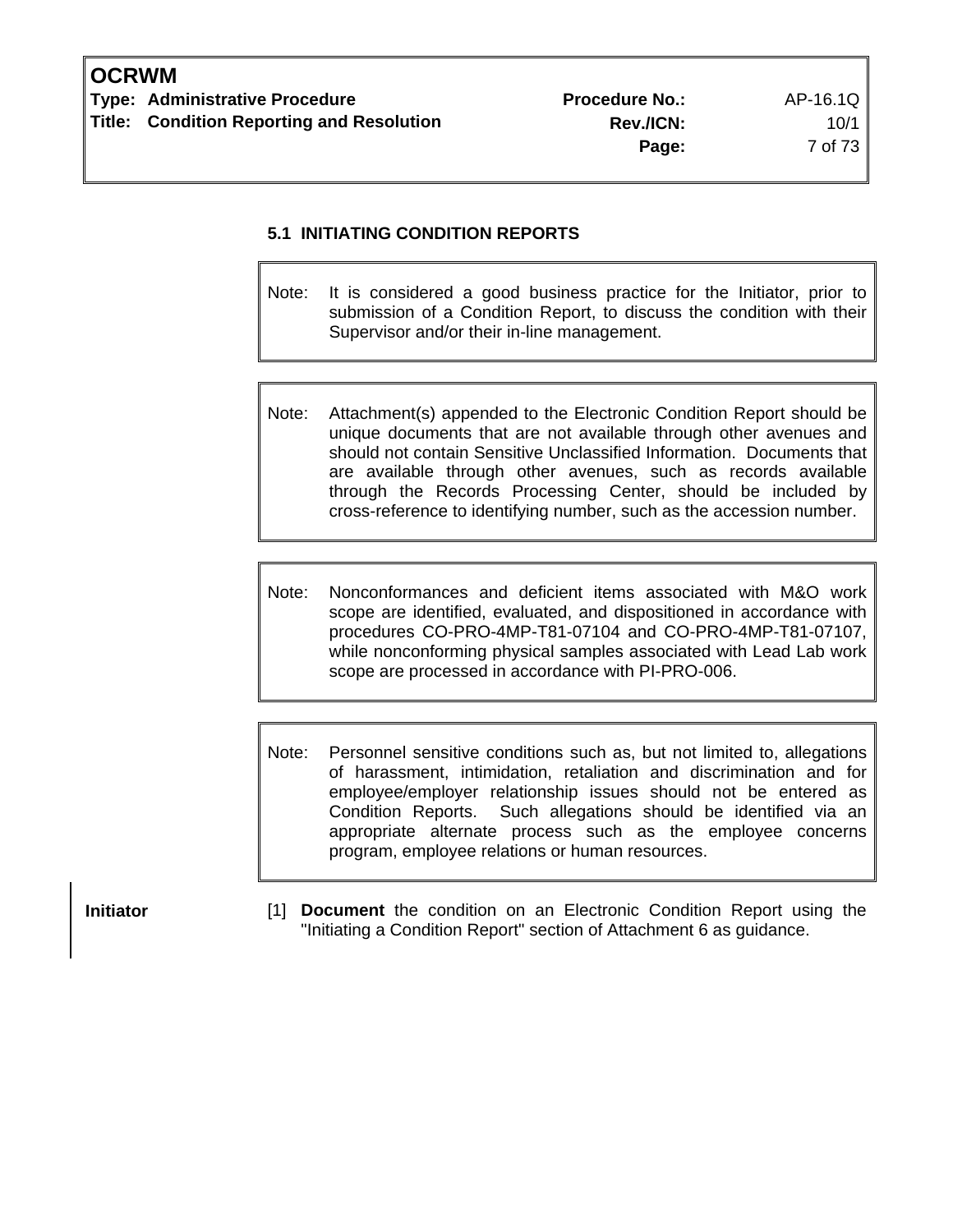## 5.1 INITIATING CONDITION REPORTS

> Note: It is considered a good business practice for the Initiator, prior to submission of a Condition Report, to discuss the condition with their Supervisor and/or their in-line management.

> Note: Attachment(s) appended to the Electronic Condition Report should be unique documents that are not available through other avenues and should not contain Sensitive Unclassified Information. Documents that are available through other avenues, such as records available through the Records Processing Center, should be included by cross-reference to identifying number, such as the accession number.

> Note: Nonconformances and deficient items associated with M&O work scope are identified, evaluated, and dispositioned in accordance with procedures CO-PRO-4MP-T81-07104 and CO-PRO-4MP-T81-07107, while nonconforming physical samples associated with Lead Lab work scope are processed in accordance with PI-PRO-006.

> Note: Personnel sensitive conditions such as, but not limited to, allegations of harassment, intimidation, retaliation and discrimination and for employee/employer relationship issues should not be entered as Condition Reports. Such allegations should be identified via an appropriate alternate process such as the employee concerns program, employee relations or human resources.

**Initiator**

[1] **Document** the condition on an Electronic Condition Report using the "Initiating a Condition Report" section of Attachment 6 as guidance.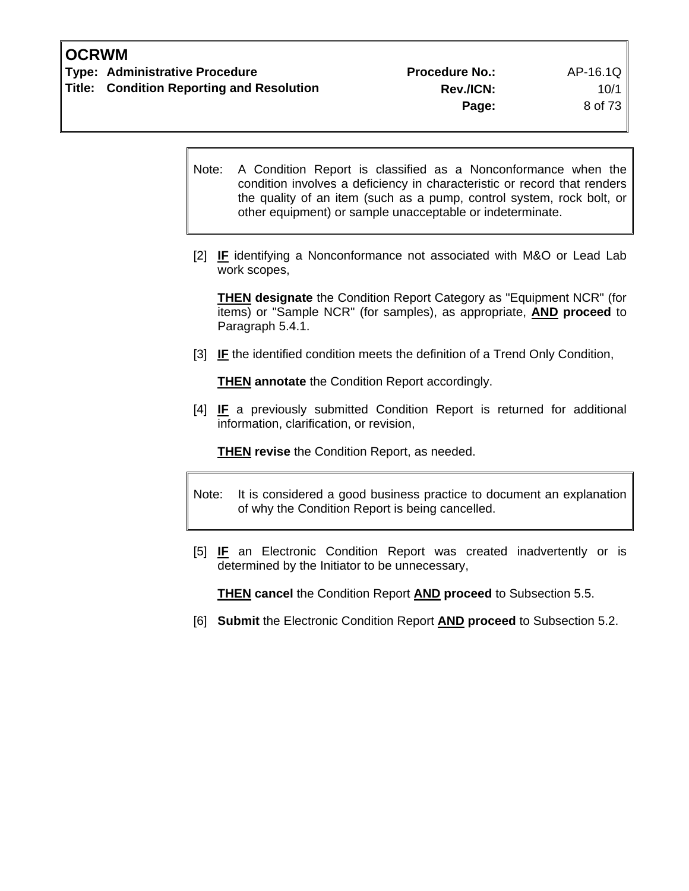> Note: A Condition Report is classified as a Nonconformance when the condition involves a deficiency in characteristic or record that renders the quality of an item (such as a pump, control system, rock bolt, or other equipment) or sample unacceptable or indeterminate.

[2] **IF** identifying a Nonconformance not associated with M&O or Lead Lab work scopes,

**THEN designate** the Condition Report Category as "Equipment NCR" (for items) or "Sample NCR" (for samples), as appropriate, **AND proceed** to Paragraph 5.4.1.

[3] **IF** the identified condition meets the definition of a Trend Only Condition,

**THEN annotate** the Condition Report accordingly.

[4] **IF** a previously submitted Condition Report is returned for additional information, clarification, or revision,

**THEN revise** the Condition Report, as needed.

> Note: It is considered a good business practice to document an explanation of why the Condition Report is being cancelled.

[5] **IF** an Electronic Condition Report was created inadvertently or is determined by the Initiator to be unnecessary,

**THEN cancel** the Condition Report **AND proceed** to Subsection 5.5.

[6] **Submit** the Electronic Condition Report **AND proceed** to Subsection 5.2.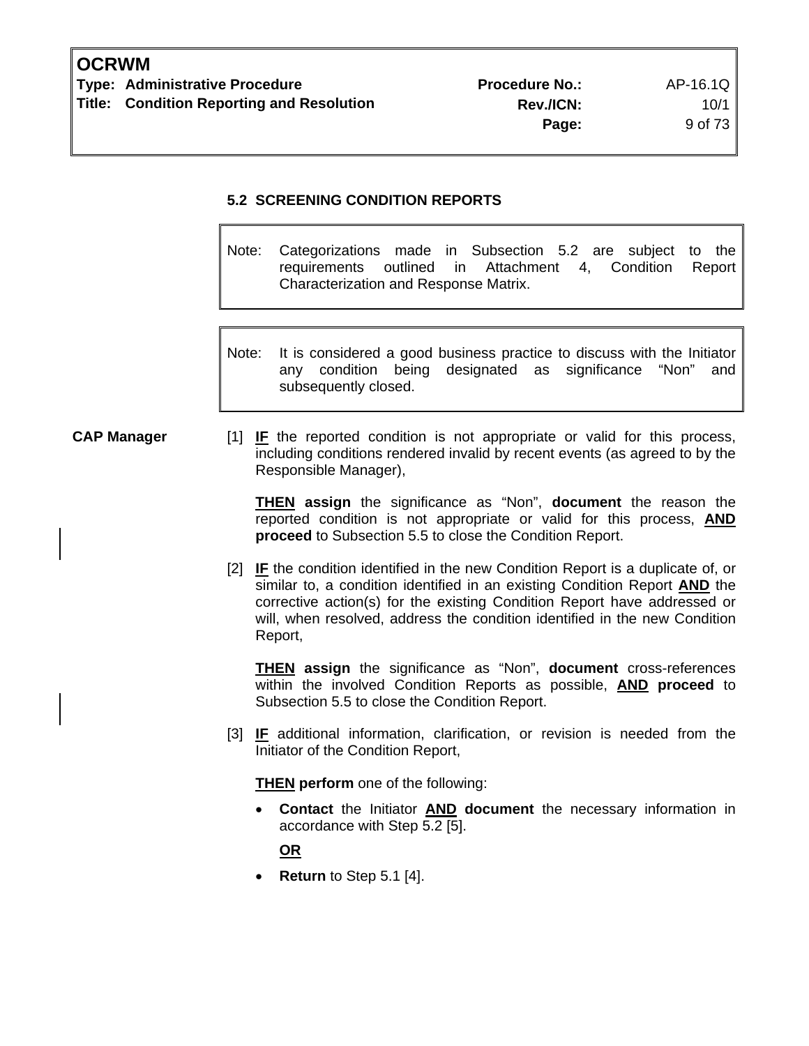### 5.2 SCREENING CONDITION REPORTS

> Note: Categorizations made in Subsection 5.2 are subject to the requirements outlined in Attachment 4, Condition Report Characterization and Response Matrix.

> Note: It is considered a good business practice to discuss with the Initiator any condition being designated as significance "Non" and subsequently closed.

**CAP Manager**

[1] **IF** the reported condition is not appropriate or valid for this process, including conditions rendered invalid by recent events (as agreed to by the Responsible Manager),

**THEN assign** the significance as "Non", **document** the reason the reported condition is not appropriate or valid for this process, **AND proceed** to Subsection 5.5 to close the Condition Report.

[2] **IF** the condition identified in the new Condition Report is a duplicate of, or similar to, a condition identified in an existing Condition Report **AND** the corrective action(s) for the existing Condition Report have addressed or will, when resolved, address the condition identified in the new Condition Report,

**THEN assign** the significance as "Non", **document** cross-references within the involved Condition Reports as possible, **AND proceed** to Subsection 5.5 to close the Condition Report.

[3] **IF** additional information, clarification, or revision is needed from the Initiator of the Condition Report,

**THEN perform** one of the following:

- **Contact** the Initiator **AND document** the necessary information in accordance with Step 5.2 [5].

  **OR**

- **Return** to Step 5.1 [4].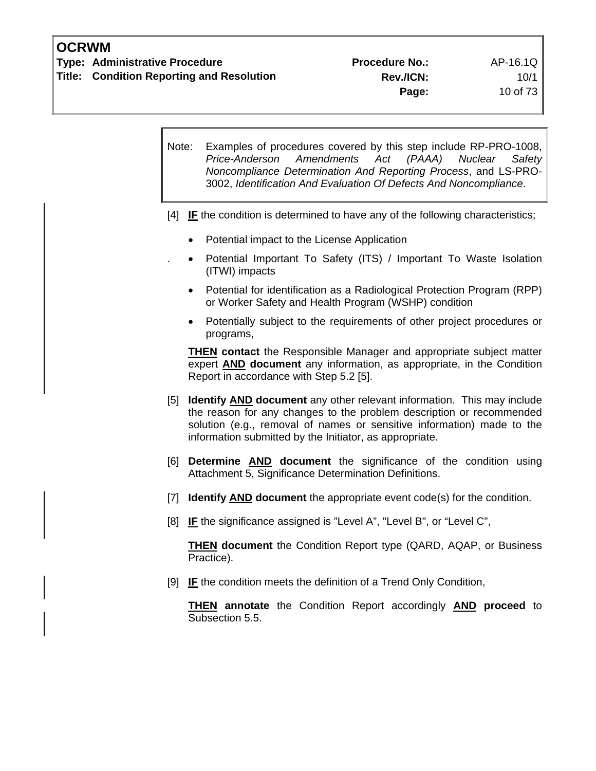> Note: Examples of procedures covered by this step include RP-PRO-1008, *Price-Anderson Amendments Act (PAAA) Nuclear Safety Noncompliance Determination And Reporting Process*, and LS-PRO-3002, *Identification And Evaluation Of Defects And Noncompliance*.

[4] **IF** the condition is determined to have any of the following characteristics;

- Potential impact to the License Application
- Potential Important To Safety (ITS) / Important To Waste Isolation (ITWI) impacts
- Potential for identification as a Radiological Protection Program (RPP) or Worker Safety and Health Program (WSHP) condition
- Potentially subject to the requirements of other project procedures or programs,

**THEN contact** the Responsible Manager and appropriate subject matter expert **AND document** any information, as appropriate, in the Condition Report in accordance with Step 5.2 [5].

[5] **Identify AND document** any other relevant information. This may include the reason for any changes to the problem description or recommended solution (e.g., removal of names or sensitive information) made to the information submitted by the Initiator, as appropriate.

[6] **Determine AND document** the significance of the condition using Attachment 5, Significance Determination Definitions.

[7] **Identify AND document** the appropriate event code(s) for the condition.

[8] **IF** the significance assigned is "Level A", "Level B", or "Level C",

**THEN document** the Condition Report type (QARD, AQAP, or Business Practice).

[9] **IF** the condition meets the definition of a Trend Only Condition,

**THEN annotate** the Condition Report accordingly **AND proceed** to Subsection 5.5.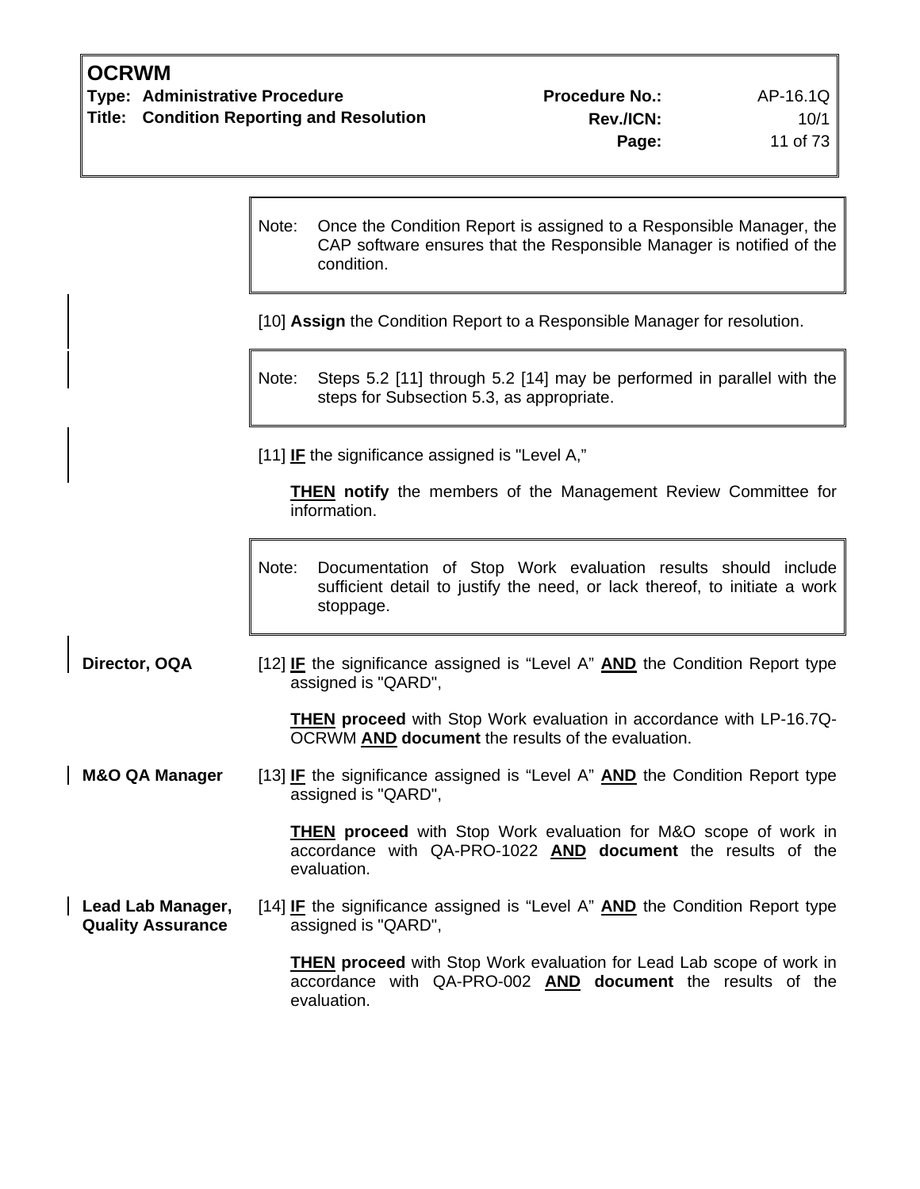> Note: Once the Condition Report is assigned to a Responsible Manager, the CAP software ensures that the Responsible Manager is notified of the condition.

[10] **Assign** the Condition Report to a Responsible Manager for resolution.

> Note: Steps 5.2 [11] through 5.2 [14] may be performed in parallel with the steps for Subsection 5.3, as appropriate.

[11] **IF** the significance assigned is "Level A,"

**THEN notify** the members of the Management Review Committee for information.

> Note: Documentation of Stop Work evaluation results should include sufficient detail to justify the need, or lack thereof, to initiate a work stoppage.

**Director, OQA**

[12] **IF** the significance assigned is "Level A" **AND** the Condition Report type assigned is "QARD",

**THEN proceed** with Stop Work evaluation in accordance with LP-16.7Q-OCRWM **AND document** the results of the evaluation.

**M&O QA Manager**

[13] **IF** the significance assigned is "Level A" **AND** the Condition Report type assigned is "QARD",

**THEN proceed** with Stop Work evaluation for M&O scope of work in accordance with QA-PRO-1022 **AND document** the results of the evaluation.

**Lead Lab Manager, Quality Assurance**

[14] **IF** the significance assigned is "Level A" **AND** the Condition Report type assigned is "QARD",

**THEN proceed** with Stop Work evaluation for Lead Lab scope of work in accordance with QA-PRO-002 **AND document** the results of the evaluation.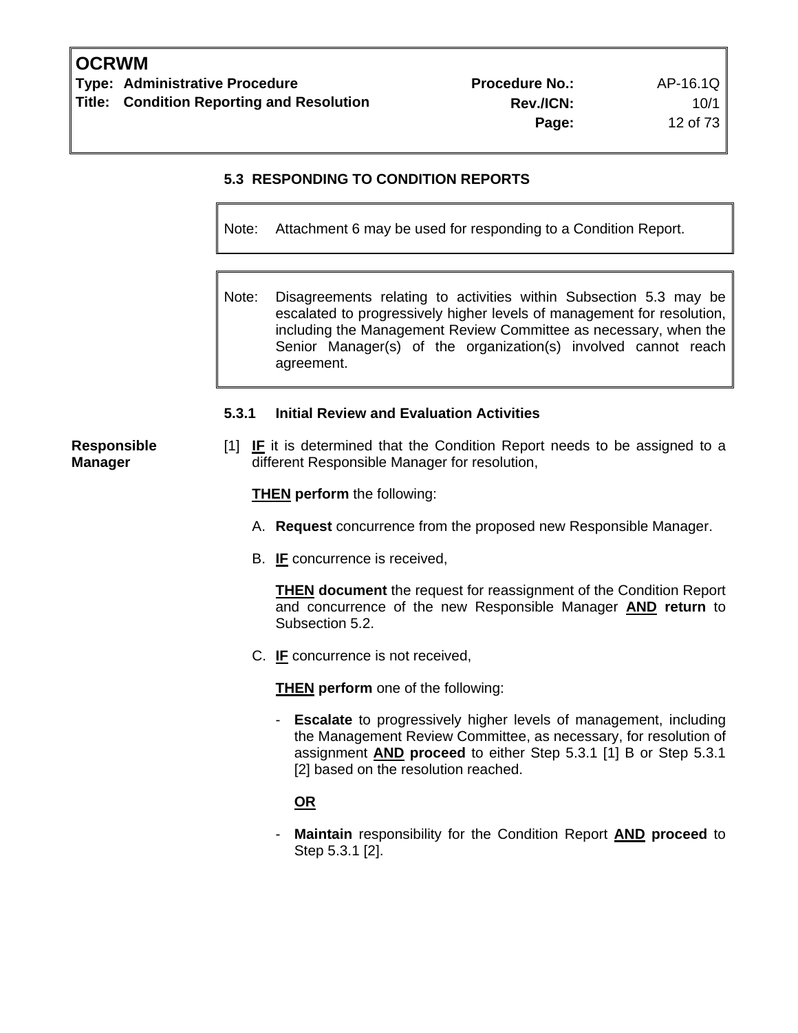### 5.3 RESPONDING TO CONDITION REPORTS

> Note: Attachment 6 may be used for responding to a Condition Report.

> Note: Disagreements relating to activities within Subsection 5.3 may be escalated to progressively higher levels of management for resolution, including the Management Review Committee as necessary, when the Senior Manager(s) of the organization(s) involved cannot reach agreement.

#### 5.3.1 Initial Review and Evaluation Activities

**Responsible Manager**

[1] **IF** it is determined that the Condition Report needs to be assigned to a different Responsible Manager for resolution,

**THEN perform** the following:

A. **Request** concurrence from the proposed new Responsible Manager.

B. **IF** concurrence is received,

**THEN document** the request for reassignment of the Condition Report and concurrence of the new Responsible Manager **AND return** to Subsection 5.2.

C. **IF** concurrence is not received,

**THEN perform** one of the following:

- **Escalate** to progressively higher levels of management, including the Management Review Committee, as necessary, for resolution of assignment **AND proceed** to either Step 5.3.1 [1] B or Step 5.3.1 [2] based on the resolution reached.

**OR**

- **Maintain** responsibility for the Condition Report **AND proceed** to Step 5.3.1 [2].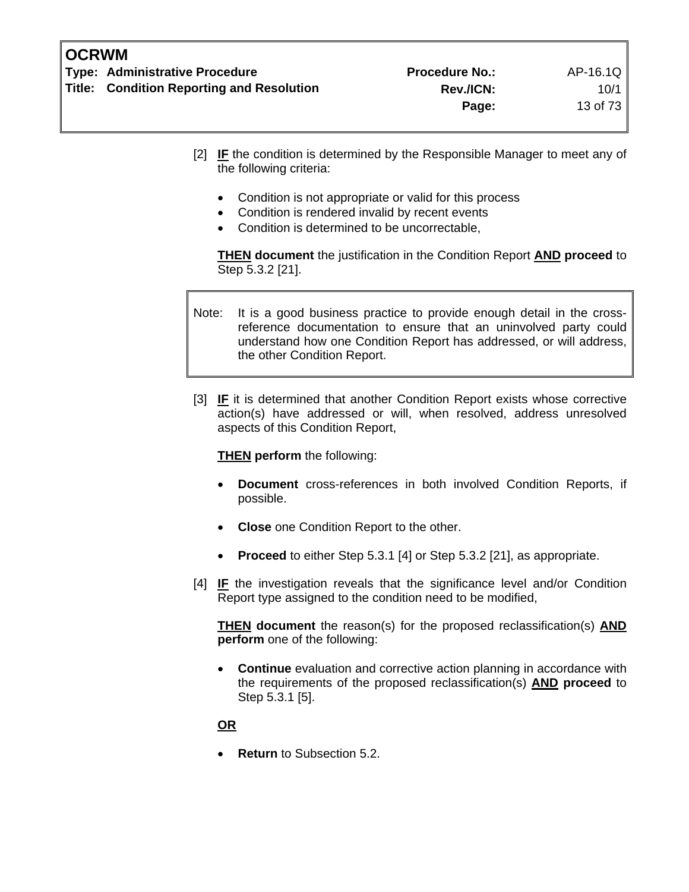[2] **IF** the condition is determined by the Responsible Manager to meet any of the following criteria:

- Condition is not appropriate or valid for this process
- Condition is rendered invalid by recent events
- Condition is determined to be uncorrectable,

**THEN document** the justification in the Condition Report **AND proceed** to Step 5.3.2 [21].

> Note: It is a good business practice to provide enough detail in the cross-reference documentation to ensure that an uninvolved party could understand how one Condition Report has addressed, or will address, the other Condition Report.

[3] **IF** it is determined that another Condition Report exists whose corrective action(s) have addressed or will, when resolved, address unresolved aspects of this Condition Report,

**THEN perform** the following:

- **Document** cross-references in both involved Condition Reports, if possible.
- **Close** one Condition Report to the other.
- **Proceed** to either Step 5.3.1 [4] or Step 5.3.2 [21], as appropriate.

[4] **IF** the investigation reveals that the significance level and/or Condition Report type assigned to the condition need to be modified,

**THEN document** the reason(s) for the proposed reclassification(s) **AND perform** one of the following:

- **Continue** evaluation and corrective action planning in accordance with the requirements of the proposed reclassification(s) **AND proceed** to Step 5.3.1 [5].

**OR**

- **Return** to Subsection 5.2.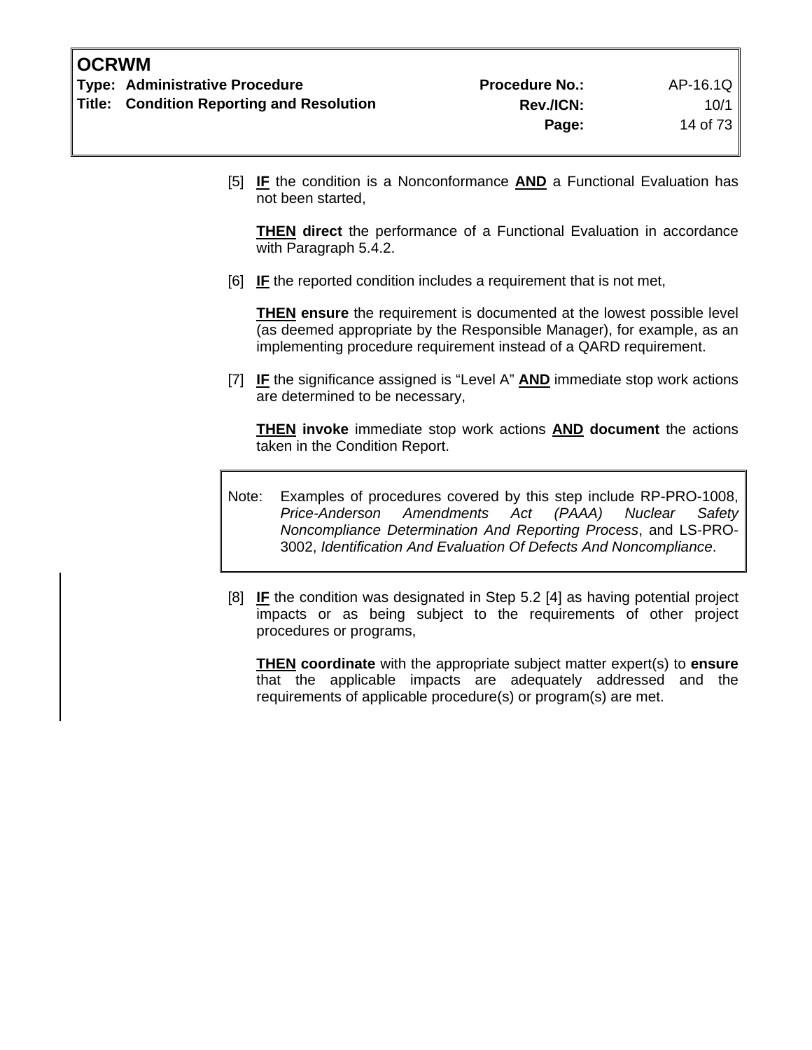[5] **IF** the condition is a Nonconformance **AND** a Functional Evaluation has not been started,

**THEN direct** the performance of a Functional Evaluation in accordance with Paragraph 5.4.2.

[6] **IF** the reported condition includes a requirement that is not met,

**THEN ensure** the requirement is documented at the lowest possible level (as deemed appropriate by the Responsible Manager), for example, as an implementing procedure requirement instead of a QARD requirement.

[7] **IF** the significance assigned is "Level A" **AND** immediate stop work actions are determined to be necessary,

**THEN invoke** immediate stop work actions **AND document** the actions taken in the Condition Report.

> Note: Examples of procedures covered by this step include RP-PRO-1008, *Price-Anderson Amendments Act (PAAA) Nuclear Safety Noncompliance Determination And Reporting Process*, and LS-PRO-3002, *Identification And Evaluation Of Defects And Noncompliance*.

[8] **IF** the condition was designated in Step 5.2 [4] as having potential project impacts or as being subject to the requirements of other project procedures or programs,

**THEN coordinate** with the appropriate subject matter expert(s) to **ensure** that the applicable impacts are adequately addressed and the requirements of applicable procedure(s) or program(s) are met.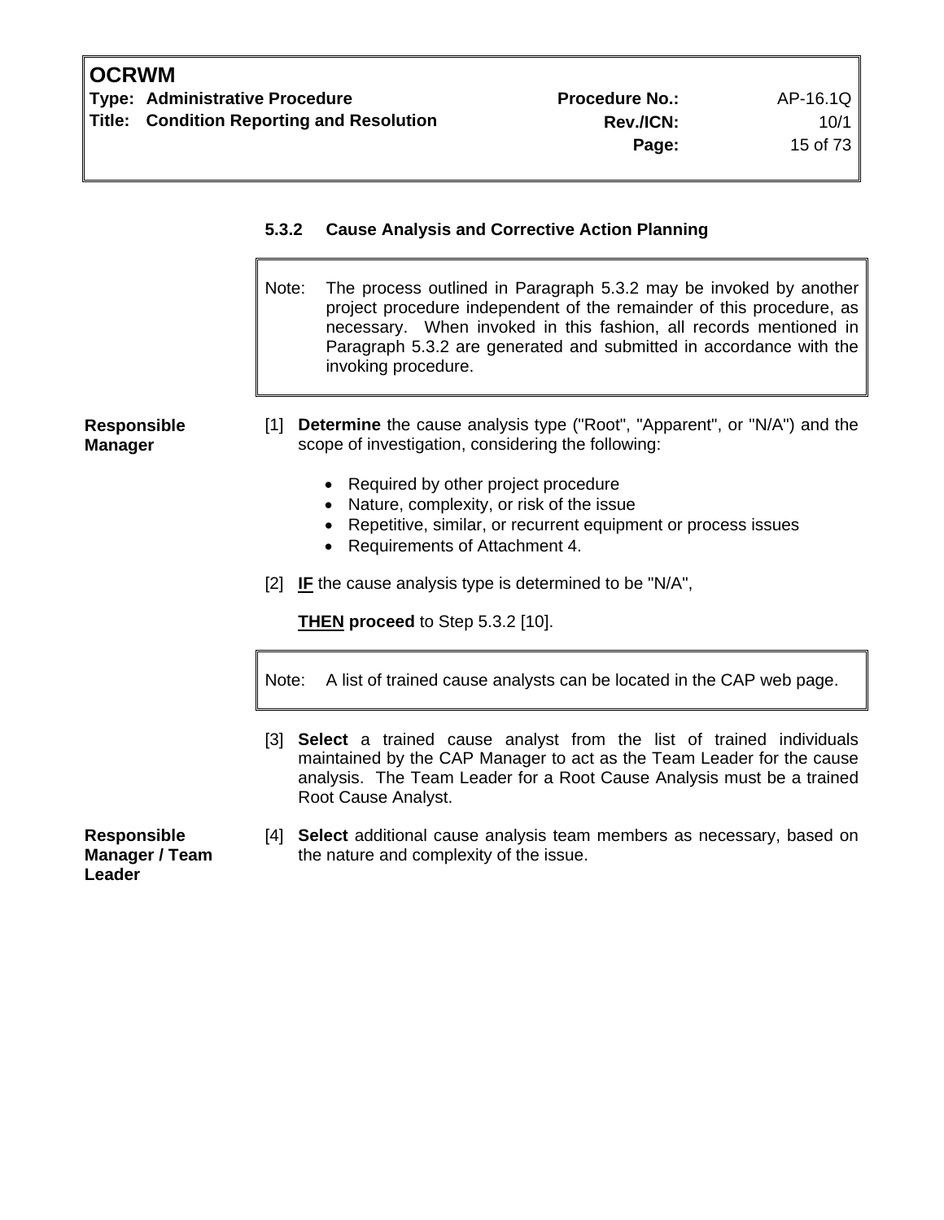### 5.3.2 Cause Analysis and Corrective Action Planning

> Note: The process outlined in Paragraph 5.3.2 may be invoked by another project procedure independent of the remainder of this procedure, as necessary. When invoked in this fashion, all records mentioned in Paragraph 5.3.2 are generated and submitted in accordance with the invoking procedure.

**Responsible Manager**

[1] **Determine** the cause analysis type ("Root", "Apparent", or "N/A") and the scope of investigation, considering the following:

- Required by other project procedure
- Nature, complexity, or risk of the issue
- Repetitive, similar, or recurrent equipment or process issues
- Requirements of Attachment 4.

[2] **IF** the cause analysis type is determined to be "N/A",

**THEN proceed** to Step 5.3.2 [10].

> Note: A list of trained cause analysts can be located in the CAP web page.

[3] **Select** a trained cause analyst from the list of trained individuals maintained by the CAP Manager to act as the Team Leader for the cause analysis. The Team Leader for a Root Cause Analysis must be a trained Root Cause Analyst.

**Responsible Manager / Team Leader**

[4] **Select** additional cause analysis team members as necessary, based on the nature and complexity of the issue.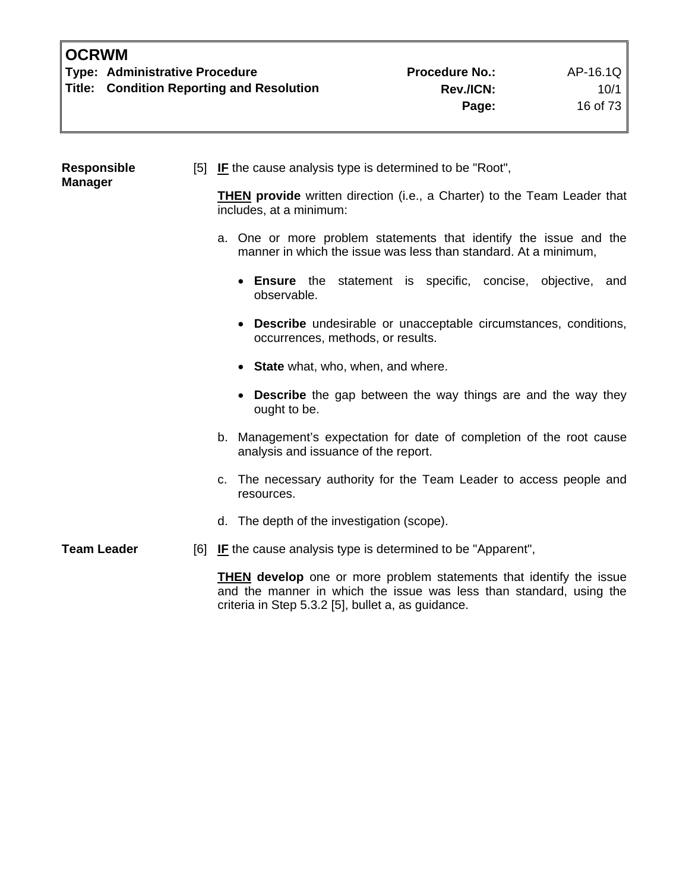**Responsible Manager**

[5] **IF** the cause analysis type is determined to be "Root",

**THEN provide** written direction (i.e., a Charter) to the Team Leader that includes, at a minimum:

a. One or more problem statements that identify the issue and the manner in which the issue was less than standard. At a minimum,

- **Ensure** the statement is specific, concise, objective, and observable.
- **Describe** undesirable or unacceptable circumstances, conditions, occurrences, methods, or results.
- **State** what, who, when, and where.
- **Describe** the gap between the way things are and the way they ought to be.

b. Management's expectation for date of completion of the root cause analysis and issuance of the report.

c. The necessary authority for the Team Leader to access people and resources.

d. The depth of the investigation (scope).

**Team Leader**

[6] **IF** the cause analysis type is determined to be "Apparent",

**THEN develop** one or more problem statements that identify the issue and the manner in which the issue was less than standard, using the criteria in Step 5.3.2 [5], bullet a, as guidance.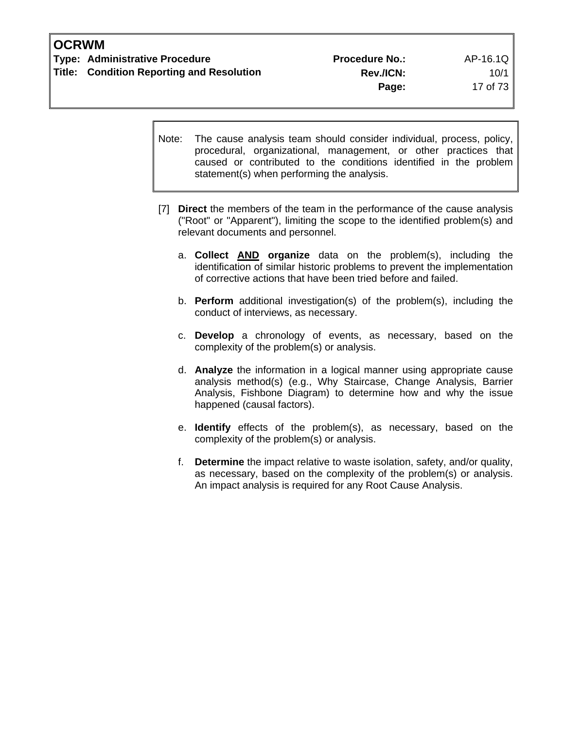> Note: The cause analysis team should consider individual, process, policy, procedural, organizational, management, or other practices that caused or contributed to the conditions identified in the problem statement(s) when performing the analysis.

[7] **Direct** the members of the team in the performance of the cause analysis ("Root" or "Apparent"), limiting the scope to the identified problem(s) and relevant documents and personnel.

a. **Collect <u>AND</u> organize** data on the problem(s), including the identification of similar historic problems to prevent the implementation of corrective actions that have been tried before and failed.

b. **Perform** additional investigation(s) of the problem(s), including the conduct of interviews, as necessary.

c. **Develop** a chronology of events, as necessary, based on the complexity of the problem(s) or analysis.

d. **Analyze** the information in a logical manner using appropriate cause analysis method(s) (e.g., Why Staircase, Change Analysis, Barrier Analysis, Fishbone Diagram) to determine how and why the issue happened (causal factors).

e. **Identify** effects of the problem(s), as necessary, based on the complexity of the problem(s) or analysis.

f. **Determine** the impact relative to waste isolation, safety, and/or quality, as necessary, based on the complexity of the problem(s) or analysis. An impact analysis is required for any Root Cause Analysis.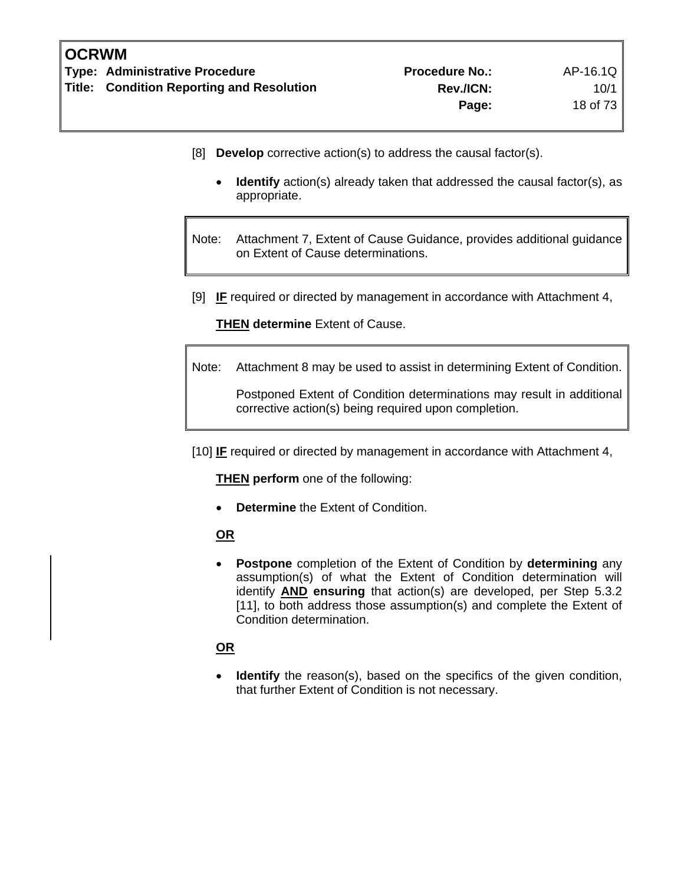[8] **Develop** corrective action(s) to address the causal factor(s).

- **Identify** action(s) already taken that addressed the causal factor(s), as appropriate.

> Note: Attachment 7, Extent of Cause Guidance, provides additional guidance on Extent of Cause determinations.

[9] **IF** required or directed by management in accordance with Attachment 4,

**THEN determine** Extent of Cause.

> Note: Attachment 8 may be used to assist in determining Extent of Condition.
>
> Postponed Extent of Condition determinations may result in additional corrective action(s) being required upon completion.

[10] **IF** required or directed by management in accordance with Attachment 4,

**THEN perform** one of the following:

- **Determine** the Extent of Condition.

**OR**

- **Postpone** completion of the Extent of Condition by **determining** any assumption(s) of what the Extent of Condition determination will identify **AND ensuring** that action(s) are developed, per Step 5.3.2 [11], to both address those assumption(s) and complete the Extent of Condition determination.

**OR**

- **Identify** the reason(s), based on the specifics of the given condition, that further Extent of Condition is not necessary.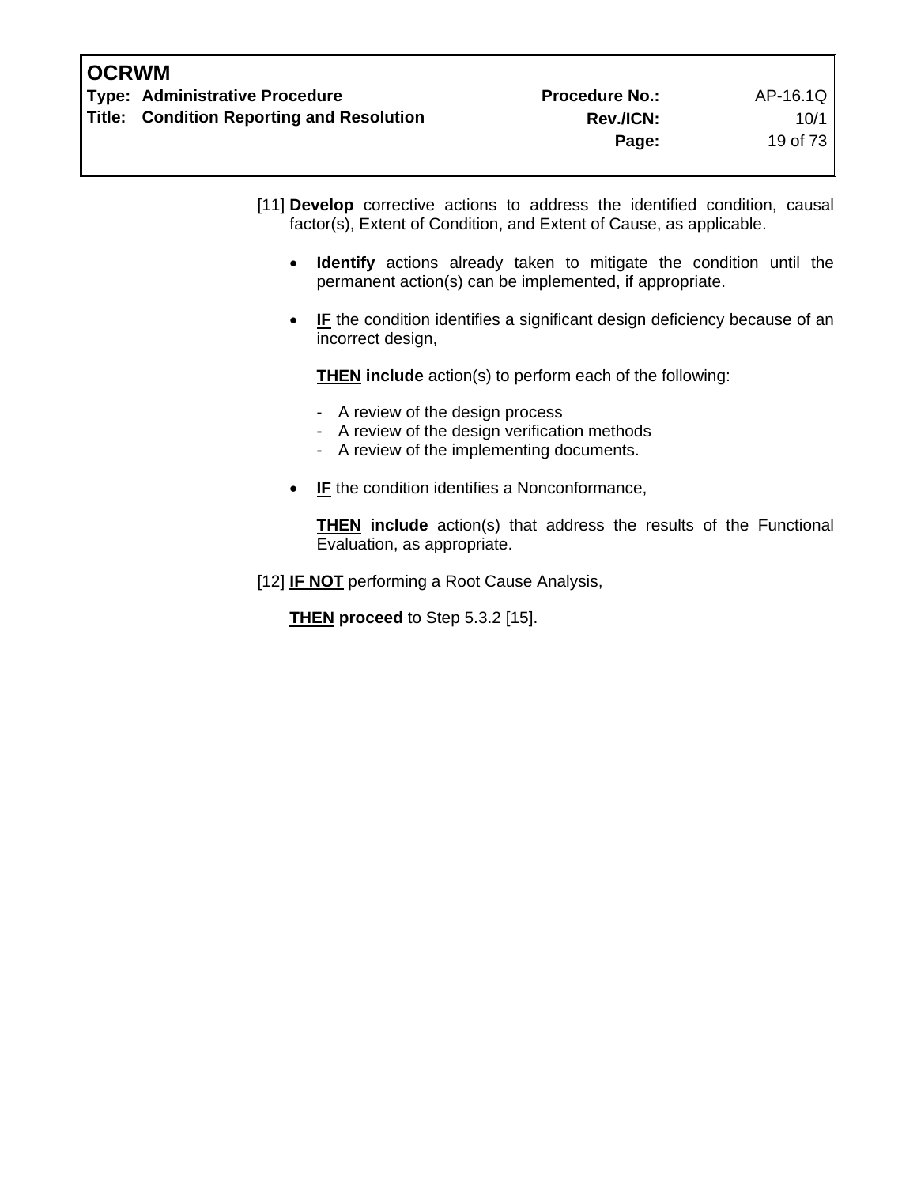[11] **Develop** corrective actions to address the identified condition, causal factor(s), Extent of Condition, and Extent of Cause, as applicable.

- **Identify** actions already taken to mitigate the condition until the permanent action(s) can be implemented, if appropriate.

- **IF** the condition identifies a significant design deficiency because of an incorrect design,

  **THEN include** action(s) to perform each of the following:

  - A review of the design process
  - A review of the design verification methods
  - A review of the implementing documents.

- **IF** the condition identifies a Nonconformance,

  **THEN include** action(s) that address the results of the Functional Evaluation, as appropriate.

[12] **IF NOT** performing a Root Cause Analysis,

**THEN proceed** to Step 5.3.2 [15].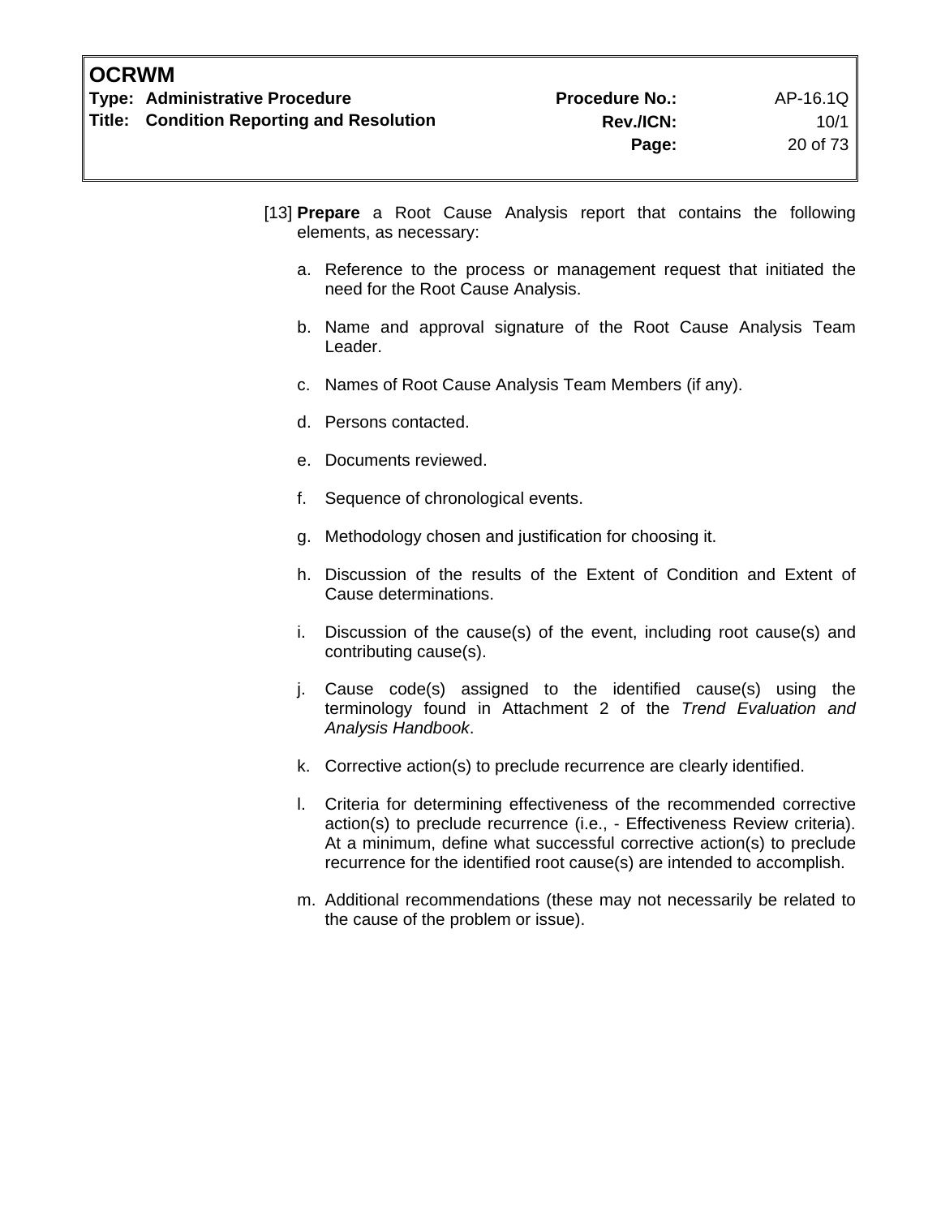[13] **Prepare** a Root Cause Analysis report that contains the following elements, as necessary:

a. Reference to the process or management request that initiated the need for the Root Cause Analysis.

b. Name and approval signature of the Root Cause Analysis Team Leader.

c. Names of Root Cause Analysis Team Members (if any).

d. Persons contacted.

e. Documents reviewed.

f. Sequence of chronological events.

g. Methodology chosen and justification for choosing it.

h. Discussion of the results of the Extent of Condition and Extent of Cause determinations.

i. Discussion of the cause(s) of the event, including root cause(s) and contributing cause(s).

j. Cause code(s) assigned to the identified cause(s) using the terminology found in Attachment 2 of the *Trend Evaluation and Analysis Handbook*.

k. Corrective action(s) to preclude recurrence are clearly identified.

l. Criteria for determining effectiveness of the recommended corrective action(s) to preclude recurrence (i.e., - Effectiveness Review criteria). At a minimum, define what successful corrective action(s) to preclude recurrence for the identified root cause(s) are intended to accomplish.

m. Additional recommendations (these may not necessarily be related to the cause of the problem or issue).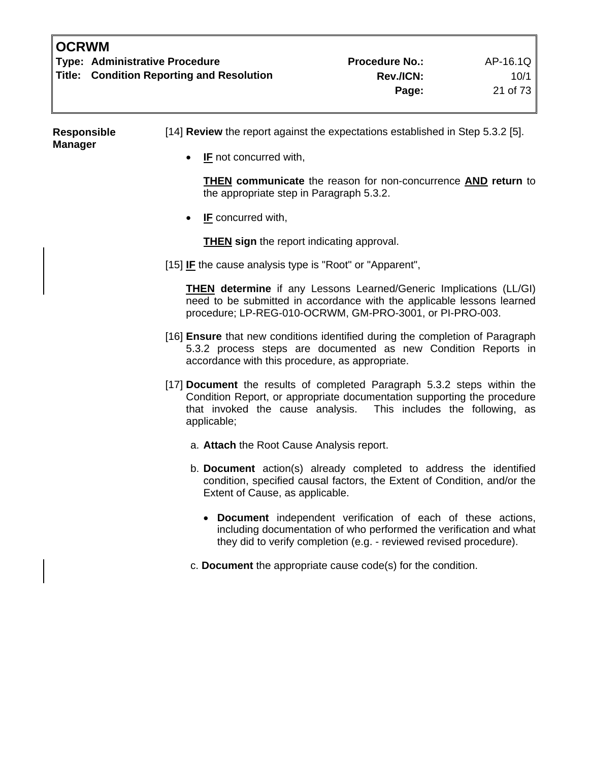**Responsible Manager**

[14] **Review** the report against the expectations established in Step 5.3.2 [5].

- **IF** not concurred with,

  **THEN communicate** the reason for non-concurrence **AND return** to the appropriate step in Paragraph 5.3.2.

- **IF** concurred with,

  **THEN sign** the report indicating approval.

[15] **IF** the cause analysis type is "Root" or "Apparent",

**THEN determine** if any Lessons Learned/Generic Implications (LL/GI) need to be submitted in accordance with the applicable lessons learned procedure; LP-REG-010-OCRWM, GM-PRO-3001, or PI-PRO-003.

[16] **Ensure** that new conditions identified during the completion of Paragraph 5.3.2 process steps are documented as new Condition Reports in accordance with this procedure, as appropriate.

[17] **Document** the results of completed Paragraph 5.3.2 steps within the Condition Report, or appropriate documentation supporting the procedure that invoked the cause analysis. This includes the following, as applicable;

a. **Attach** the Root Cause Analysis report.

b. **Document** action(s) already completed to address the identified condition, specified causal factors, the Extent of Condition, and/or the Extent of Cause, as applicable.

   - **Document** independent verification of each of these actions, including documentation of who performed the verification and what they did to verify completion (e.g. - reviewed revised procedure).

c. **Document** the appropriate cause code(s) for the condition.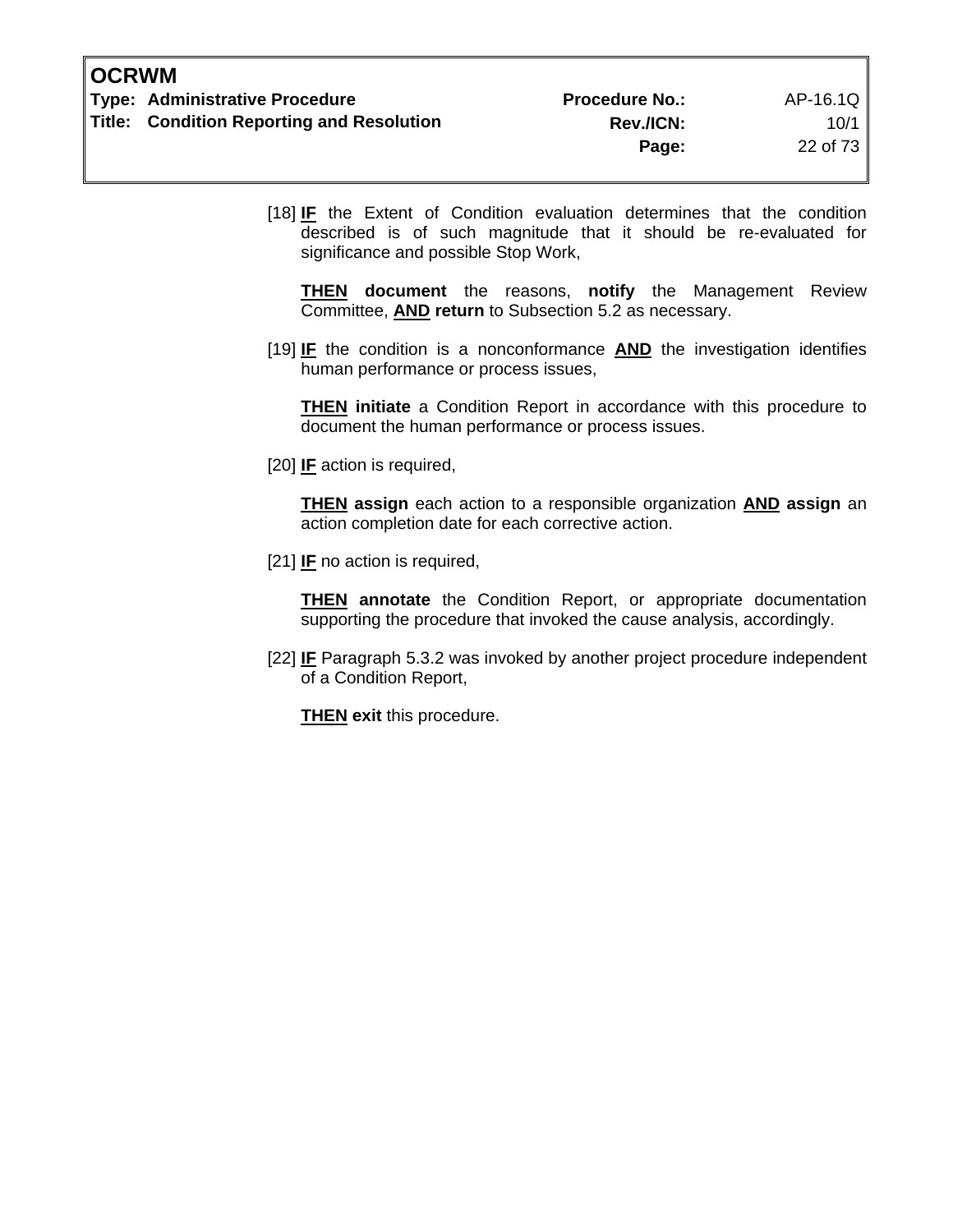[18] **IF** the Extent of Condition evaluation determines that the condition described is of such magnitude that it should be re-evaluated for significance and possible Stop Work,

**THEN** **document** the reasons, **notify** the Management Review Committee, **AND** **return** to Subsection 5.2 as necessary.

[19] **IF** the condition is a nonconformance **AND** the investigation identifies human performance or process issues,

**THEN** **initiate** a Condition Report in accordance with this procedure to document the human performance or process issues.

[20] **IF** action is required,

**THEN** **assign** each action to a responsible organization **AND** **assign** an action completion date for each corrective action.

[21] **IF** no action is required,

**THEN** **annotate** the Condition Report, or appropriate documentation supporting the procedure that invoked the cause analysis, accordingly.

[22] **IF** Paragraph 5.3.2 was invoked by another project procedure independent of a Condition Report,

**THEN** **exit** this procedure.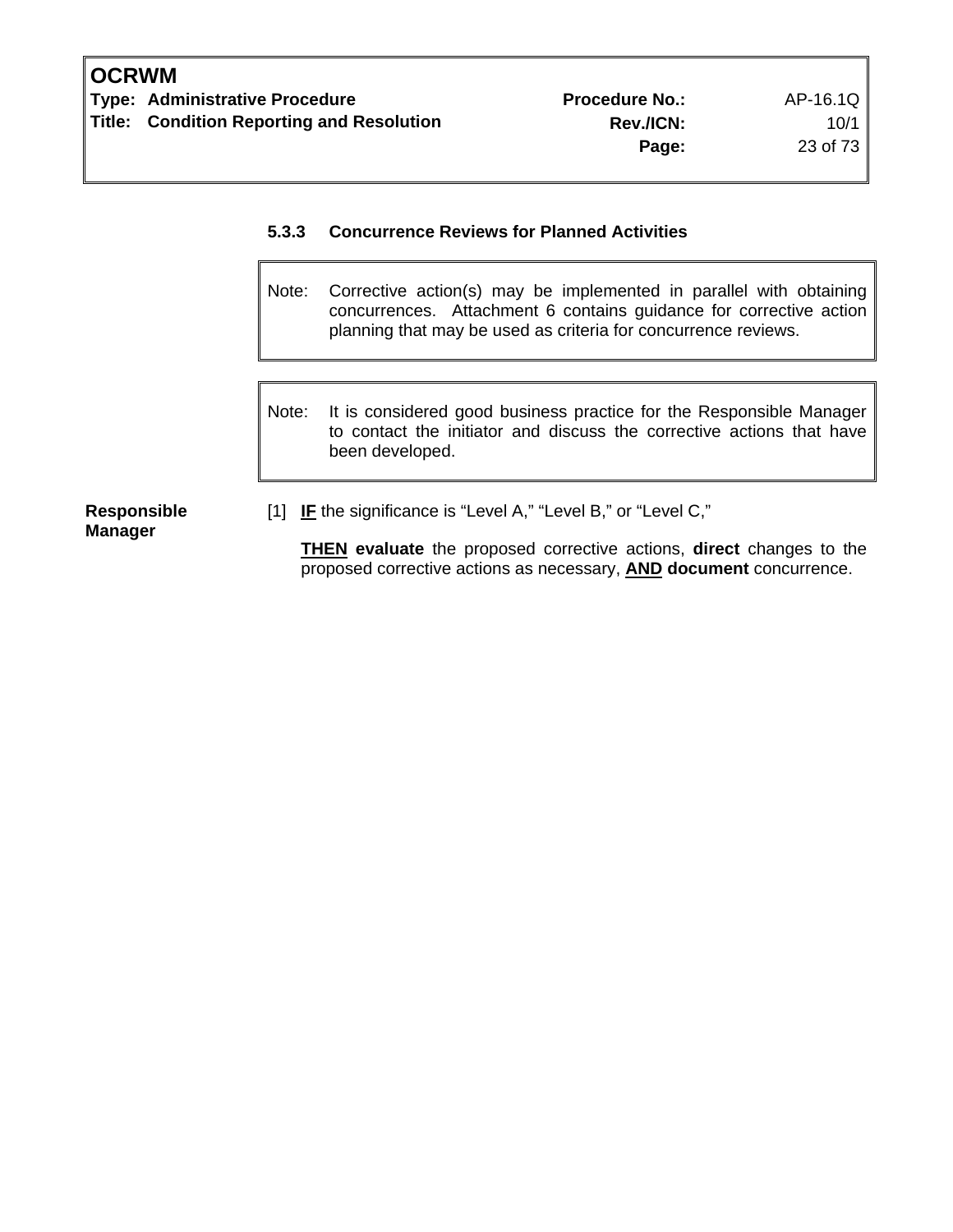### 5.3.3 Concurrence Reviews for Planned Activities

> Note: Corrective action(s) may be implemented in parallel with obtaining concurrences. Attachment 6 contains guidance for corrective action planning that may be used as criteria for concurrence reviews.

> Note: It is considered good business practice for the Responsible Manager to contact the initiator and discuss the corrective actions that have been developed.

**Responsible Manager**

[1] **IF** the significance is "Level A," "Level B," or "Level C,"

**THEN** **evaluate** the proposed corrective actions, **direct** changes to the proposed corrective actions as necessary, **AND** **document** concurrence.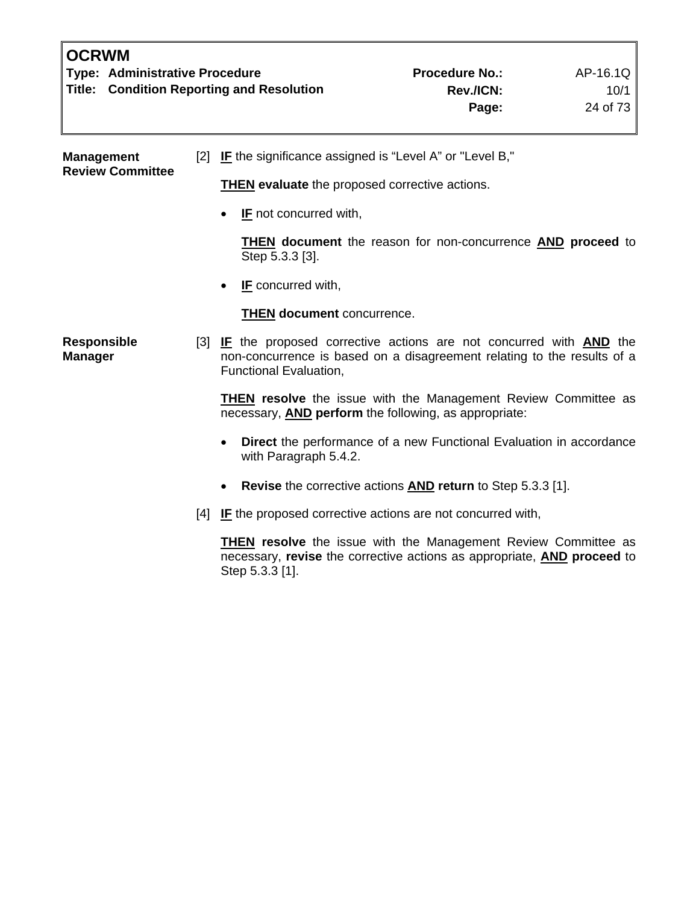**Management Review Committee**

[2] **IF** the significance assigned is "Level A" or "Level B,"

**THEN evaluate** the proposed corrective actions.

- **IF** not concurred with,

  **THEN document** the reason for non-concurrence **AND proceed** to Step 5.3.3 [3].

- **IF** concurred with,

  **THEN document** concurrence.

**Responsible Manager**

[3] **IF** the proposed corrective actions are not concurred with **AND** the non-concurrence is based on a disagreement relating to the results of a Functional Evaluation,

**THEN resolve** the issue with the Management Review Committee as necessary, **AND perform** the following, as appropriate:

- **Direct** the performance of a new Functional Evaluation in accordance with Paragraph 5.4.2.

- **Revise** the corrective actions **AND return** to Step 5.3.3 [1].

[4] **IF** the proposed corrective actions are not concurred with,

**THEN resolve** the issue with the Management Review Committee as necessary, **revise** the corrective actions as appropriate, **AND proceed** to Step 5.3.3 [1].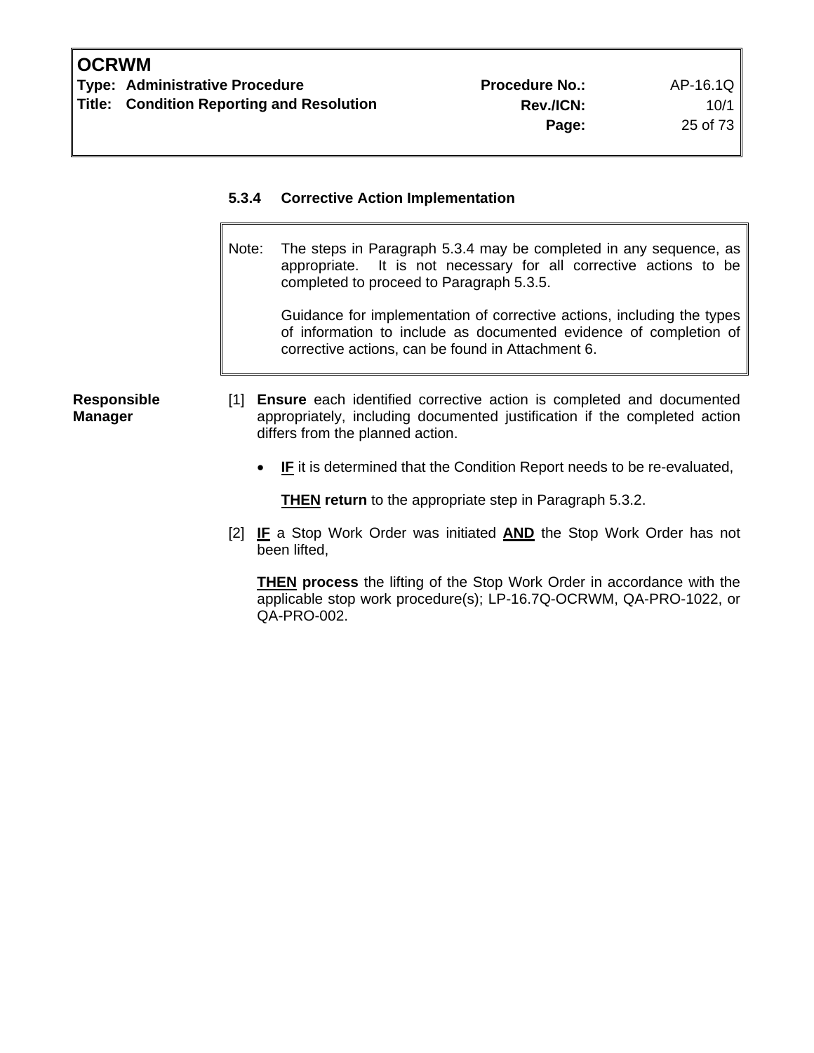### 5.3.4 Corrective Action Implementation

> Note: The steps in Paragraph 5.3.4 may be completed in any sequence, as appropriate. It is not necessary for all corrective actions to be completed to proceed to Paragraph 5.3.5.
>
> Guidance for implementation of corrective actions, including the types of information to include as documented evidence of completion of corrective actions, can be found in Attachment 6.

**Responsible Manager**

[1] **Ensure** each identified corrective action is completed and documented appropriately, including documented justification if the completed action differs from the planned action.

- **IF** it is determined that the Condition Report needs to be re-evaluated,

  **THEN return** to the appropriate step in Paragraph 5.3.2.

[2] **IF** a Stop Work Order was initiated **AND** the Stop Work Order has not been lifted,

**THEN process** the lifting of the Stop Work Order in accordance with the applicable stop work procedure(s); LP-16.7Q-OCRWM, QA-PRO-1022, or QA-PRO-002.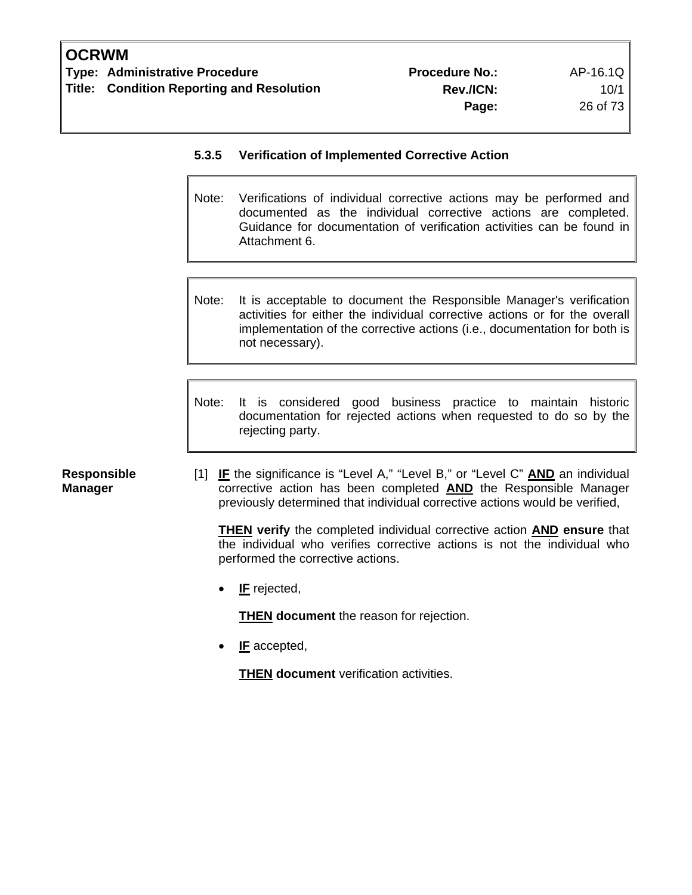#### 5.3.5 Verification of Implemented Corrective Action

> Note: Verifications of individual corrective actions may be performed and documented as the individual corrective actions are completed. Guidance for documentation of verification activities can be found in Attachment 6.

> Note: It is acceptable to document the Responsible Manager's verification activities for either the individual corrective actions or for the overall implementation of the corrective actions (i.e., documentation for both is not necessary).

> Note: It is considered good business practice to maintain historic documentation for rejected actions when requested to do so by the rejecting party.

**Responsible Manager**

[1] **IF** the significance is "Level A," "Level B," or "Level C" **AND** an individual corrective action has been completed **AND** the Responsible Manager previously determined that individual corrective actions would be verified,

**THEN verify** the completed individual corrective action **AND ensure** that the individual who verifies corrective actions is not the individual who performed the corrective actions.

- **IF** rejected,

  **THEN document** the reason for rejection.

- **IF** accepted,

  **THEN document** verification activities.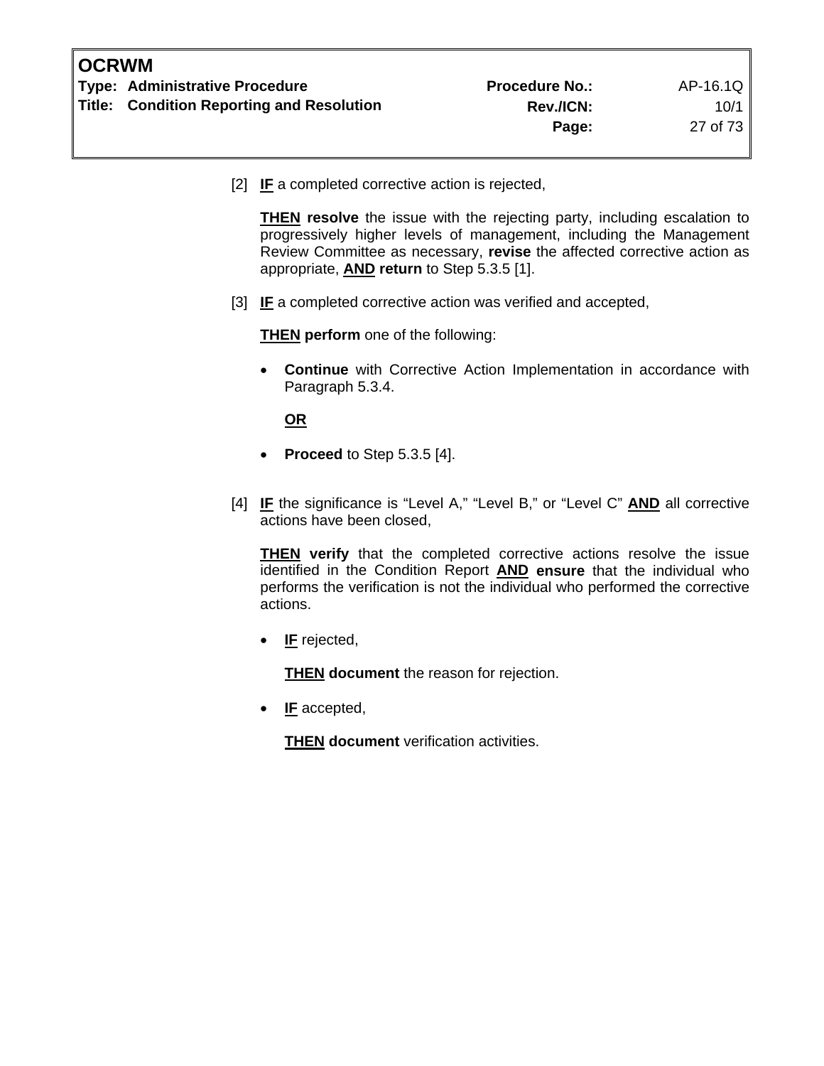[2] **<u>IF</u>** a completed corrective action is rejected,

**<u>THEN</u> resolve** the issue with the rejecting party, including escalation to progressively higher levels of management, including the Management Review Committee as necessary, **revise** the affected corrective action as appropriate, **<u>AND</u> return** to Step 5.3.5 [1].

[3] **<u>IF</u>** a completed corrective action was verified and accepted,

**<u>THEN</u> perform** one of the following:

- **Continue** with Corrective Action Implementation in accordance with Paragraph 5.3.4.

  **<u>OR</u>**

- **Proceed** to Step 5.3.5 [4].

[4] **<u>IF</u>** the significance is "Level A," "Level B," or "Level C" **<u>AND</u>** all corrective actions have been closed,

**<u>THEN</u> verify** that the completed corrective actions resolve the issue identified in the Condition Report **<u>AND</u> ensure** that the individual who performs the verification is not the individual who performed the corrective actions.

- **<u>IF</u>** rejected,

  **<u>THEN</u> document** the reason for rejection.

- **<u>IF</u>** accepted,

  **<u>THEN</u> document** verification activities.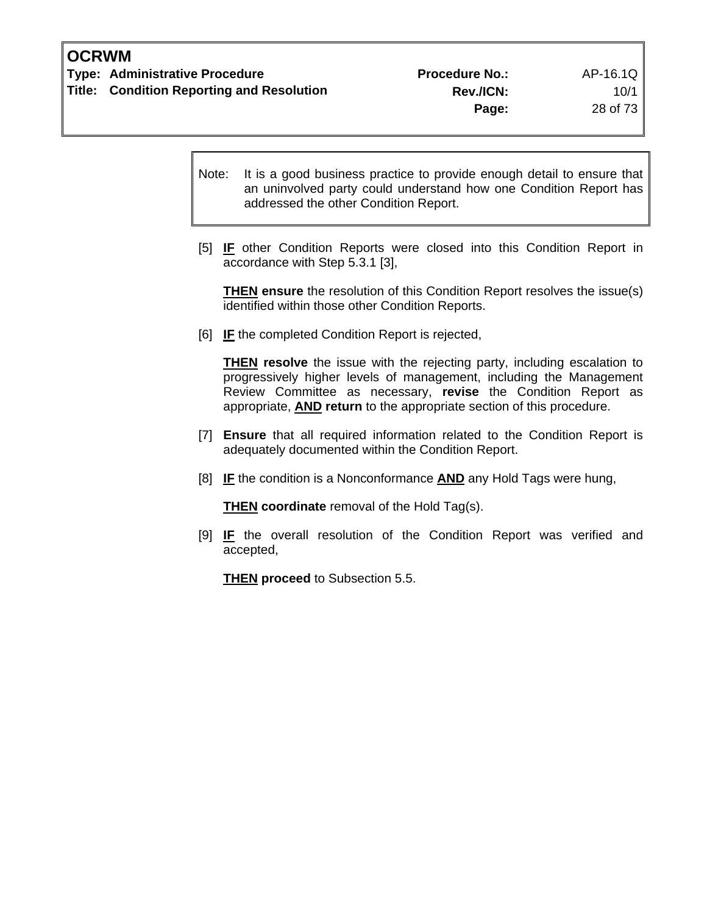> Note: It is a good business practice to provide enough detail to ensure that an uninvolved party could understand how one Condition Report has addressed the other Condition Report.

[5] **IF** other Condition Reports were closed into this Condition Report in accordance with Step 5.3.1 [3],

**THEN ensure** the resolution of this Condition Report resolves the issue(s) identified within those other Condition Reports.

[6] **IF** the completed Condition Report is rejected,

**THEN resolve** the issue with the rejecting party, including escalation to progressively higher levels of management, including the Management Review Committee as necessary, **revise** the Condition Report as appropriate, **AND return** to the appropriate section of this procedure.

[7] **Ensure** that all required information related to the Condition Report is adequately documented within the Condition Report.

[8] **IF** the condition is a Nonconformance **AND** any Hold Tags were hung,

**THEN coordinate** removal of the Hold Tag(s).

[9] **IF** the overall resolution of the Condition Report was verified and accepted,

**THEN proceed** to Subsection 5.5.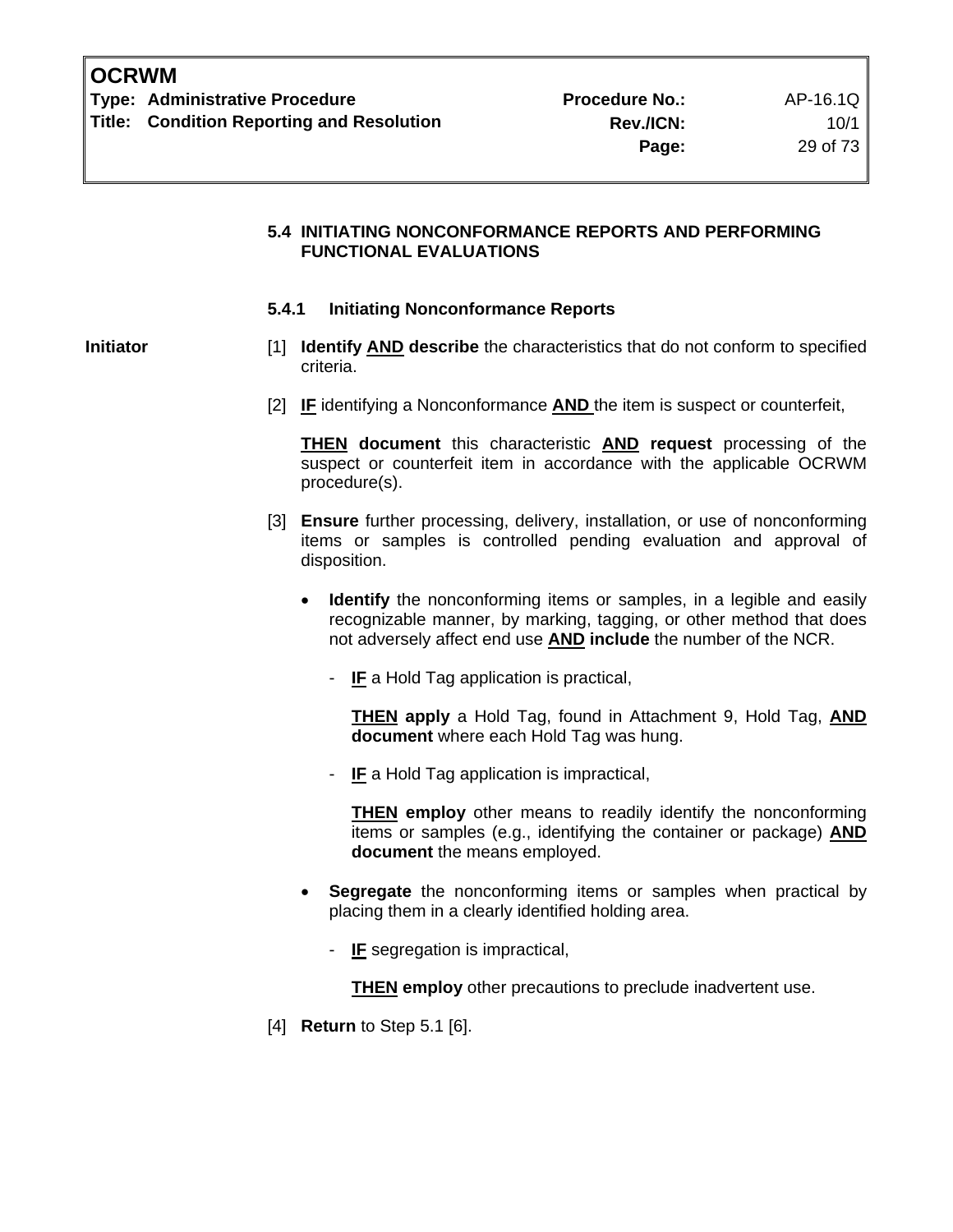### 5.4 INITIATING NONCONFORMANCE REPORTS AND PERFORMING FUNCTIONAL EVALUATIONS

#### 5.4.1 Initiating Nonconformance Reports

**Initiator**

[1] **Identify AND describe** the characteristics that do not conform to specified criteria.

[2] **IF** identifying a Nonconformance **AND** the item is suspect or counterfeit,

**THEN document** this characteristic **AND request** processing of the suspect or counterfeit item in accordance with the applicable OCRWM procedure(s).

[3] **Ensure** further processing, delivery, installation, or use of nonconforming items or samples is controlled pending evaluation and approval of disposition.

- **Identify** the nonconforming items or samples, in a legible and easily recognizable manner, by marking, tagging, or other method that does not adversely affect end use **AND include** the number of the NCR.

  - **IF** a Hold Tag application is practical,

    **THEN apply** a Hold Tag, found in Attachment 9, Hold Tag, **AND document** where each Hold Tag was hung.

  - **IF** a Hold Tag application is impractical,

    **THEN employ** other means to readily identify the nonconforming items or samples (e.g., identifying the container or package) **AND document** the means employed.

- **Segregate** the nonconforming items or samples when practical by placing them in a clearly identified holding area.

  - **IF** segregation is impractical,

    **THEN employ** other precautions to preclude inadvertent use.

[4] **Return** to Step 5.1 [6].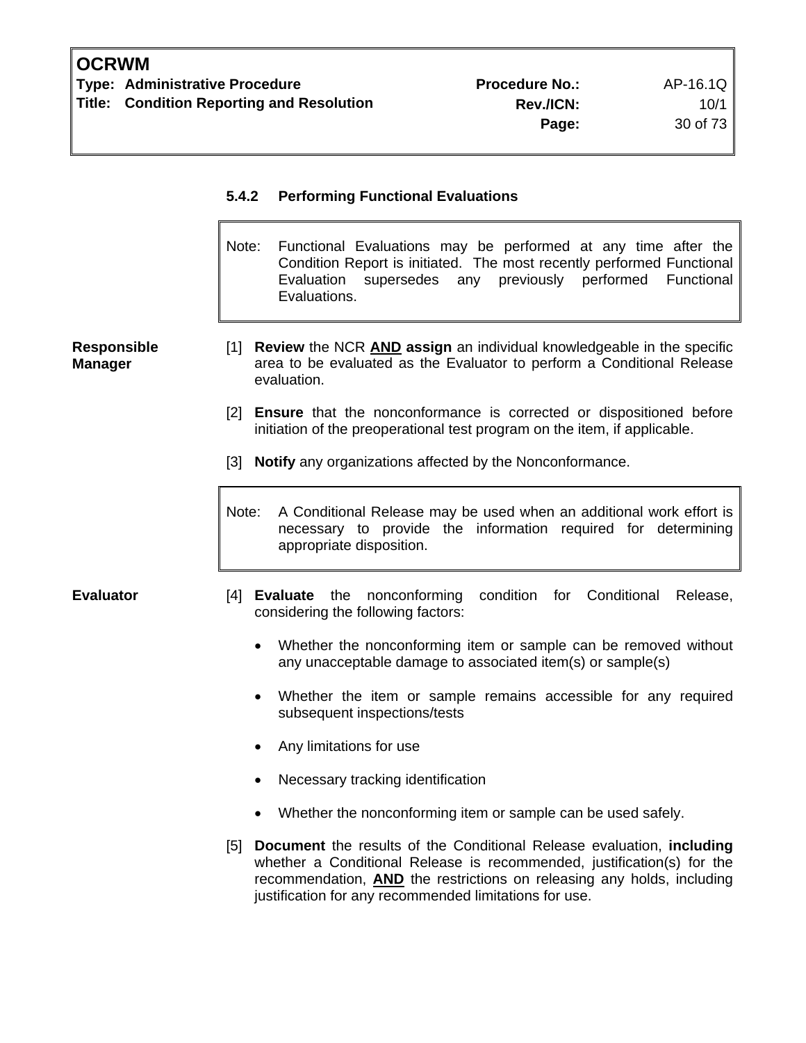### 5.4.2 Performing Functional Evaluations

> Note: Functional Evaluations may be performed at any time after the Condition Report is initiated. The most recently performed Functional Evaluation supersedes any previously performed Functional Evaluations.

**Responsible Manager**

[1] **Review** the NCR **AND assign** an individual knowledgeable in the specific area to be evaluated as the Evaluator to perform a Conditional Release evaluation.

[2] **Ensure** that the nonconformance is corrected or dispositioned before initiation of the preoperational test program on the item, if applicable.

[3] **Notify** any organizations affected by the Nonconformance.

> Note: A Conditional Release may be used when an additional work effort is necessary to provide the information required for determining appropriate disposition.

**Evaluator**

[4] **Evaluate** the nonconforming condition for Conditional Release, considering the following factors:

- Whether the nonconforming item or sample can be removed without any unacceptable damage to associated item(s) or sample(s)
- Whether the item or sample remains accessible for any required subsequent inspections/tests
- Any limitations for use
- Necessary tracking identification
- Whether the nonconforming item or sample can be used safely.

[5] **Document** the results of the Conditional Release evaluation, **including** whether a Conditional Release is recommended, justification(s) for the recommendation, **AND** the restrictions on releasing any holds, including justification for any recommended limitations for use.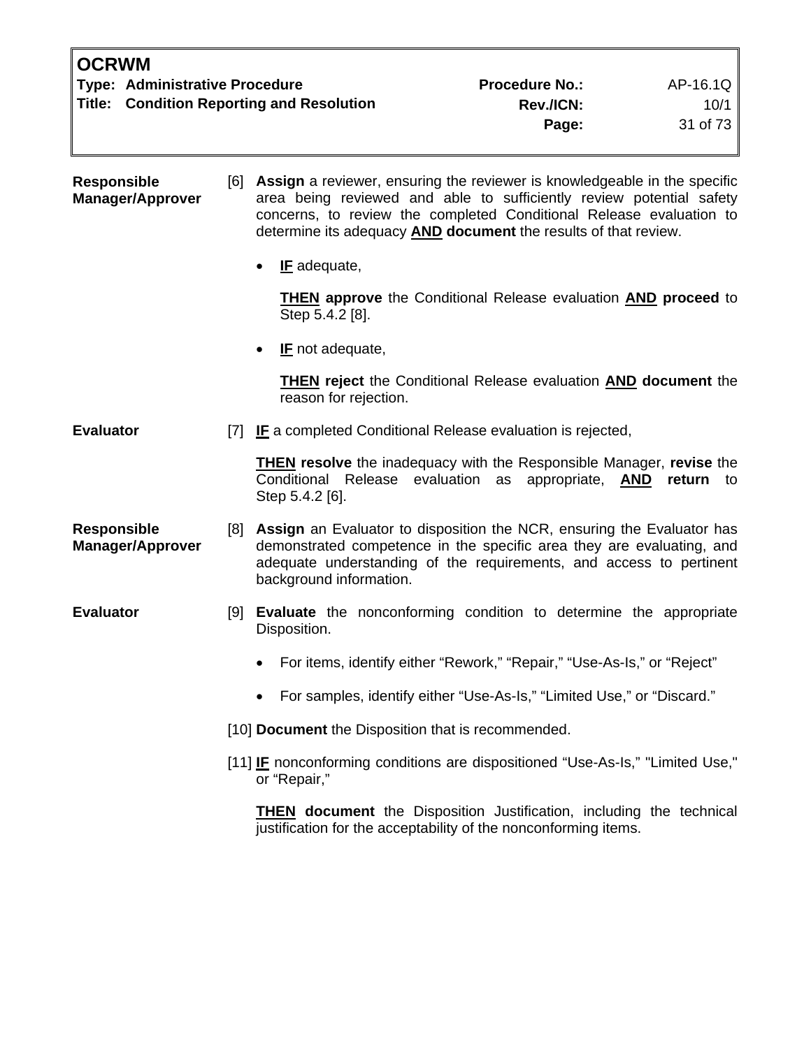**Responsible Manager/Approver**

[6] **Assign** a reviewer, ensuring the reviewer is knowledgeable in the specific area being reviewed and able to sufficiently review potential safety concerns, to review the completed Conditional Release evaluation to determine its adequacy **AND document** the results of that review.

- **IF** adequate,

  **THEN approve** the Conditional Release evaluation **AND proceed** to Step 5.4.2 [8].

- **IF** not adequate,

  **THEN reject** the Conditional Release evaluation **AND document** the reason for rejection.

**Evaluator**

[7] **IF** a completed Conditional Release evaluation is rejected,

**THEN resolve** the inadequacy with the Responsible Manager, **revise** the Conditional Release evaluation as appropriate, **AND return** to Step 5.4.2 [6].

**Responsible Manager/Approver**

[8] **Assign** an Evaluator to disposition the NCR, ensuring the Evaluator has demonstrated competence in the specific area they are evaluating, and adequate understanding of the requirements, and access to pertinent background information.

**Evaluator**

[9] **Evaluate** the nonconforming condition to determine the appropriate Disposition.

- For items, identify either “Rework,” “Repair,” “Use-As-Is,” or “Reject”
- For samples, identify either “Use-As-Is,” “Limited Use,” or “Discard.”

[10] **Document** the Disposition that is recommended.

[11] **IF** nonconforming conditions are dispositioned “Use-As-Is,” "Limited Use," or “Repair,”

**THEN document** the Disposition Justification, including the technical justification for the acceptability of the nonconforming items.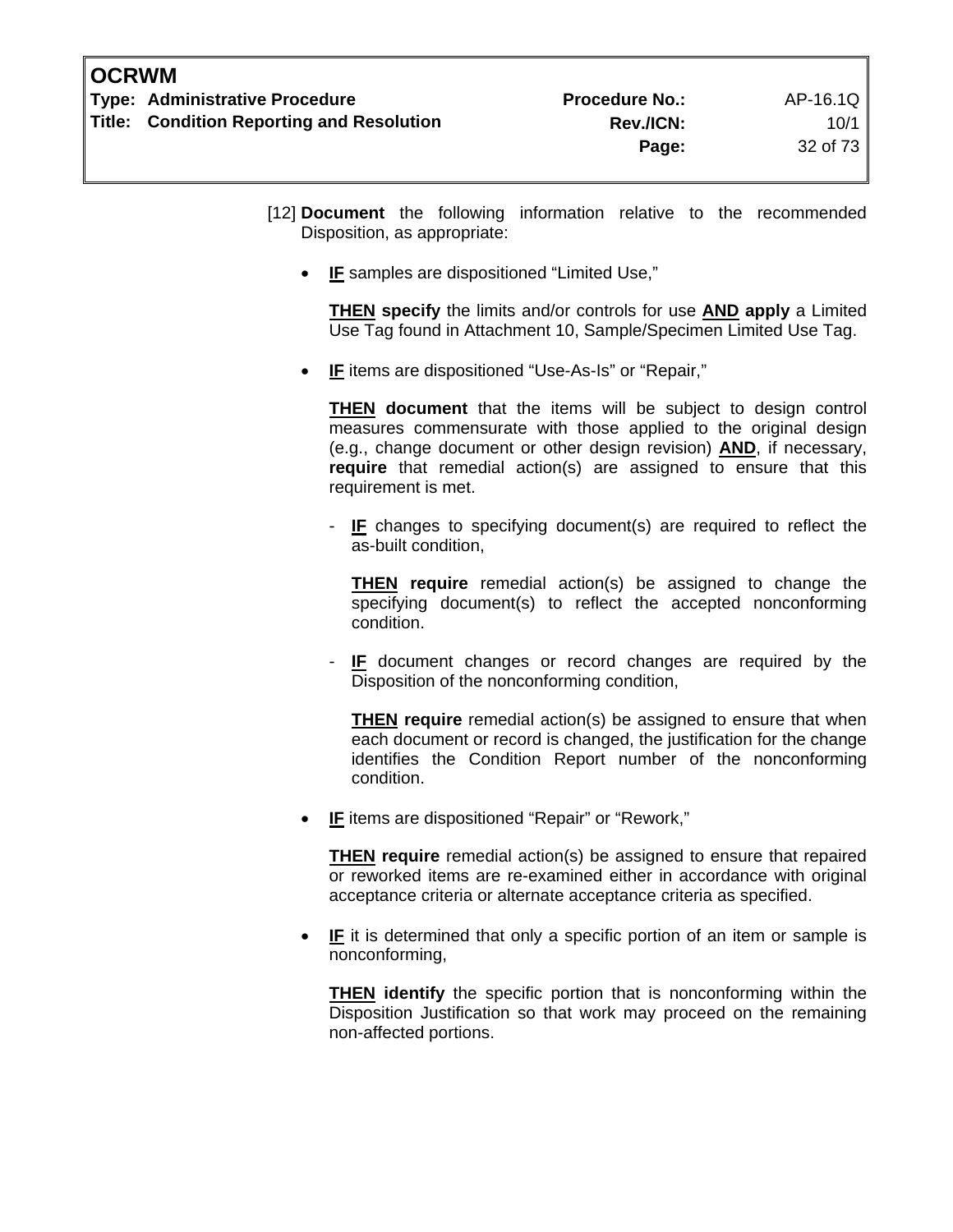[12] **Document** the following information relative to the recommended Disposition, as appropriate:

- **IF** samples are dispositioned "Limited Use,"

  **THEN specify** the limits and/or controls for use **AND apply** a Limited Use Tag found in Attachment 10, Sample/Specimen Limited Use Tag.

- **IF** items are dispositioned "Use-As-Is" or "Repair,"

  **THEN document** that the items will be subject to design control measures commensurate with those applied to the original design (e.g., change document or other design revision) **AND**, if necessary, **require** that remedial action(s) are assigned to ensure that this requirement is met.

  - **IF** changes to specifying document(s) are required to reflect the as-built condition,

    **THEN require** remedial action(s) be assigned to change the specifying document(s) to reflect the accepted nonconforming condition.

  - **IF** document changes or record changes are required by the Disposition of the nonconforming condition,

    **THEN require** remedial action(s) be assigned to ensure that when each document or record is changed, the justification for the change identifies the Condition Report number of the nonconforming condition.

- **IF** items are dispositioned "Repair" or "Rework,"

  **THEN require** remedial action(s) be assigned to ensure that repaired or reworked items are re-examined either in accordance with original acceptance criteria or alternate acceptance criteria as specified.

- **IF** it is determined that only a specific portion of an item or sample is nonconforming,

  **THEN identify** the specific portion that is nonconforming within the Disposition Justification so that work may proceed on the remaining non-affected portions.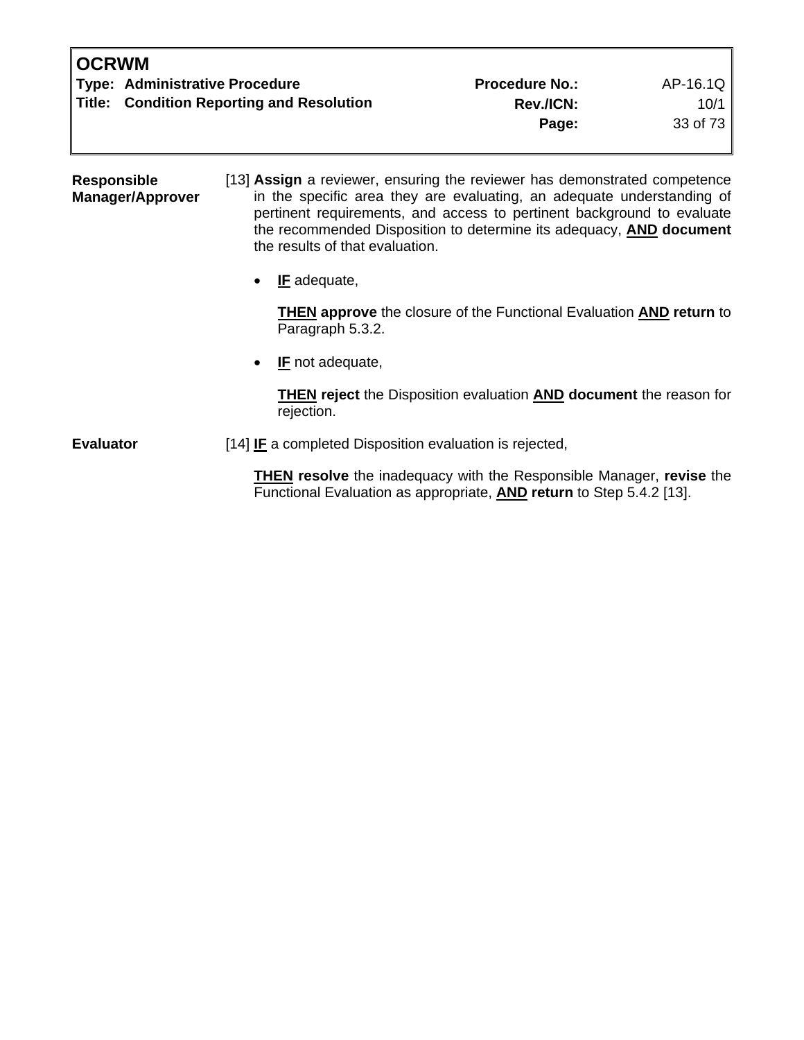**Responsible Manager/Approver**

[13] **Assign** a reviewer, ensuring the reviewer has demonstrated competence in the specific area they are evaluating, an adequate understanding of pertinent requirements, and access to pertinent background to evaluate the recommended Disposition to determine its adequacy, **AND document** the results of that evaluation.

- **IF** adequate,

  **THEN approve** the closure of the Functional Evaluation **AND return** to Paragraph 5.3.2.

- **IF** not adequate,

  **THEN reject** the Disposition evaluation **AND document** the reason for rejection.

**Evaluator**

[14] **IF** a completed Disposition evaluation is rejected,

**THEN resolve** the inadequacy with the Responsible Manager, **revise** the Functional Evaluation as appropriate, **AND return** to Step 5.4.2 [13].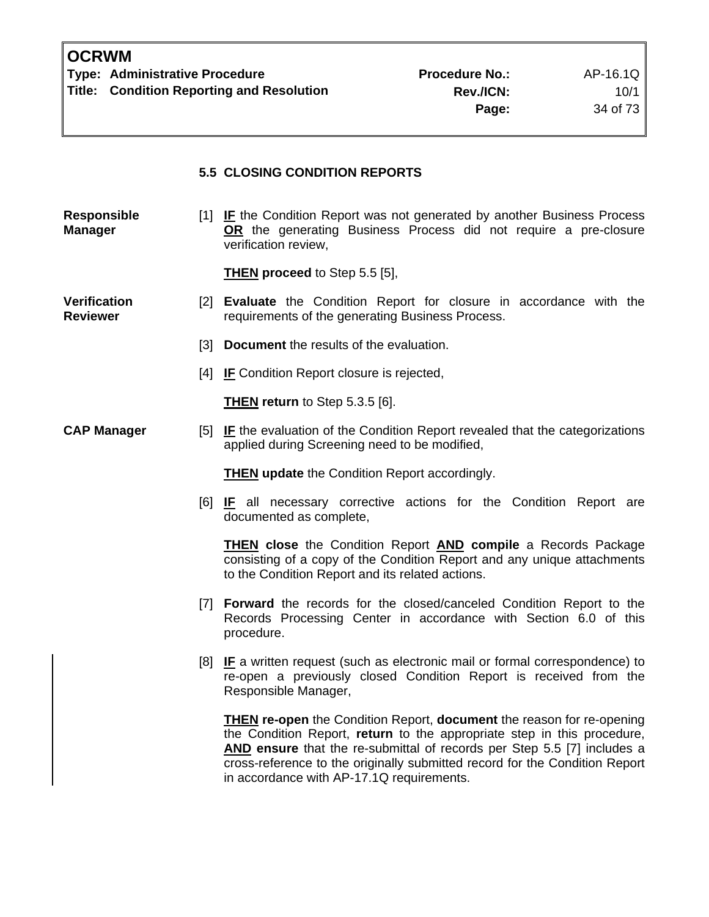### 5.5 CLOSING CONDITION REPORTS

**Responsible Manager**

[1] **IF** the Condition Report was not generated by another Business Process **OR** the generating Business Process did not require a pre-closure verification review,

**THEN proceed** to Step 5.5 [5],

**Verification Reviewer**

[2] **Evaluate** the Condition Report for closure in accordance with the requirements of the generating Business Process.

[3] **Document** the results of the evaluation.

[4] **IF** Condition Report closure is rejected,

**THEN return** to Step 5.3.5 [6].

**CAP Manager**

[5] **IF** the evaluation of the Condition Report revealed that the categorizations applied during Screening need to be modified,

**THEN update** the Condition Report accordingly.

[6] **IF** all necessary corrective actions for the Condition Report are documented as complete,

**THEN close** the Condition Report **AND compile** a Records Package consisting of a copy of the Condition Report and any unique attachments to the Condition Report and its related actions.

[7] **Forward** the records for the closed/canceled Condition Report to the Records Processing Center in accordance with Section 6.0 of this procedure.

[8] **IF** a written request (such as electronic mail or formal correspondence) to re-open a previously closed Condition Report is received from the Responsible Manager,

**THEN re-open** the Condition Report, **document** the reason for re-opening the Condition Report, **return** to the appropriate step in this procedure, **AND ensure** that the re-submittal of records per Step 5.5 [7] includes a cross-reference to the originally submitted record for the Condition Report in accordance with AP-17.1Q requirements.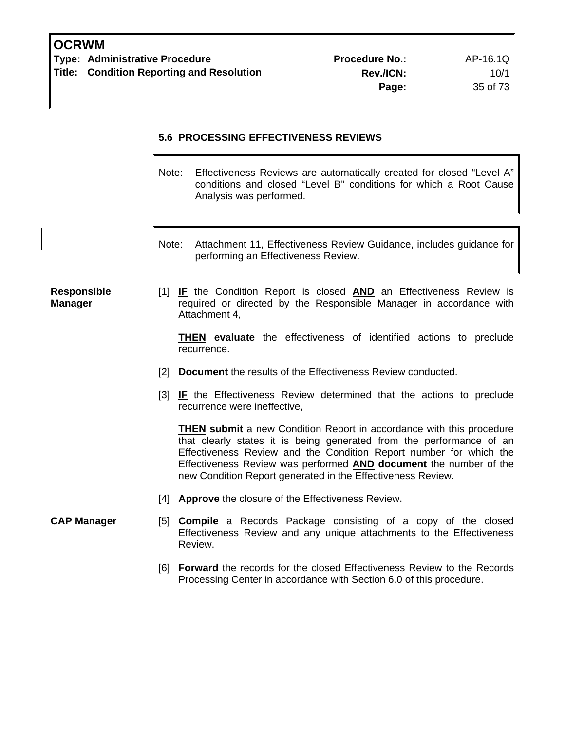### 5.6 PROCESSING EFFECTIVENESS REVIEWS

> Note: Effectiveness Reviews are automatically created for closed "Level A" conditions and closed "Level B" conditions for which a Root Cause Analysis was performed.

> Note: Attachment 11, Effectiveness Review Guidance, includes guidance for performing an Effectiveness Review.

**Responsible Manager**

[1] **IF** the Condition Report is closed **AND** an Effectiveness Review is required or directed by the Responsible Manager in accordance with Attachment 4,

**THEN evaluate** the effectiveness of identified actions to preclude recurrence.

[2] **Document** the results of the Effectiveness Review conducted.

[3] **IF** the Effectiveness Review determined that the actions to preclude recurrence were ineffective,

**THEN submit** a new Condition Report in accordance with this procedure that clearly states it is being generated from the performance of an Effectiveness Review and the Condition Report number for which the Effectiveness Review was performed **AND document** the number of the new Condition Report generated in the Effectiveness Review.

[4] **Approve** the closure of the Effectiveness Review.

**CAP Manager**

[5] **Compile** a Records Package consisting of a copy of the closed Effectiveness Review and any unique attachments to the Effectiveness Review.

[6] **Forward** the records for the closed Effectiveness Review to the Records Processing Center in accordance with Section 6.0 of this procedure.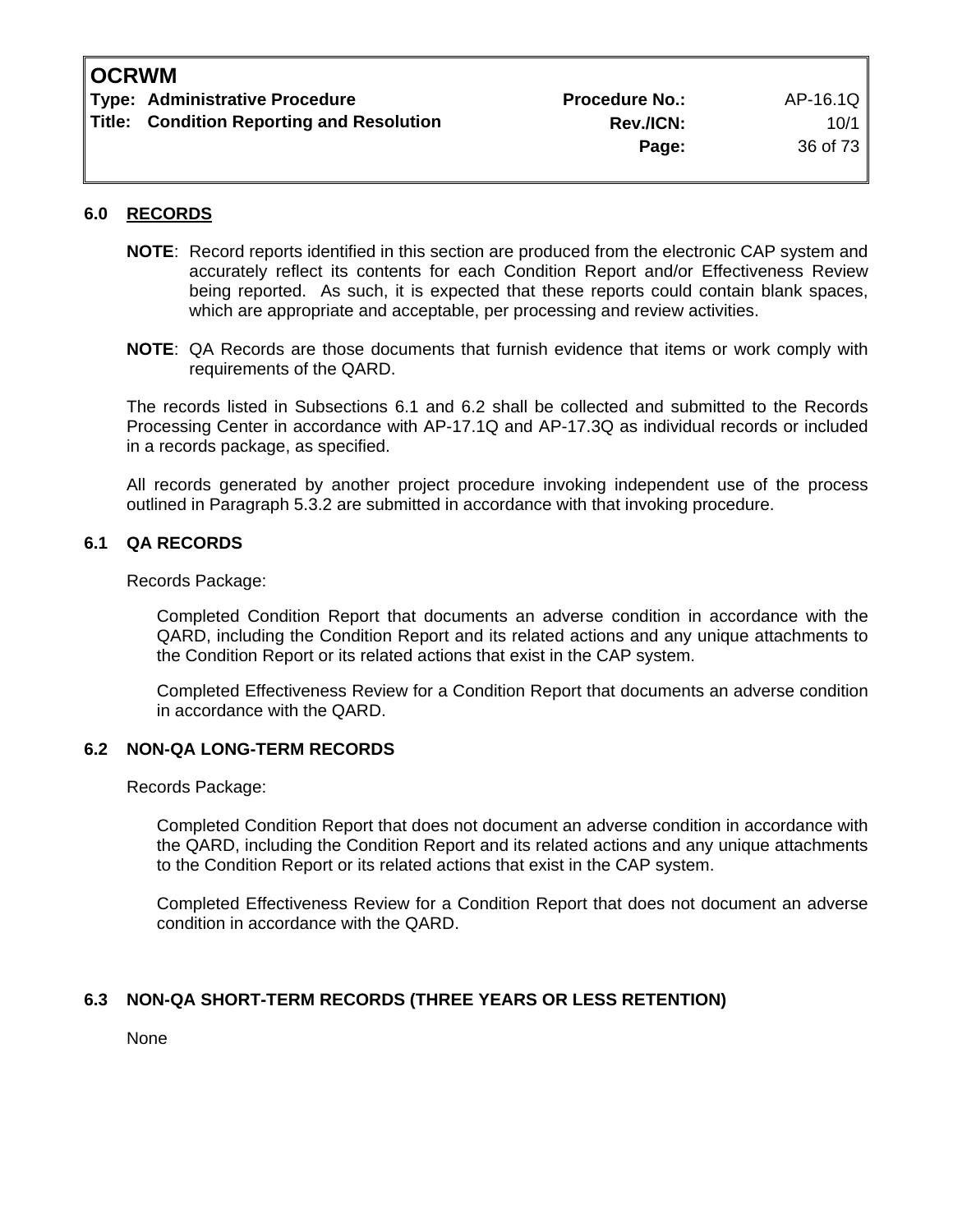## 6.0 RECORDS

**NOTE**: Record reports identified in this section are produced from the electronic CAP system and accurately reflect its contents for each Condition Report and/or Effectiveness Review being reported. As such, it is expected that these reports could contain blank spaces, which are appropriate and acceptable, per processing and review activities.

**NOTE**: QA Records are those documents that furnish evidence that items or work comply with requirements of the QARD.

The records listed in Subsections 6.1 and 6.2 shall be collected and submitted to the Records Processing Center in accordance with AP-17.1Q and AP-17.3Q as individual records or included in a records package, as specified.

All records generated by another project procedure invoking independent use of the process outlined in Paragraph 5.3.2 are submitted in accordance with that invoking procedure.

### 6.1 QA RECORDS

Records Package:

Completed Condition Report that documents an adverse condition in accordance with the QARD, including the Condition Report and its related actions and any unique attachments to the Condition Report or its related actions that exist in the CAP system.

Completed Effectiveness Review for a Condition Report that documents an adverse condition in accordance with the QARD.

### 6.2 NON-QA LONG-TERM RECORDS

Records Package:

Completed Condition Report that does not document an adverse condition in accordance with the QARD, including the Condition Report and its related actions and any unique attachments to the Condition Report or its related actions that exist in the CAP system.

Completed Effectiveness Review for a Condition Report that does not document an adverse condition in accordance with the QARD.

### 6.3 NON-QA SHORT-TERM RECORDS (THREE YEARS OR LESS RETENTION)

None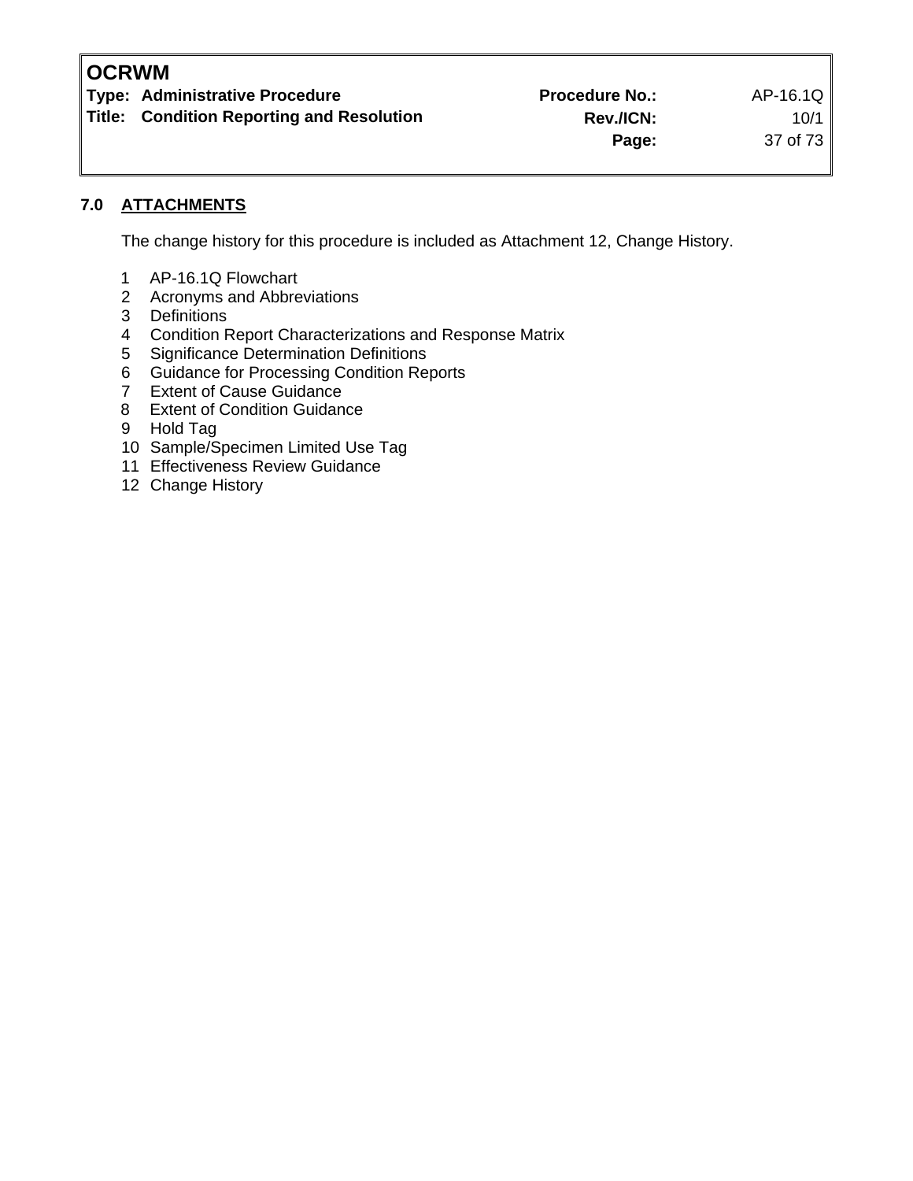## 7.0 ATTACHMENTS

The change history for this procedure is included as Attachment 12, Change History.

1. AP-16.1Q Flowchart
2. Acronyms and Abbreviations
3. Definitions
4. Condition Report Characterizations and Response Matrix
5. Significance Determination Definitions
6. Guidance for Processing Condition Reports
7. Extent of Cause Guidance
8. Extent of Condition Guidance
9. Hold Tag
10. Sample/Specimen Limited Use Tag
11. Effectiveness Review Guidance
12. Change History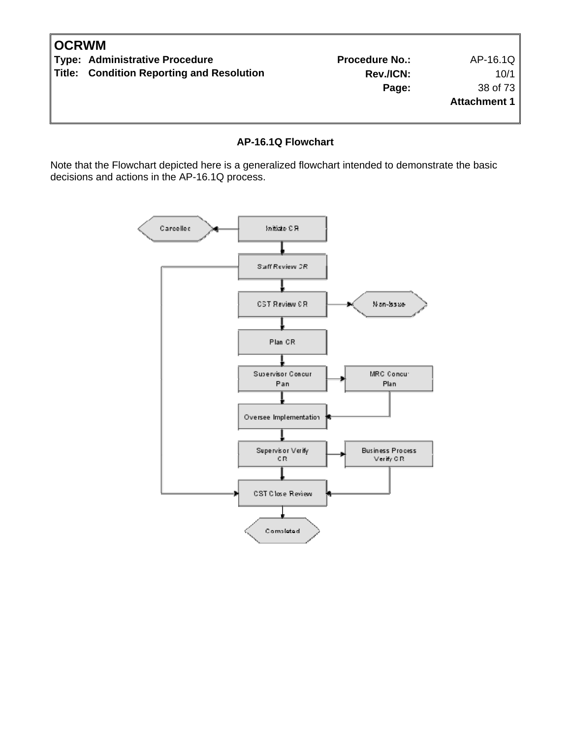## AP-16.1Q Flowchart

Note that the Flowchart depicted here is a generalized flowchart intended to demonstrate the basic decisions and actions in the AP-16.1Q process.

Cancelled

Initiate CR

Staff Review CR

CST Review CR

Non-Issue

Plan CR

Supervisor Concur Plan

MRC Concur Plan

Oversee Implementation

Supervisor Verify CR

Business Process Verify CR

CST Close Review

Completed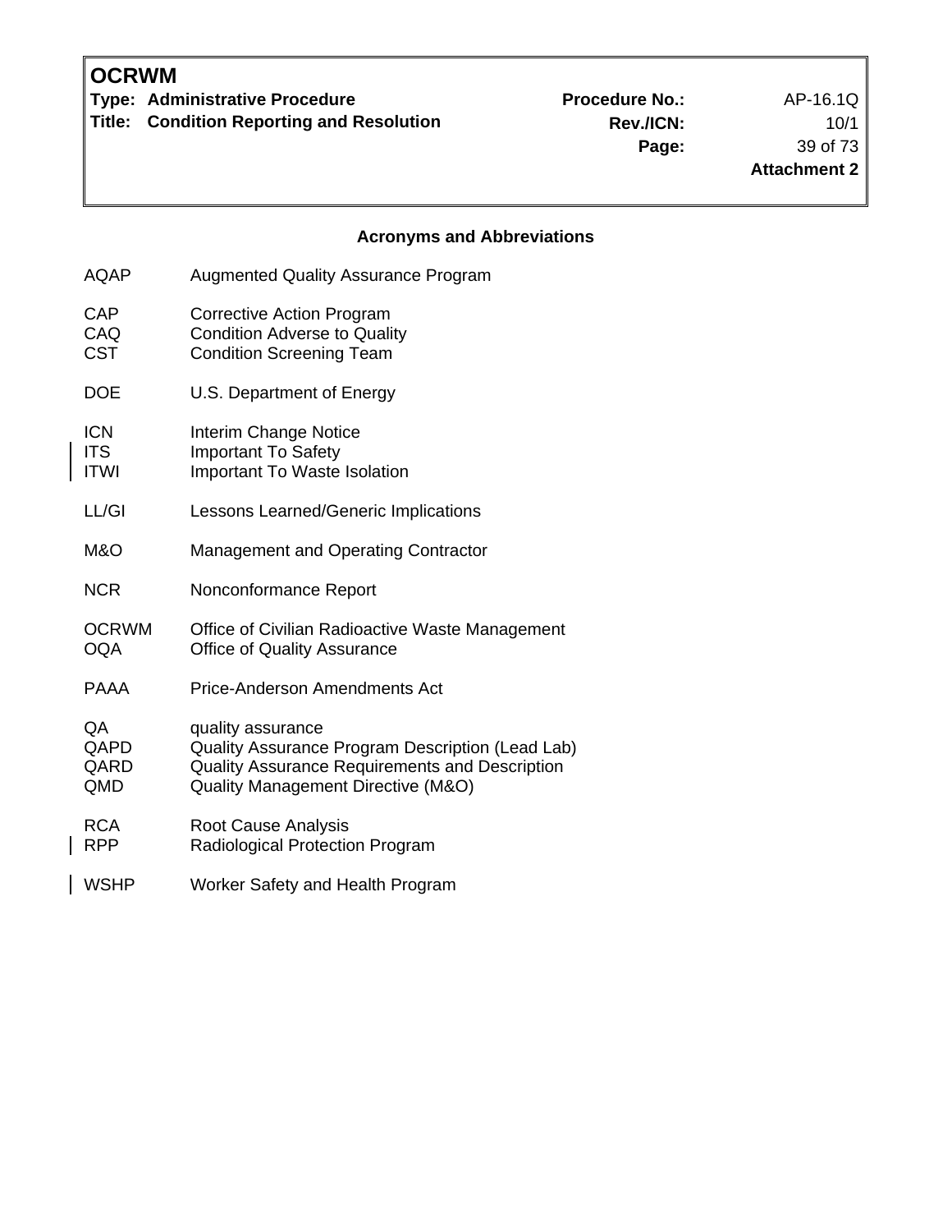## Acronyms and Abbreviations

| | |
|---|---|
| AQAP | Augmented Quality Assurance Program |
| CAP | Corrective Action Program |
| CAQ | Condition Adverse to Quality |
| CST | Condition Screening Team |
| DOE | U.S. Department of Energy |
| ICN | Interim Change Notice |
| ITS | Important To Safety |
| ITWI | Important To Waste Isolation |
| LL/GI | Lessons Learned/Generic Implications |
| M&O | Management and Operating Contractor |
| NCR | Nonconformance Report |
| OCRWM | Office of Civilian Radioactive Waste Management |
| OQA | Office of Quality Assurance |
| PAAA | Price-Anderson Amendments Act |
| QA | quality assurance |
| QAPD | Quality Assurance Program Description (Lead Lab) |
| QARD | Quality Assurance Requirements and Description |
| QMD | Quality Management Directive (M&O) |
| RCA | Root Cause Analysis |
| RPP | Radiological Protection Program |
| WSHP | Worker Safety and Health Program |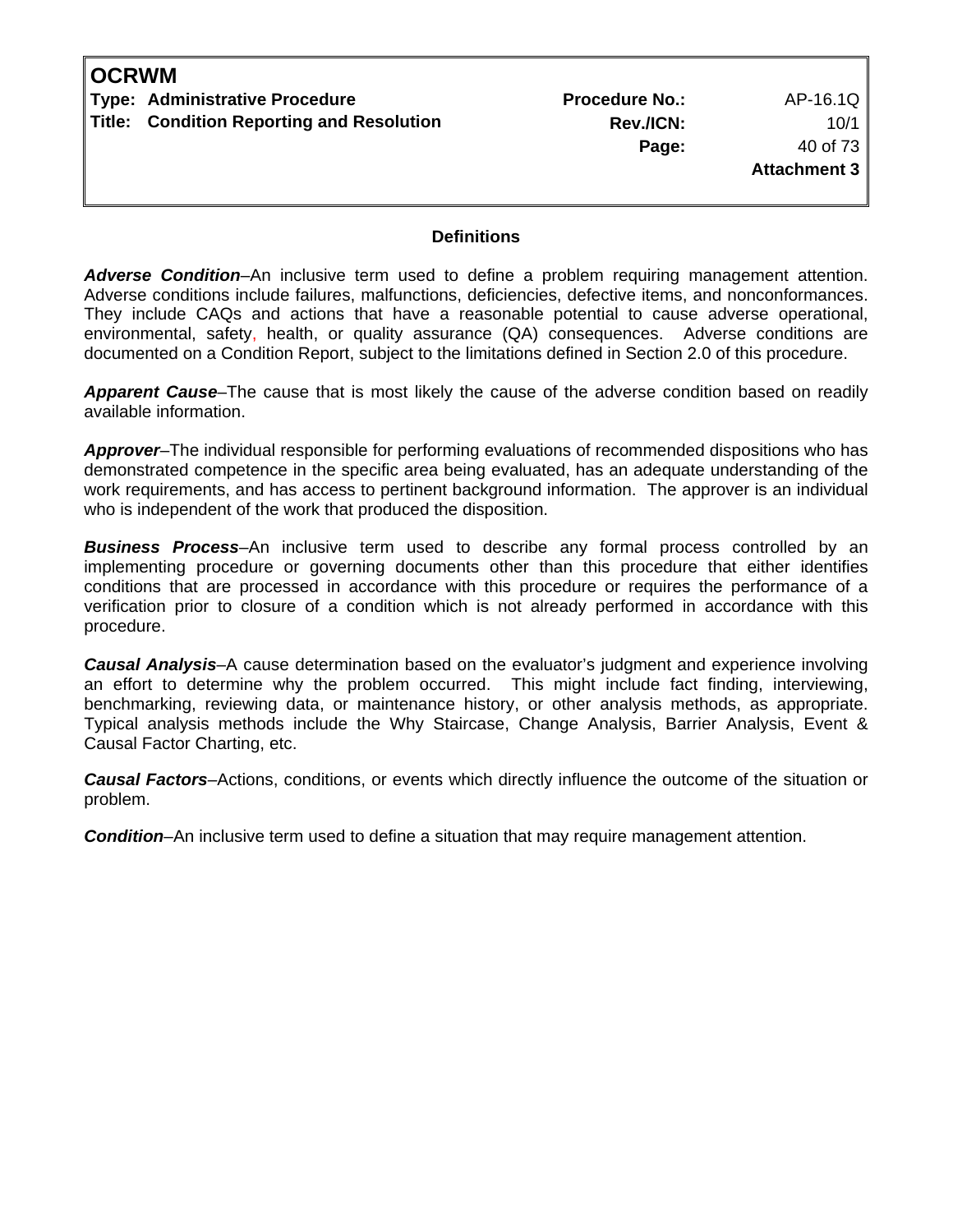## Definitions

***Adverse Condition***–An inclusive term used to define a problem requiring management attention. Adverse conditions include failures, malfunctions, deficiencies, defective items, and nonconformances. They include CAQs and actions that have a reasonable potential to cause adverse operational, environmental, safety, health, or quality assurance (QA) consequences. Adverse conditions are documented on a Condition Report, subject to the limitations defined in Section 2.0 of this procedure.

***Apparent Cause***–The cause that is most likely the cause of the adverse condition based on readily available information.

***Approver***–The individual responsible for performing evaluations of recommended dispositions who has demonstrated competence in the specific area being evaluated, has an adequate understanding of the work requirements, and has access to pertinent background information. The approver is an individual who is independent of the work that produced the disposition.

***Business Process***–An inclusive term used to describe any formal process controlled by an implementing procedure or governing documents other than this procedure that either identifies conditions that are processed in accordance with this procedure or requires the performance of a verification prior to closure of a condition which is not already performed in accordance with this procedure.

***Causal Analysis***–A cause determination based on the evaluator's judgment and experience involving an effort to determine why the problem occurred. This might include fact finding, interviewing, benchmarking, reviewing data, or maintenance history, or other analysis methods, as appropriate. Typical analysis methods include the Why Staircase, Change Analysis, Barrier Analysis, Event & Causal Factor Charting, etc.

***Causal Factors***–Actions, conditions, or events which directly influence the outcome of the situation or problem.

***Condition***–An inclusive term used to define a situation that may require management attention.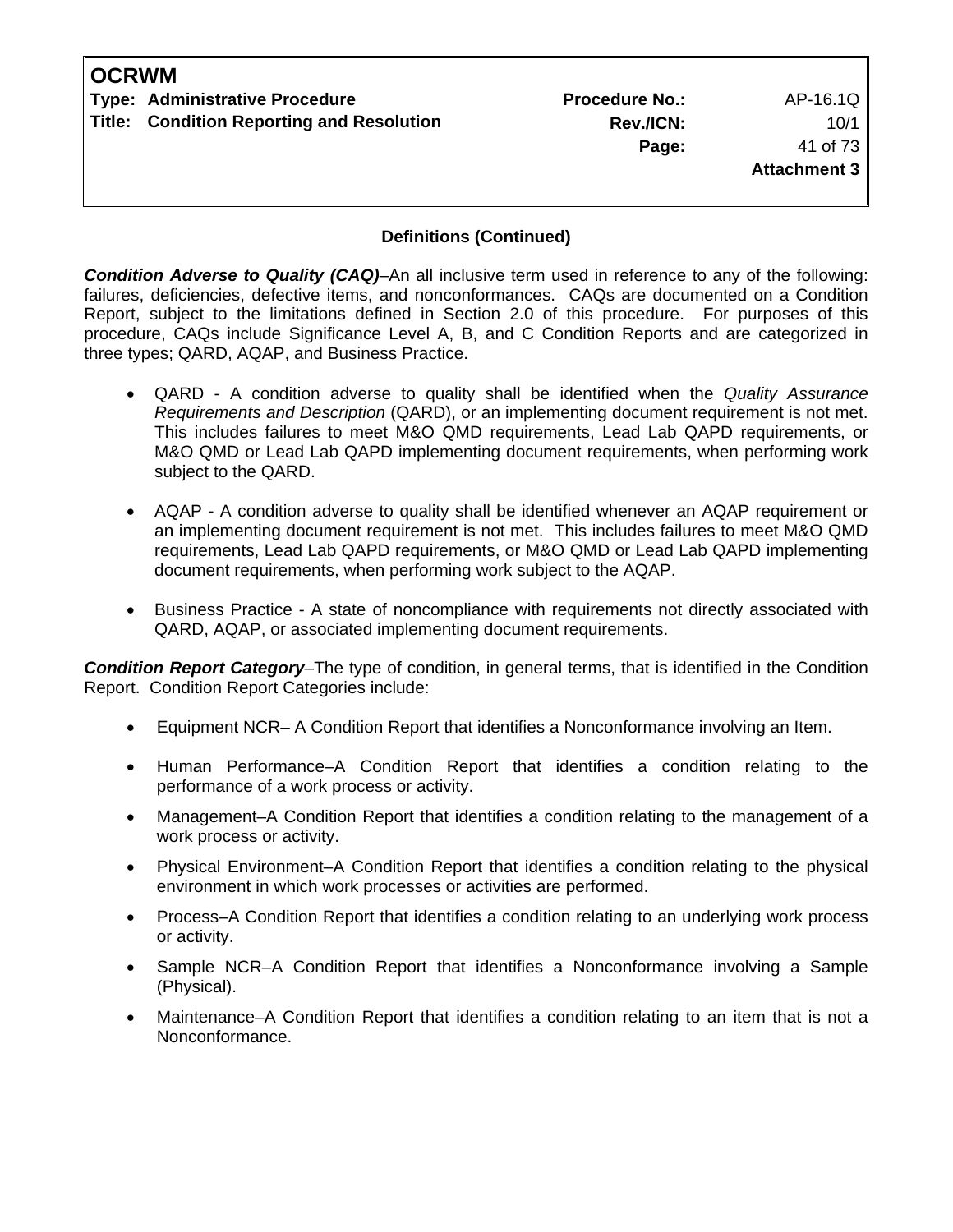## Definitions (Continued)

***Condition Adverse to Quality (CAQ)***–An all inclusive term used in reference to any of the following: failures, deficiencies, defective items, and nonconformances. CAQs are documented on a Condition Report, subject to the limitations defined in Section 2.0 of this procedure. For purposes of this procedure, CAQs include Significance Level A, B, and C Condition Reports and are categorized in three types; QARD, AQAP, and Business Practice.

- QARD - A condition adverse to quality shall be identified when the *Quality Assurance Requirements and Description* (QARD), or an implementing document requirement is not met. This includes failures to meet M&O QMD requirements, Lead Lab QAPD requirements, or M&O QMD or Lead Lab QAPD implementing document requirements, when performing work subject to the QARD.

- AQAP - A condition adverse to quality shall be identified whenever an AQAP requirement or an implementing document requirement is not met. This includes failures to meet M&O QMD requirements, Lead Lab QAPD requirements, or M&O QMD or Lead Lab QAPD implementing document requirements, when performing work subject to the AQAP.

- Business Practice - A state of noncompliance with requirements not directly associated with QARD, AQAP, or associated implementing document requirements.

***Condition Report Category***–The type of condition, in general terms, that is identified in the Condition Report. Condition Report Categories include:

- Equipment NCR– A Condition Report that identifies a Nonconformance involving an Item.
- Human Performance–A Condition Report that identifies a condition relating to the performance of a work process or activity.
- Management–A Condition Report that identifies a condition relating to the management of a work process or activity.
- Physical Environment–A Condition Report that identifies a condition relating to the physical environment in which work processes or activities are performed.
- Process–A Condition Report that identifies a condition relating to an underlying work process or activity.
- Sample NCR–A Condition Report that identifies a Nonconformance involving a Sample (Physical).
- Maintenance–A Condition Report that identifies a condition relating to an item that is not a Nonconformance.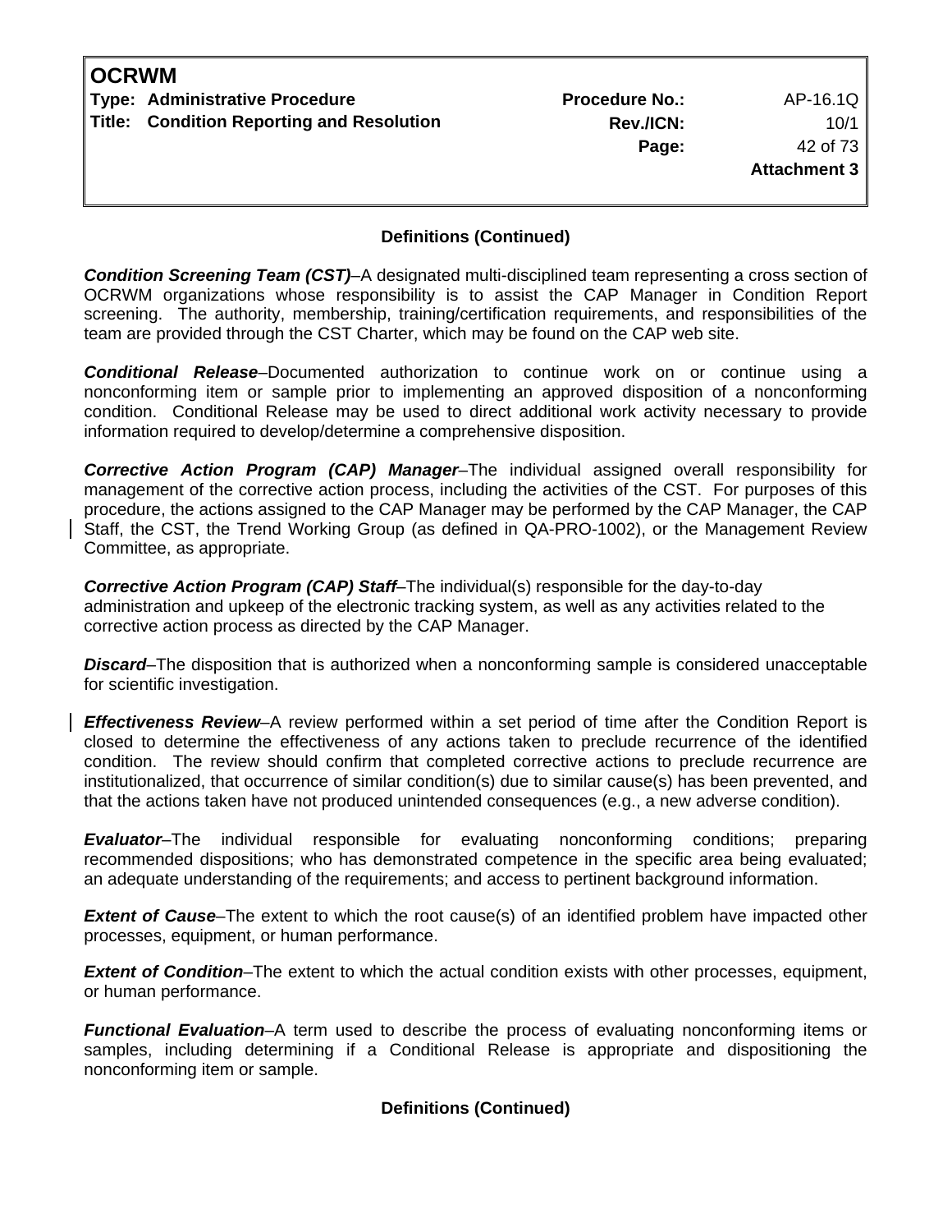**Definitions (Continued)**

***Condition Screening Team (CST)***–A designated multi-disciplined team representing a cross section of OCRWM organizations whose responsibility is to assist the CAP Manager in Condition Report screening. The authority, membership, training/certification requirements, and responsibilities of the team are provided through the CST Charter, which may be found on the CAP web site.

***Conditional Release***–Documented authorization to continue work on or continue using a nonconforming item or sample prior to implementing an approved disposition of a nonconforming condition. Conditional Release may be used to direct additional work activity necessary to provide information required to develop/determine a comprehensive disposition.

***Corrective Action Program (CAP) Manager***–The individual assigned overall responsibility for management of the corrective action process, including the activities of the CST. For purposes of this procedure, the actions assigned to the CAP Manager may be performed by the CAP Manager, the CAP Staff, the CST, the Trend Working Group (as defined in QA-PRO-1002), or the Management Review Committee, as appropriate.

***Corrective Action Program (CAP) Staff***–The individual(s) responsible for the day-to-day administration and upkeep of the electronic tracking system, as well as any activities related to the corrective action process as directed by the CAP Manager.

***Discard***–The disposition that is authorized when a nonconforming sample is considered unacceptable for scientific investigation.

***Effectiveness Review***–A review performed within a set period of time after the Condition Report is closed to determine the effectiveness of any actions taken to preclude recurrence of the identified condition. The review should confirm that completed corrective actions to preclude recurrence are institutionalized, that occurrence of similar condition(s) due to similar cause(s) has been prevented, and that the actions taken have not produced unintended consequences (e.g., a new adverse condition).

***Evaluator***–The individual responsible for evaluating nonconforming conditions; preparing recommended dispositions; who has demonstrated competence in the specific area being evaluated; an adequate understanding of the requirements; and access to pertinent background information.

***Extent of Cause***–The extent to which the root cause(s) of an identified problem have impacted other processes, equipment, or human performance.

***Extent of Condition***–The extent to which the actual condition exists with other processes, equipment, or human performance.

***Functional Evaluation***–A term used to describe the process of evaluating nonconforming items or samples, including determining if a Conditional Release is appropriate and dispositioning the nonconforming item or sample.

**Definitions (Continued)**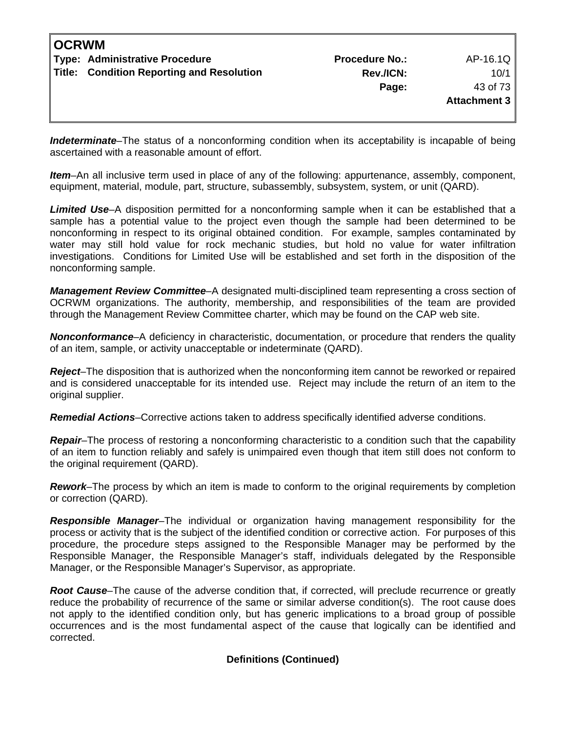***Indeterminate***–The status of a nonconforming condition when its acceptability is incapable of being ascertained with a reasonable amount of effort.

***Item***–An all inclusive term used in place of any of the following: appurtenance, assembly, component, equipment, material, module, part, structure, subassembly, subsystem, system, or unit (QARD).

***Limited Use***–A disposition permitted for a nonconforming sample when it can be established that a sample has a potential value to the project even though the sample had been determined to be nonconforming in respect to its original obtained condition. For example, samples contaminated by water may still hold value for rock mechanic studies, but hold no value for water infiltration investigations. Conditions for Limited Use will be established and set forth in the disposition of the nonconforming sample.

***Management Review Committee***–A designated multi-disciplined team representing a cross section of OCRWM organizations. The authority, membership, and responsibilities of the team are provided through the Management Review Committee charter, which may be found on the CAP web site.

***Nonconformance***–A deficiency in characteristic, documentation, or procedure that renders the quality of an item, sample, or activity unacceptable or indeterminate (QARD).

***Reject***–The disposition that is authorized when the nonconforming item cannot be reworked or repaired and is considered unacceptable for its intended use. Reject may include the return of an item to the original supplier.

***Remedial Actions***–Corrective actions taken to address specifically identified adverse conditions.

***Repair***–The process of restoring a nonconforming characteristic to a condition such that the capability of an item to function reliably and safely is unimpaired even though that item still does not conform to the original requirement (QARD).

***Rework***–The process by which an item is made to conform to the original requirements by completion or correction (QARD).

***Responsible Manager***–The individual or organization having management responsibility for the process or activity that is the subject of the identified condition or corrective action. For purposes of this procedure, the procedure steps assigned to the Responsible Manager may be performed by the Responsible Manager, the Responsible Manager's staff, individuals delegated by the Responsible Manager, or the Responsible Manager's Supervisor, as appropriate.

***Root Cause***–The cause of the adverse condition that, if corrected, will preclude recurrence or greatly reduce the probability of recurrence of the same or similar adverse condition(s). The root cause does not apply to the identified condition only, but has generic implications to a broad group of possible occurrences and is the most fundamental aspect of the cause that logically can be identified and corrected.

**Definitions (Continued)**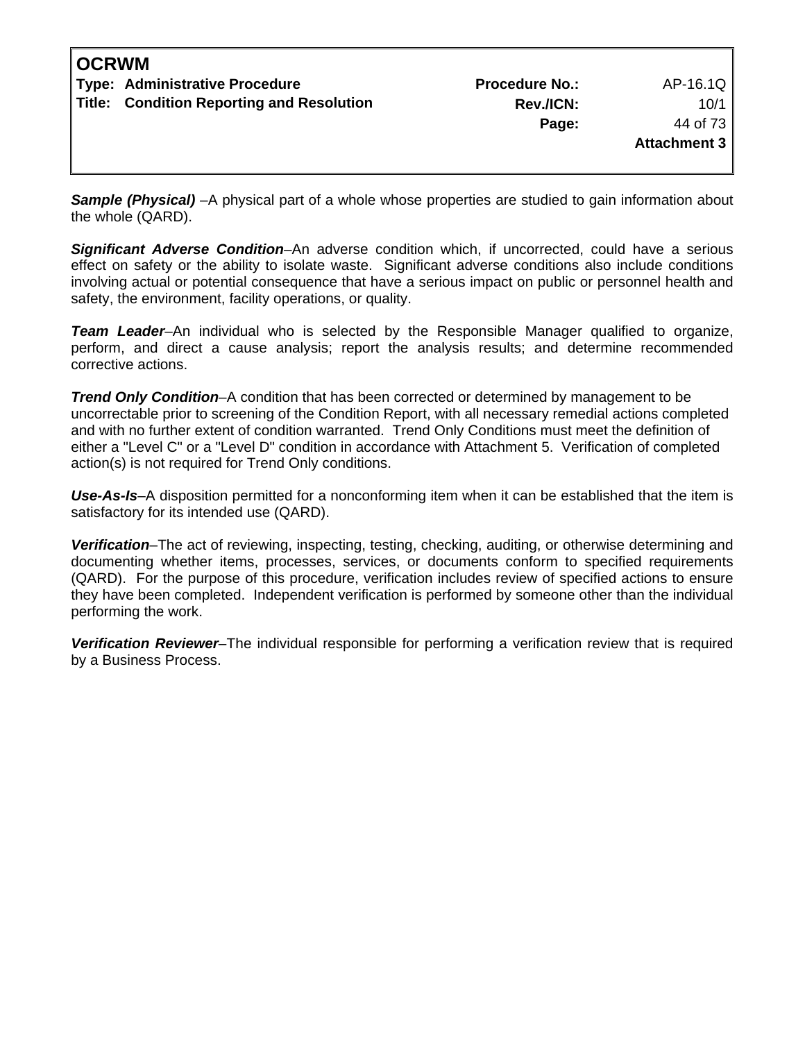***Sample (Physical)*** –A physical part of a whole whose properties are studied to gain information about the whole (QARD).

***Significant Adverse Condition***–An adverse condition which, if uncorrected, could have a serious effect on safety or the ability to isolate waste. Significant adverse conditions also include conditions involving actual or potential consequence that have a serious impact on public or personnel health and safety, the environment, facility operations, or quality.

***Team Leader***–An individual who is selected by the Responsible Manager qualified to organize, perform, and direct a cause analysis; report the analysis results; and determine recommended corrective actions.

***Trend Only Condition***–A condition that has been corrected or determined by management to be uncorrectable prior to screening of the Condition Report, with all necessary remedial actions completed and with no further extent of condition warranted. Trend Only Conditions must meet the definition of either a "Level C" or a "Level D" condition in accordance with Attachment 5. Verification of completed action(s) is not required for Trend Only conditions.

***Use-As-Is***–A disposition permitted for a nonconforming item when it can be established that the item is satisfactory for its intended use (QARD).

***Verification***–The act of reviewing, inspecting, testing, checking, auditing, or otherwise determining and documenting whether items, processes, services, or documents conform to specified requirements (QARD). For the purpose of this procedure, verification includes review of specified actions to ensure they have been completed. Independent verification is performed by someone other than the individual performing the work.

***Verification Reviewer***–The individual responsible for performing a verification review that is required by a Business Process.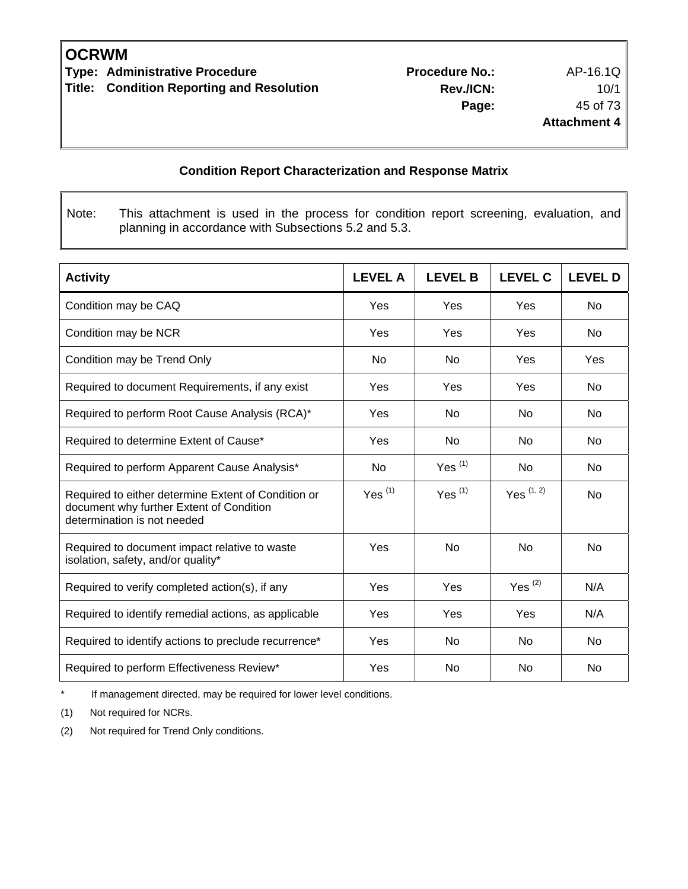## Condition Report Characterization and Response Matrix

Note: This attachment is used in the process for condition report screening, evaluation, and planning in accordance with Subsections 5.2 and 5.3.

| Activity | LEVEL A | LEVEL B | LEVEL C | LEVEL D |
|---|---|---|---|---|
| Condition may be CAQ | Yes | Yes | Yes | No |
| Condition may be NCR | Yes | Yes | Yes | No |
| Condition may be Trend Only | No | No | Yes | Yes |
| Required to document Requirements, if any exist | Yes | Yes | Yes | No |
| Required to perform Root Cause Analysis (RCA)* | Yes | No | No | No |
| Required to determine Extent of Cause* | Yes | No | No | No |
| Required to perform Apparent Cause Analysis* | No | Yes (1) | No | No |
| Required to either determine Extent of Condition or document why further Extent of Condition determination is not needed | Yes (1) | Yes (1) | Yes (1, 2) | No |
| Required to document impact relative to waste isolation, safety, and/or quality* | Yes | No | No | No |
| Required to verify completed action(s), if any | Yes | Yes | Yes (2) | N/A |
| Required to identify remedial actions, as applicable | Yes | Yes | Yes | N/A |
| Required to identify actions to preclude recurrence* | Yes | No | No | No |
| Required to perform Effectiveness Review* | Yes | No | No | No |

\* If management directed, may be required for lower level conditions.

(1) Not required for NCRs.

(2) Not required for Trend Only conditions.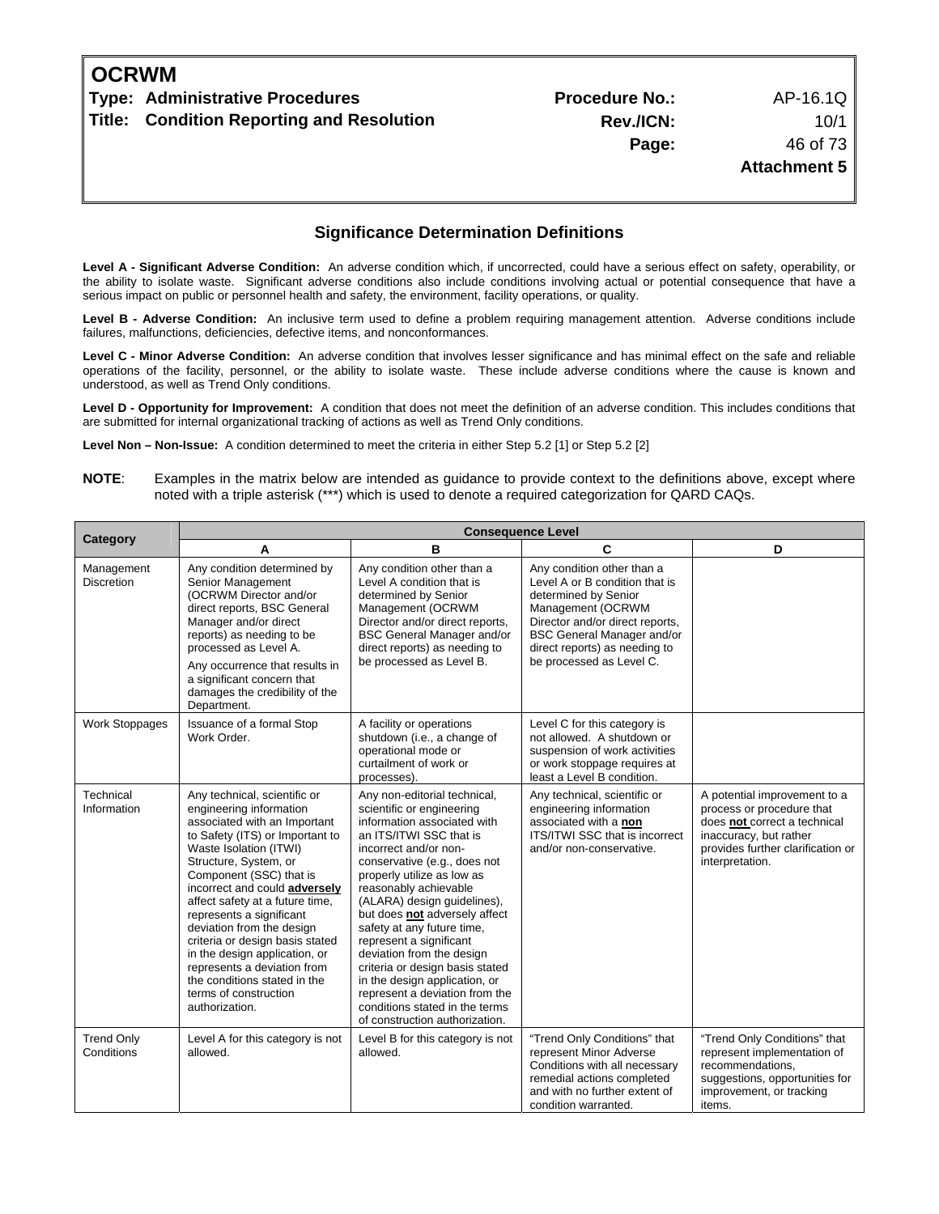## Significance Determination Definitions

**Level A - Significant Adverse Condition:** An adverse condition which, if uncorrected, could have a serious effect on safety, operability, or the ability to isolate waste. Significant adverse conditions also include conditions involving actual or potential consequence that have a serious impact on public or personnel health and safety, the environment, facility operations, or quality.

**Level B - Adverse Condition:** An inclusive term used to define a problem requiring management attention. Adverse conditions include failures, malfunctions, deficiencies, defective items, and nonconformances.

**Level C - Minor Adverse Condition:** An adverse condition that involves lesser significance and has minimal effect on the safe and reliable operations of the facility, personnel, or the ability to isolate waste. These include adverse conditions where the cause is known and understood, as well as Trend Only conditions.

**Level D - Opportunity for Improvement:** A condition that does not meet the definition of an adverse condition. This includes conditions that are submitted for internal organizational tracking of actions as well as Trend Only conditions.

**Level Non – Non-Issue:** A condition determined to meet the criteria in either Step 5.2 [1] or Step 5.2 [2]

**NOTE**: Examples in the matrix below are intended as guidance to provide context to the definitions above, except where noted with a triple asterisk (***) which is used to denote a required categorization for QARD CAQs.

| Category | Consequence Level | | | |
|---|---|---|---|---|
| | **A** | **B** | **C** | **D** |
| Management Discretion | Any condition determined by Senior Management (OCRWM Director and/or direct reports, BSC General Manager and/or direct reports) as needing to be processed as Level A.<br>Any occurrence that results in a significant concern that damages the credibility of the Department. | Any condition other than a Level A condition that is determined by Senior Management (OCRWM Director and/or direct reports, BSC General Manager and/or direct reports) as needing to be processed as Level B. | Any condition other than a Level A or B condition that is determined by Senior Management (OCRWM Director and/or direct reports, BSC General Manager and/or direct reports) as needing to be processed as Level C. | |
| Work Stoppages | Issuance of a formal Stop Work Order. | A facility or operations shutdown (i.e., a change of operational mode or curtailment of work or processes). | Level C for this category is not allowed. A shutdown or suspension of work activities or work stoppage requires at least a Level B condition. | |
| Technical Information | Any technical, scientific or engineering information associated with an Important to Safety (ITS) or Important to Waste Isolation (ITWI) Structure, System, or Component (SSC) that is incorrect and could **adversely** affect safety at a future time, represents a significant deviation from the design criteria or design basis stated in the design application, or represents a deviation from the conditions stated in the terms of construction authorization. | Any non-editorial technical, scientific or engineering information associated with an ITS/ITWI SSC that is incorrect and/or non-conservative (e.g., does not properly utilize as low as reasonably achievable (ALARA) design guidelines), but does **not** adversely affect safety at any future time, represent a significant deviation from the design criteria or design basis stated in the design application, or represent a deviation from the conditions stated in the terms of construction authorization. | Any technical, scientific or engineering information associated with a **non** ITS/ITWI SSC that is incorrect and/or non-conservative. | A potential improvement to a process or procedure that does **not** correct a technical inaccuracy, but rather provides further clarification or interpretation. |
| Trend Only Conditions | Level A for this category is not allowed. | Level B for this category is not allowed. | "Trend Only Conditions" that represent Minor Adverse Conditions with all necessary remedial actions completed and with no further extent of condition warranted. | "Trend Only Conditions" that represent implementation of recommendations, suggestions, opportunities for improvement, or tracking items. |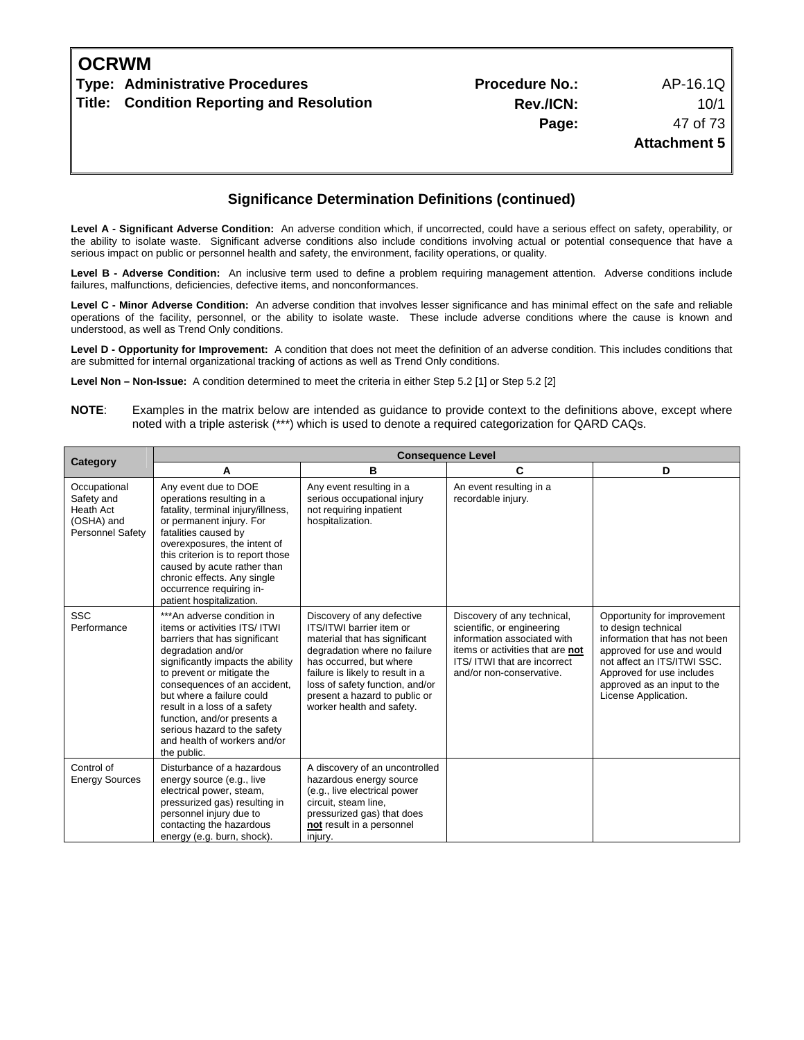## Significance Determination Definitions (continued)

**Level A - Significant Adverse Condition:** An adverse condition which, if uncorrected, could have a serious effect on safety, operability, or the ability to isolate waste. Significant adverse conditions also include conditions involving actual or potential consequence that have a serious impact on public or personnel health and safety, the environment, facility operations, or quality.

**Level B - Adverse Condition:** An inclusive term used to define a problem requiring management attention. Adverse conditions include failures, malfunctions, deficiencies, defective items, and nonconformances.

**Level C - Minor Adverse Condition:** An adverse condition that involves lesser significance and has minimal effect on the safe and reliable operations of the facility, personnel, or the ability to isolate waste. These include adverse conditions where the cause is known and understood, as well as Trend Only conditions.

**Level D - Opportunity for Improvement:** A condition that does not meet the definition of an adverse condition. This includes conditions that are submitted for internal organizational tracking of actions as well as Trend Only conditions.

**Level Non – Non-Issue:** A condition determined to meet the criteria in either Step 5.2 [1] or Step 5.2 [2]

**NOTE**: Examples in the matrix below are intended as guidance to provide context to the definitions above, except where noted with a triple asterisk (***) which is used to denote a required categorization for QARD CAQs.

| Category | Consequence Level | | | |
|---|---|---|---|---|
| | A | B | C | D |
| Occupational Safety and Heath Act (OSHA) and Personnel Safety | Any event due to DOE operations resulting in a fatality, terminal injury/illness, or permanent injury. For fatalities caused by overexposures, the intent of this criterion is to report those caused by acute rather than chronic effects. Any single occurrence requiring in-patient hospitalization. | Any event resulting in a serious occupational injury not requiring inpatient hospitalization. | An event resulting in a recordable injury. | |
| SSC Performance | ***An adverse condition in items or activities ITS/ ITWI barriers that has significant degradation and/or significantly impacts the ability to prevent or mitigate the consequences of an accident, but where a failure could result in a loss of a safety function, and/or presents a serious hazard to the safety and health of workers and/or the public. | Discovery of any defective ITS/ITWI barrier item or material that has significant degradation where no failure has occurred, but where failure is likely to result in a loss of safety function, and/or present a hazard to public or worker health and safety. | Discovery of any technical, scientific, or engineering information associated with items or activities that are **not** ITS/ ITWI that are incorrect and/or non-conservative. | Opportunity for improvement to design technical information that has not been approved for use and would not affect an ITS/ITWI SSC. Approved for use includes approved as an input to the License Application. |
| Control of Energy Sources | Disturbance of a hazardous energy source (e.g., live electrical power, steam, pressurized gas) resulting in personnel injury due to contacting the hazardous energy (e.g. burn, shock). | A discovery of an uncontrolled hazardous energy source (e.g., live electrical power circuit, steam line, pressurized gas) that does **not** result in a personnel injury. | | |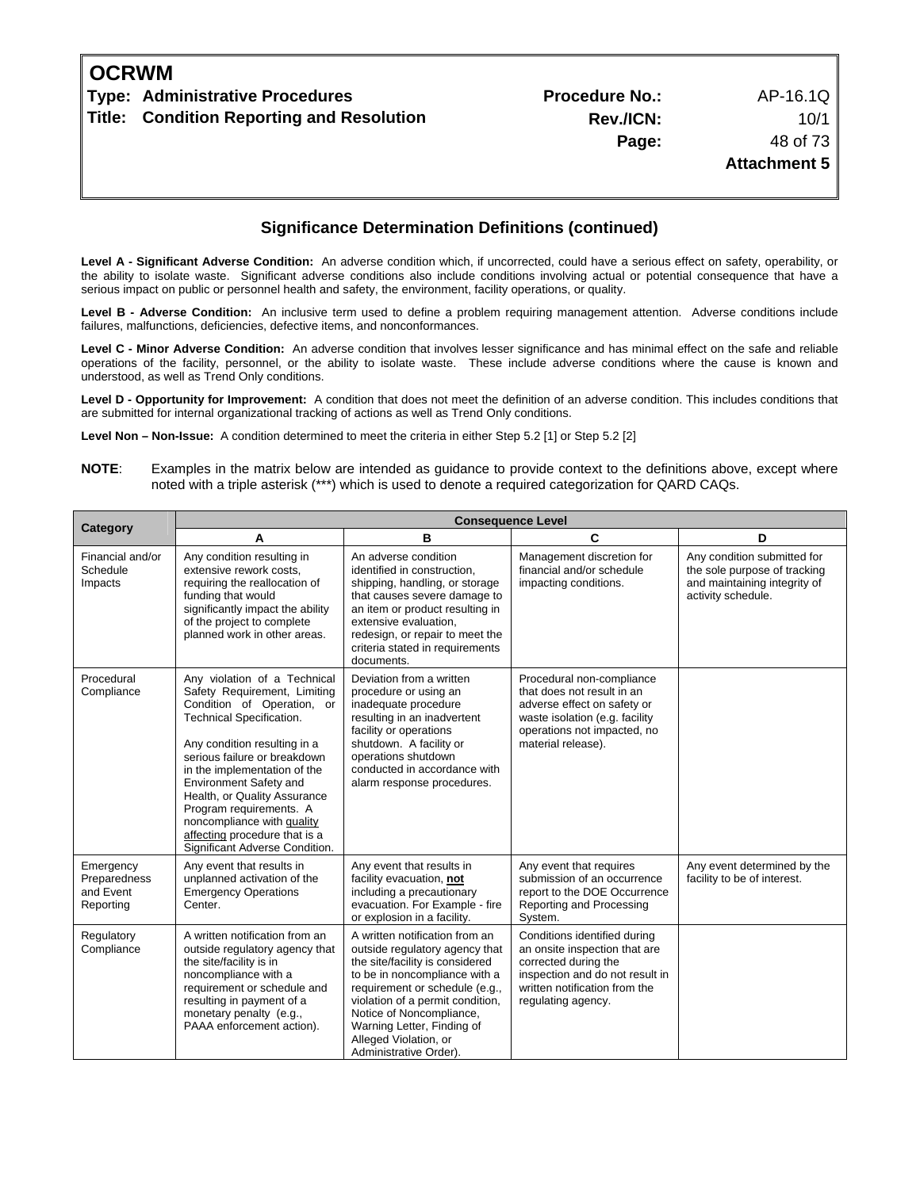## Significance Determination Definitions (continued)

**Level A - Significant Adverse Condition:** An adverse condition which, if uncorrected, could have a serious effect on safety, operability, or the ability to isolate waste. Significant adverse conditions also include conditions involving actual or potential consequence that have a serious impact on public or personnel health and safety, the environment, facility operations, or quality.

**Level B - Adverse Condition:** An inclusive term used to define a problem requiring management attention. Adverse conditions include failures, malfunctions, deficiencies, defective items, and nonconformances.

**Level C - Minor Adverse Condition:** An adverse condition that involves lesser significance and has minimal effect on the safe and reliable operations of the facility, personnel, or the ability to isolate waste. These include adverse conditions where the cause is known and understood, as well as Trend Only conditions.

**Level D - Opportunity for Improvement:** A condition that does not meet the definition of an adverse condition. This includes conditions that are submitted for internal organizational tracking of actions as well as Trend Only conditions.

**Level Non – Non-Issue:** A condition determined to meet the criteria in either Step 5.2 [1] or Step 5.2 [2]

**NOTE**: Examples in the matrix below are intended as guidance to provide context to the definitions above, except where noted with a triple asterisk (***) which is used to denote a required categorization for QARD CAQs.

| Category | Consequence Level | | | |
|---|---|---|---|---|
| | **A** | **B** | **C** | **D** |
| Financial and/or Schedule Impacts | Any condition resulting in extensive rework costs, requiring the reallocation of funding that would significantly impact the ability of the project to complete planned work in other areas. | An adverse condition identified in construction, shipping, handling, or storage that causes severe damage to an item or product resulting in extensive evaluation, redesign, or repair to meet the criteria stated in requirements documents. | Management discretion for financial and/or schedule impacting conditions. | Any condition submitted for the sole purpose of tracking and maintaining integrity of activity schedule. |
| Procedural Compliance | Any violation of a Technical Safety Requirement, Limiting Condition of Operation, or Technical Specification.<br><br>Any condition resulting in a serious failure or breakdown in the implementation of the Environment Safety and Health, or Quality Assurance Program requirements. A noncompliance with quality affecting procedure that is a Significant Adverse Condition. | Deviation from a written procedure or using an inadequate procedure resulting in an inadvertent facility or operations shutdown. A facility or operations shutdown conducted in accordance with alarm response procedures. | Procedural non-compliance that does not result in an adverse effect on safety or waste isolation (e.g. facility operations not impacted, no material release). | |
| Emergency Preparedness and Event Reporting | Any event that results in unplanned activation of the Emergency Operations Center. | Any event that results in facility evacuation, **not** including a precautionary evacuation. For Example - fire or explosion in a facility. | Any event that requires submission of an occurrence report to the DOE Occurrence Reporting and Processing System. | Any event determined by the facility to be of interest. |
| Regulatory Compliance | A written notification from an outside regulatory agency that the site/facility is in noncompliance with a requirement or schedule and resulting in payment of a monetary penalty (e.g., PAAA enforcement action). | A written notification from an outside regulatory agency that the site/facility is considered to be in noncompliance with a requirement or schedule (e.g., violation of a permit condition, Notice of Noncompliance, Warning Letter, Finding of Alleged Violation, or Administrative Order). | Conditions identified during an onsite inspection that are corrected during the inspection and do not result in written notification from the regulating agency. | |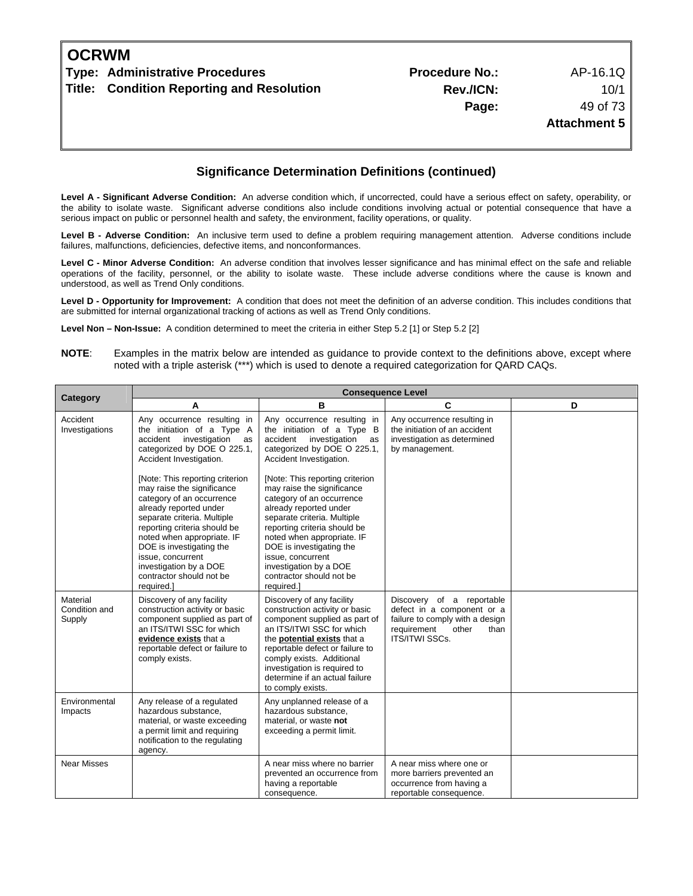## Significance Determination Definitions (continued)

**Level A - Significant Adverse Condition:** An adverse condition which, if uncorrected, could have a serious effect on safety, operability, or the ability to isolate waste. Significant adverse conditions also include conditions involving actual or potential consequence that have a serious impact on public or personnel health and safety, the environment, facility operations, or quality.

**Level B - Adverse Condition:** An inclusive term used to define a problem requiring management attention. Adverse conditions include failures, malfunctions, deficiencies, defective items, and nonconformances.

**Level C - Minor Adverse Condition:** An adverse condition that involves lesser significance and has minimal effect on the safe and reliable operations of the facility, personnel, or the ability to isolate waste. These include adverse conditions where the cause is known and understood, as well as Trend Only conditions.

**Level D - Opportunity for Improvement:** A condition that does not meet the definition of an adverse condition. This includes conditions that are submitted for internal organizational tracking of actions as well as Trend Only conditions.

**Level Non – Non-Issue:** A condition determined to meet the criteria in either Step 5.2 [1] or Step 5.2 [2]

**NOTE**: Examples in the matrix below are intended as guidance to provide context to the definitions above, except where noted with a triple asterisk (***) which is used to denote a required categorization for QARD CAQs.

| Category | Consequence Level | | | |
|---|---|---|---|---|
| | A | B | C | D |
| Accident Investigations | Any occurrence resulting in the initiation of a Type A accident investigation as categorized by DOE O 225.1, Accident Investigation.<br><br>[Note: This reporting criterion may raise the significance category of an occurrence already reported under separate criteria. Multiple reporting criteria should be noted when appropriate. IF DOE is investigating the issue, concurrent investigation by a DOE contractor should not be required.] | Any occurrence resulting in the initiation of a Type B accident investigation as categorized by DOE O 225.1, Accident Investigation.<br><br>[Note: This reporting criterion may raise the significance category of an occurrence already reported under separate criteria. Multiple reporting criteria should be noted when appropriate. IF DOE is investigating the issue, concurrent investigation by a DOE contractor should not be required.] | Any occurrence resulting in the initiation of an accident investigation as determined by management. | |
| Material Condition and Supply | Discovery of any facility construction activity or basic component supplied as part of an ITS/ITWI SSC for which **evidence exists** that a reportable defect or failure to comply exists. | Discovery of any facility construction activity or basic component supplied as part of an ITS/ITWI SSC for which the **potential exists** that a reportable defect or failure to comply exists. Additional investigation is required to determine if an actual failure to comply exists. | Discovery of a reportable defect in a component or a failure to comply with a design requirement other than ITS/ITWI SSCs. | |
| Environmental Impacts | Any release of a regulated hazardous substance, material, or waste exceeding a permit limit and requiring notification to the regulating agency. | Any unplanned release of a hazardous substance, material, or waste **not** exceeding a permit limit. | | |
| Near Misses | | A near miss where no barrier prevented an occurrence from having a reportable consequence. | A near miss where one or more barriers prevented an occurrence from having a reportable consequence. | |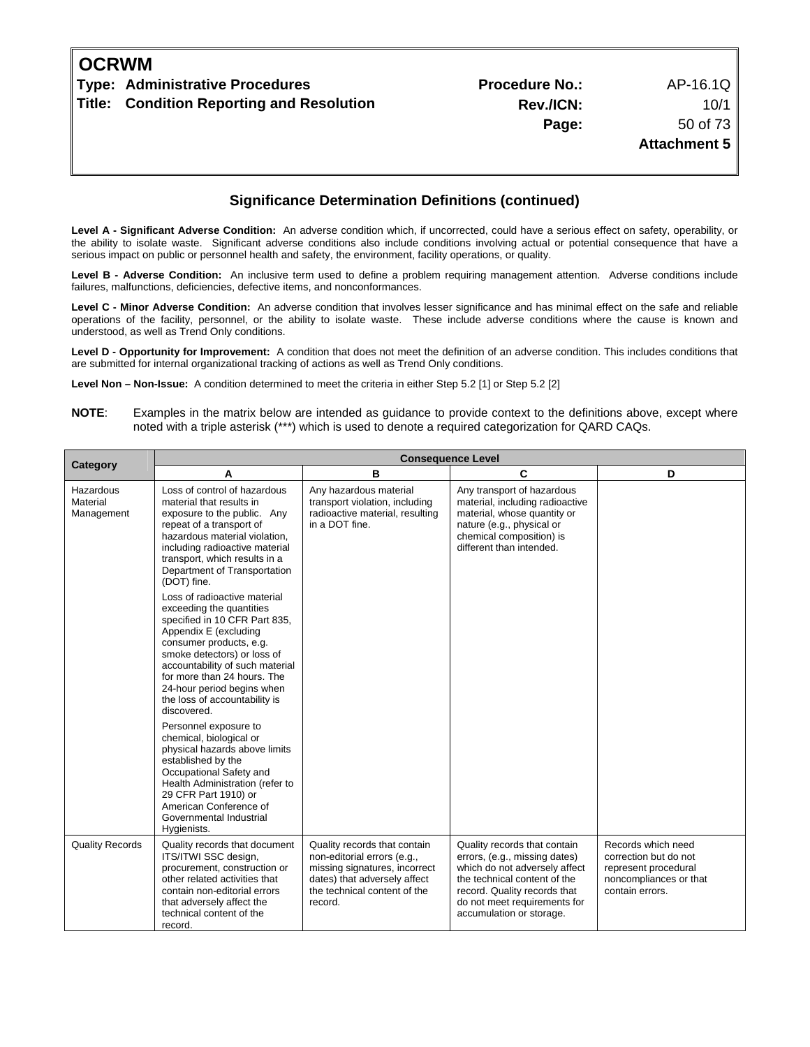## Significance Determination Definitions (continued)

**Level A - Significant Adverse Condition:** An adverse condition which, if uncorrected, could have a serious effect on safety, operability, or the ability to isolate waste. Significant adverse conditions also include conditions involving actual or potential consequence that have a serious impact on public or personnel health and safety, the environment, facility operations, or quality.

**Level B - Adverse Condition:** An inclusive term used to define a problem requiring management attention. Adverse conditions include failures, malfunctions, deficiencies, defective items, and nonconformances.

**Level C - Minor Adverse Condition:** An adverse condition that involves lesser significance and has minimal effect on the safe and reliable operations of the facility, personnel, or the ability to isolate waste. These include adverse conditions where the cause is known and understood, as well as Trend Only conditions.

**Level D - Opportunity for Improvement:** A condition that does not meet the definition of an adverse condition. This includes conditions that are submitted for internal organizational tracking of actions as well as Trend Only conditions.

**Level Non – Non-Issue:** A condition determined to meet the criteria in either Step 5.2 [1] or Step 5.2 [2]

**NOTE**: Examples in the matrix below are intended as guidance to provide context to the definitions above, except where noted with a triple asterisk (***) which is used to denote a required categorization for QARD CAQs.

| Category | Consequence Level | | | |
|---|---|---|---|---|
| | A | B | C | D |
| Hazardous Material Management | Loss of control of hazardous material that results in exposure to the public. Any repeat of a transport of hazardous material violation, including radioactive material transport, which results in a Department of Transportation (DOT) fine.<br><br>Loss of radioactive material exceeding the quantities specified in 10 CFR Part 835, Appendix E (excluding consumer products, e.g. smoke detectors) or loss of accountability of such material for more than 24 hours. The 24-hour period begins when the loss of accountability is discovered.<br><br>Personnel exposure to chemical, biological or physical hazards above limits established by the Occupational Safety and Health Administration (refer to 29 CFR Part 1910) or American Conference of Governmental Industrial Hygienists. | Any hazardous material transport violation, including radioactive material, resulting in a DOT fine. | Any transport of hazardous material, including radioactive material, whose quantity or nature (e.g., physical or chemical composition) is different than intended. | |
| Quality Records | Quality records that document ITS/ITWI SSC design, procurement, construction or other related activities that contain non-editorial errors that adversely affect the technical content of the record. | Quality records that contain non-editorial errors (e.g., missing signatures, incorrect dates) that adversely affect the technical content of the record. | Quality records that contain errors, (e.g., missing dates) which do not adversely affect the technical content of the record. Quality records that do not meet requirements for accumulation or storage. | Records which need correction but do not represent procedural noncompliances or that contain errors. |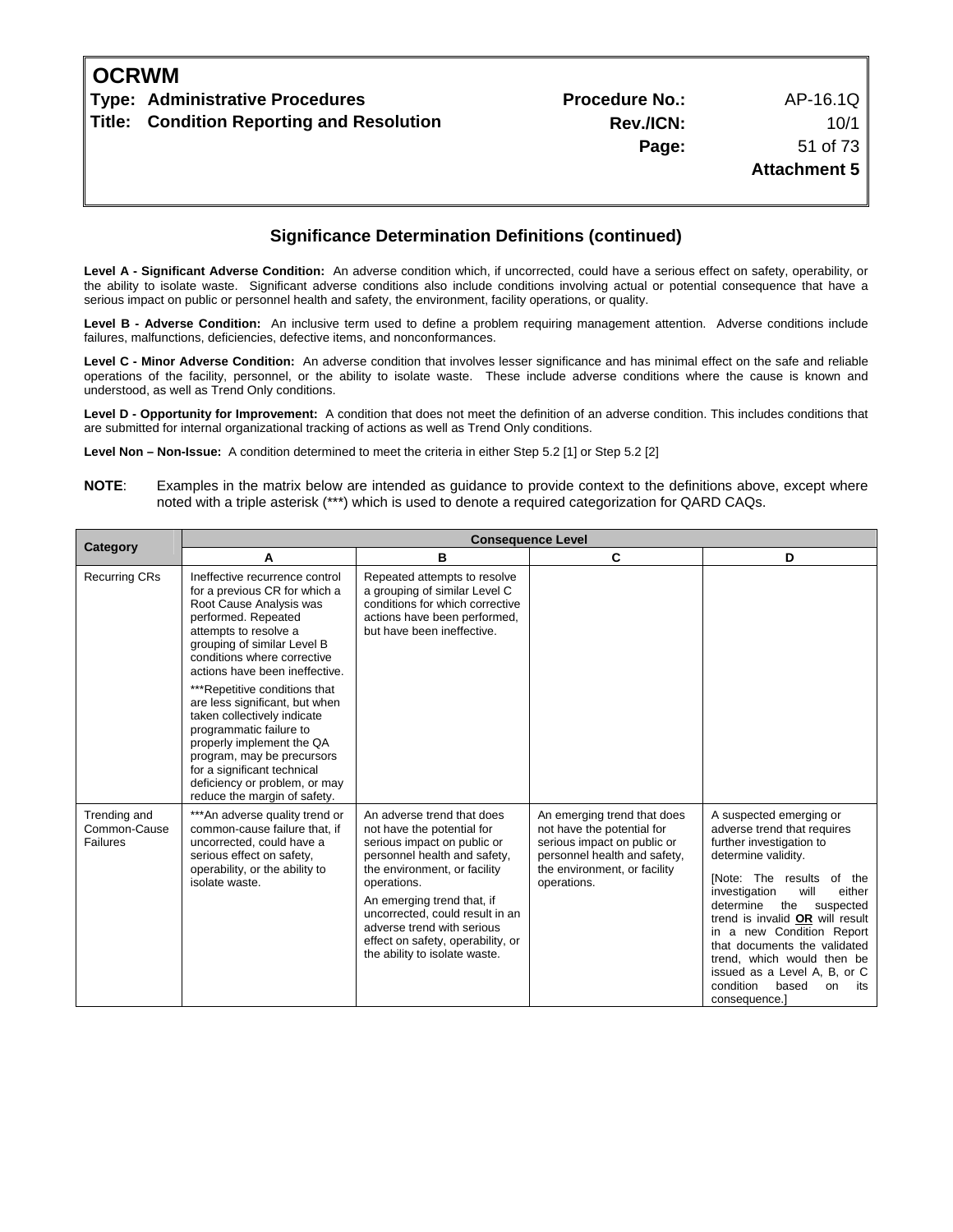## Significance Determination Definitions (continued)

**Level A - Significant Adverse Condition:** An adverse condition which, if uncorrected, could have a serious effect on safety, operability, or the ability to isolate waste. Significant adverse conditions also include conditions involving actual or potential consequence that have a serious impact on public or personnel health and safety, the environment, facility operations, or quality.

**Level B - Adverse Condition:** An inclusive term used to define a problem requiring management attention. Adverse conditions include failures, malfunctions, deficiencies, defective items, and nonconformances.

**Level C - Minor Adverse Condition:** An adverse condition that involves lesser significance and has minimal effect on the safe and reliable operations of the facility, personnel, or the ability to isolate waste. These include adverse conditions where the cause is known and understood, as well as Trend Only conditions.

**Level D - Opportunity for Improvement:** A condition that does not meet the definition of an adverse condition. This includes conditions that are submitted for internal organizational tracking of actions as well as Trend Only conditions.

**Level Non – Non-Issue:** A condition determined to meet the criteria in either Step 5.2 [1] or Step 5.2 [2]

**NOTE**: Examples in the matrix below are intended as guidance to provide context to the definitions above, except where noted with a triple asterisk (***) which is used to denote a required categorization for QARD CAQs.

| Category | Consequence Level | | | |
|---|---|---|---|---|
| | A | B | C | D |
| Recurring CRs | Ineffective recurrence control for a previous CR for which a Root Cause Analysis was performed. Repeated attempts to resolve a grouping of similar Level B conditions where corrective actions have been ineffective.<br><br>***Repetitive conditions that are less significant, but when taken collectively indicate programmatic failure to properly implement the QA program, may be precursors for a significant technical deficiency or problem, or may reduce the margin of safety. | Repeated attempts to resolve a grouping of similar Level C conditions for which corrective actions have been performed, but have been ineffective. | | |
| Trending and Common-Cause Failures | ***An adverse quality trend or common-cause failure that, if uncorrected, could have a serious effect on safety, operability, or the ability to isolate waste. | An adverse trend that does not have the potential for serious impact on public or personnel health and safety, the environment, or facility operations.<br><br>An emerging trend that, if uncorrected, could result in an adverse trend with serious effect on safety, operability, or the ability to isolate waste. | An emerging trend that does not have the potential for serious impact on public or personnel health and safety, the environment, or facility operations. | A suspected emerging or adverse trend that requires further investigation to determine validity.<br><br>[Note: The results of the investigation will either determine the suspected trend is invalid **OR** will result in a new Condition Report that documents the validated trend, which would then be issued as a Level A, B, or C condition based on its consequence.] |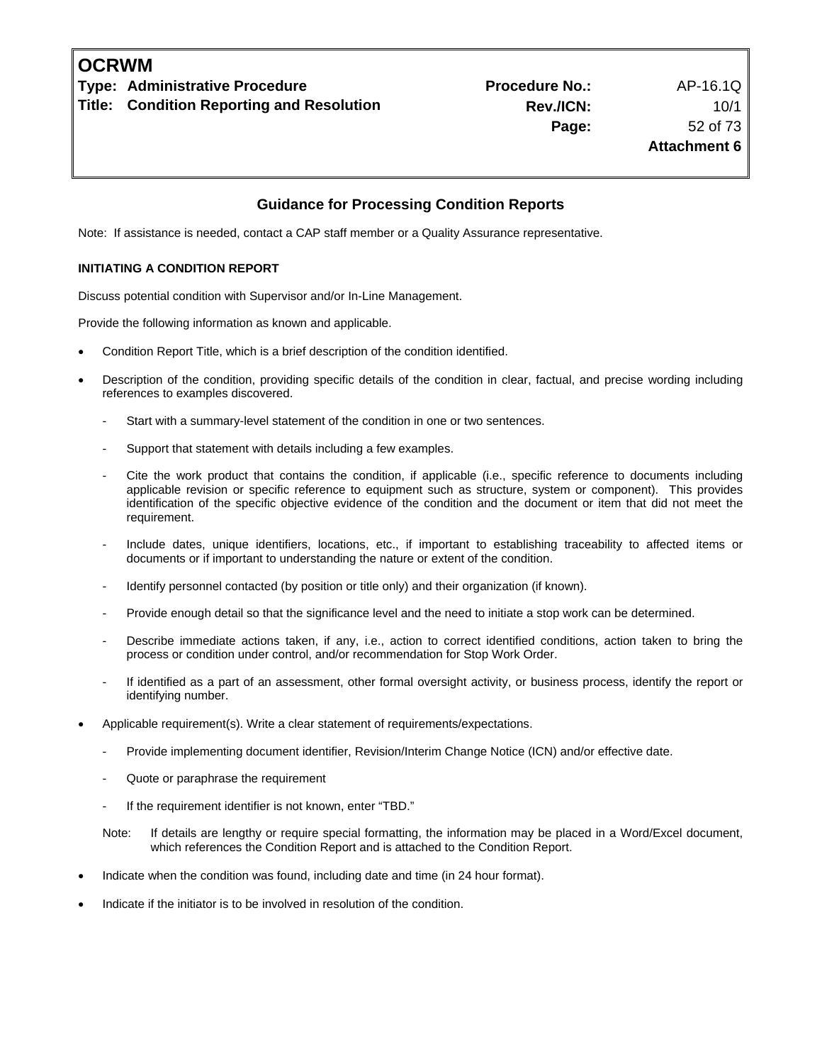## Guidance for Processing Condition Reports

Note: If assistance is needed, contact a CAP staff member or a Quality Assurance representative.

### INITIATING A CONDITION REPORT

Discuss potential condition with Supervisor and/or In-Line Management.

Provide the following information as known and applicable.

- Condition Report Title, which is a brief description of the condition identified.
- Description of the condition, providing specific details of the condition in clear, factual, and precise wording including references to examples discovered.
  - Start with a summary-level statement of the condition in one or two sentences.
  - Support that statement with details including a few examples.
  - Cite the work product that contains the condition, if applicable (i.e., specific reference to documents including applicable revision or specific reference to equipment such as structure, system or component). This provides identification of the specific objective evidence of the condition and the document or item that did not meet the requirement.
  - Include dates, unique identifiers, locations, etc., if important to establishing traceability to affected items or documents or if important to understanding the nature or extent of the condition.
  - Identify personnel contacted (by position or title only) and their organization (if known).
  - Provide enough detail so that the significance level and the need to initiate a stop work can be determined.
  - Describe immediate actions taken, if any, i.e., action to correct identified conditions, action taken to bring the process or condition under control, and/or recommendation for Stop Work Order.
  - If identified as a part of an assessment, other formal oversight activity, or business process, identify the report or identifying number.
- Applicable requirement(s). Write a clear statement of requirements/expectations.
  - Provide implementing document identifier, Revision/Interim Change Notice (ICN) and/or effective date.
  - Quote or paraphrase the requirement
  - If the requirement identifier is not known, enter "TBD."

  Note: If details are lengthy or require special formatting, the information may be placed in a Word/Excel document, which references the Condition Report and is attached to the Condition Report.
- Indicate when the condition was found, including date and time (in 24 hour format).
- Indicate if the initiator is to be involved in resolution of the condition.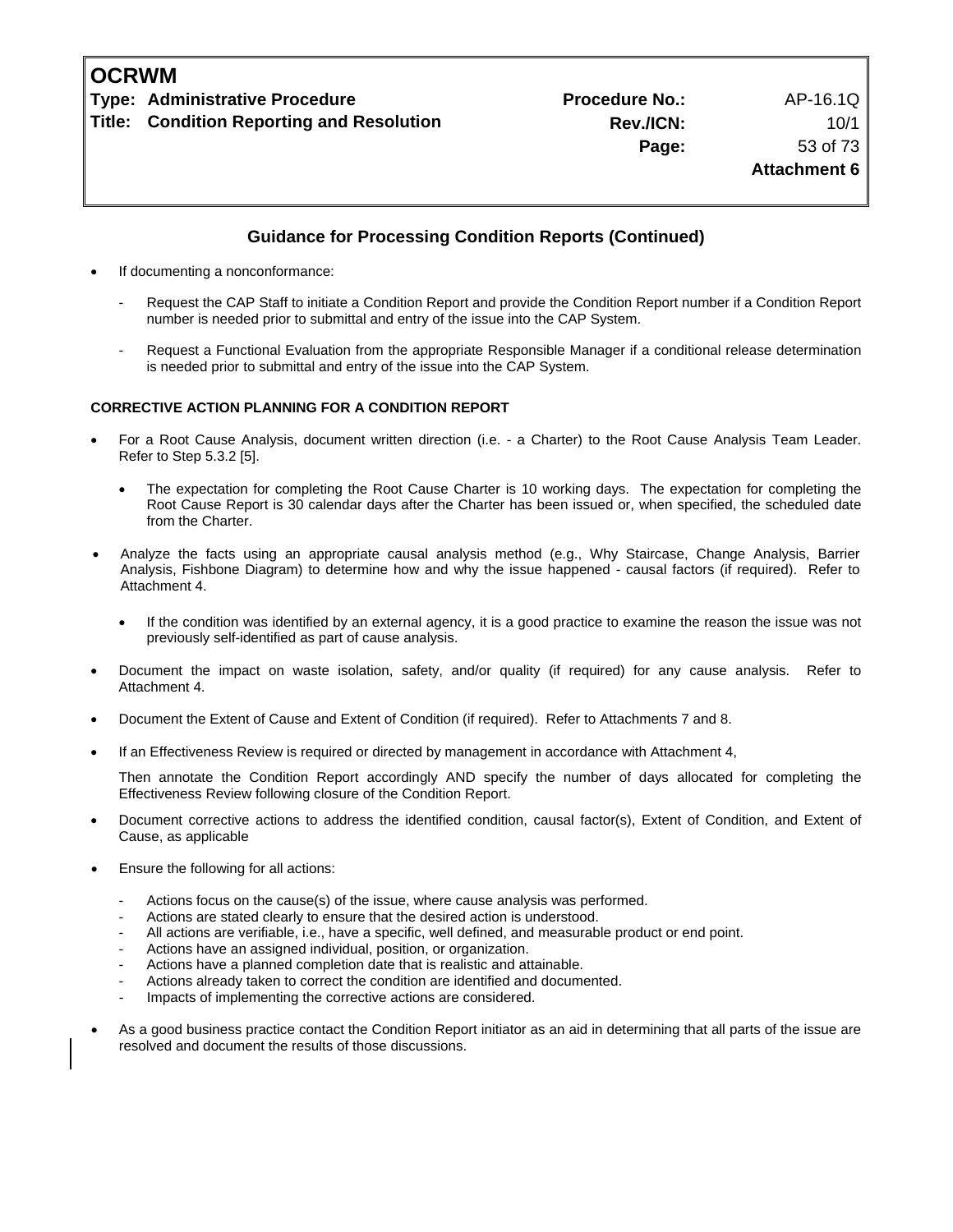## Guidance for Processing Condition Reports (Continued)

- If documenting a nonconformance:
  - Request the CAP Staff to initiate a Condition Report and provide the Condition Report number if a Condition Report number is needed prior to submittal and entry of the issue into the CAP System.
  - Request a Functional Evaluation from the appropriate Responsible Manager if a conditional release determination is needed prior to submittal and entry of the issue into the CAP System.

**CORRECTIVE ACTION PLANNING FOR A CONDITION REPORT**

- For a Root Cause Analysis, document written direction (i.e. - a Charter) to the Root Cause Analysis Team Leader. Refer to Step 5.3.2 [5].
  - The expectation for completing the Root Cause Charter is 10 working days. The expectation for completing the Root Cause Report is 30 calendar days after the Charter has been issued or, when specified, the scheduled date from the Charter.
- Analyze the facts using an appropriate causal analysis method (e.g., Why Staircase, Change Analysis, Barrier Analysis, Fishbone Diagram) to determine how and why the issue happened - causal factors (if required). Refer to Attachment 4.
  - If the condition was identified by an external agency, it is a good practice to examine the reason the issue was not previously self-identified as part of cause analysis.
- Document the impact on waste isolation, safety, and/or quality (if required) for any cause analysis. Refer to Attachment 4.
- Document the Extent of Cause and Extent of Condition (if required). Refer to Attachments 7 and 8.
- If an Effectiveness Review is required or directed by management in accordance with Attachment 4,

  Then annotate the Condition Report accordingly AND specify the number of days allocated for completing the Effectiveness Review following closure of the Condition Report.
- Document corrective actions to address the identified condition, causal factor(s), Extent of Condition, and Extent of Cause, as applicable
- Ensure the following for all actions:
  - Actions focus on the cause(s) of the issue, where cause analysis was performed.
  - Actions are stated clearly to ensure that the desired action is understood.
  - All actions are verifiable, i.e., have a specific, well defined, and measurable product or end point.
  - Actions have an assigned individual, position, or organization.
  - Actions have a planned completion date that is realistic and attainable.
  - Actions already taken to correct the condition are identified and documented.
  - Impacts of implementing the corrective actions are considered.
- As a good business practice contact the Condition Report initiator as an aid in determining that all parts of the issue are resolved and document the results of those discussions.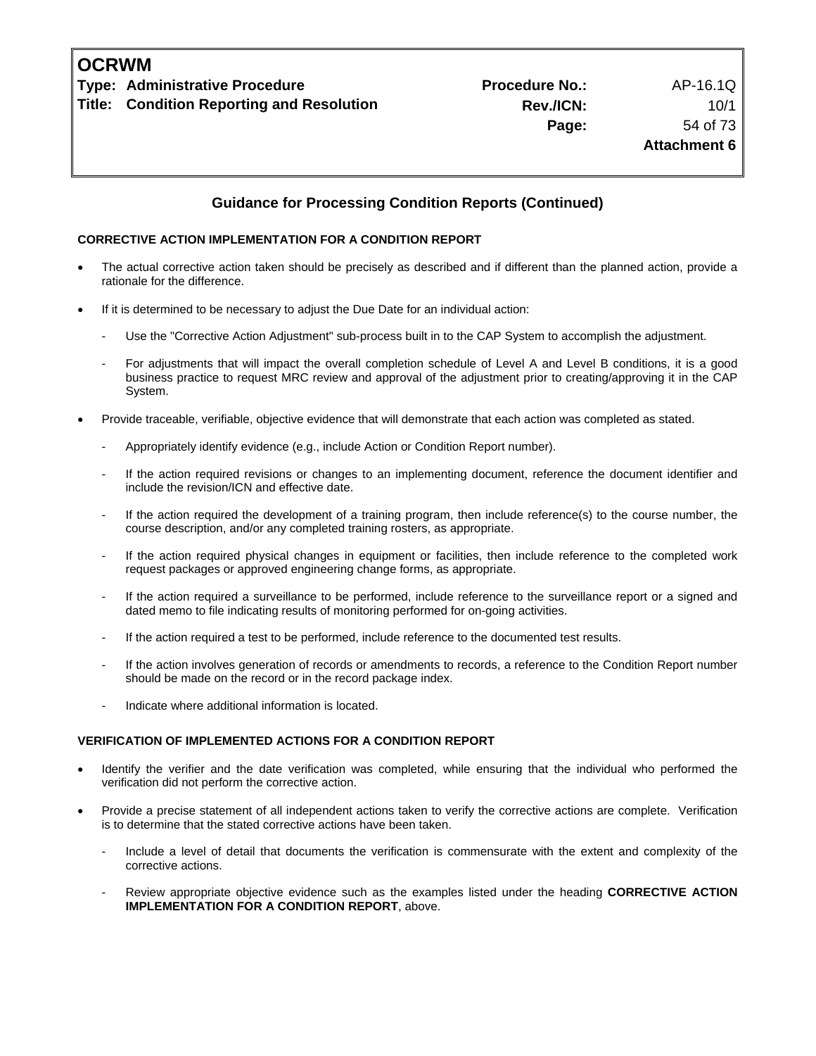## Guidance for Processing Condition Reports (Continued)

**CORRECTIVE ACTION IMPLEMENTATION FOR A CONDITION REPORT**

- The actual corrective action taken should be precisely as described and if different than the planned action, provide a rationale for the difference.
- If it is determined to be necessary to adjust the Due Date for an individual action:
  - Use the "Corrective Action Adjustment" sub-process built in to the CAP System to accomplish the adjustment.
  - For adjustments that will impact the overall completion schedule of Level A and Level B conditions, it is a good business practice to request MRC review and approval of the adjustment prior to creating/approving it in the CAP System.
- Provide traceable, verifiable, objective evidence that will demonstrate that each action was completed as stated.
  - Appropriately identify evidence (e.g., include Action or Condition Report number).
  - If the action required revisions or changes to an implementing document, reference the document identifier and include the revision/ICN and effective date.
  - If the action required the development of a training program, then include reference(s) to the course number, the course description, and/or any completed training rosters, as appropriate.
  - If the action required physical changes in equipment or facilities, then include reference to the completed work request packages or approved engineering change forms, as appropriate.
  - If the action required a surveillance to be performed, include reference to the surveillance report or a signed and dated memo to file indicating results of monitoring performed for on-going activities.
  - If the action required a test to be performed, include reference to the documented test results.
  - If the action involves generation of records or amendments to records, a reference to the Condition Report number should be made on the record or in the record package index.
  - Indicate where additional information is located.

**VERIFICATION OF IMPLEMENTED ACTIONS FOR A CONDITION REPORT**

- Identify the verifier and the date verification was completed, while ensuring that the individual who performed the verification did not perform the corrective action.
- Provide a precise statement of all independent actions taken to verify the corrective actions are complete. Verification is to determine that the stated corrective actions have been taken.
  - Include a level of detail that documents the verification is commensurate with the extent and complexity of the corrective actions.
  - Review appropriate objective evidence such as the examples listed under the heading **CORRECTIVE ACTION IMPLEMENTATION FOR A CONDITION REPORT**, above.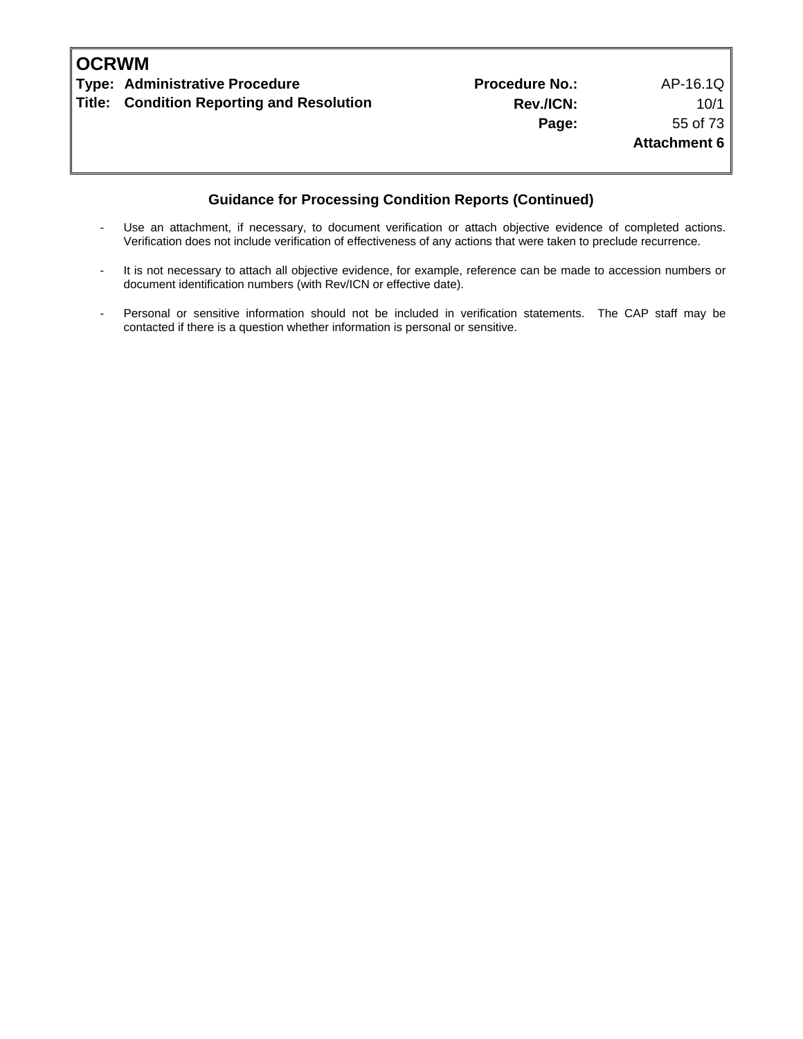## Guidance for Processing Condition Reports (Continued)

- Use an attachment, if necessary, to document verification or attach objective evidence of completed actions. Verification does not include verification of effectiveness of any actions that were taken to preclude recurrence.

- It is not necessary to attach all objective evidence, for example, reference can be made to accession numbers or document identification numbers (with Rev/ICN or effective date).

- Personal or sensitive information should not be included in verification statements. The CAP staff may be contacted if there is a question whether information is personal or sensitive.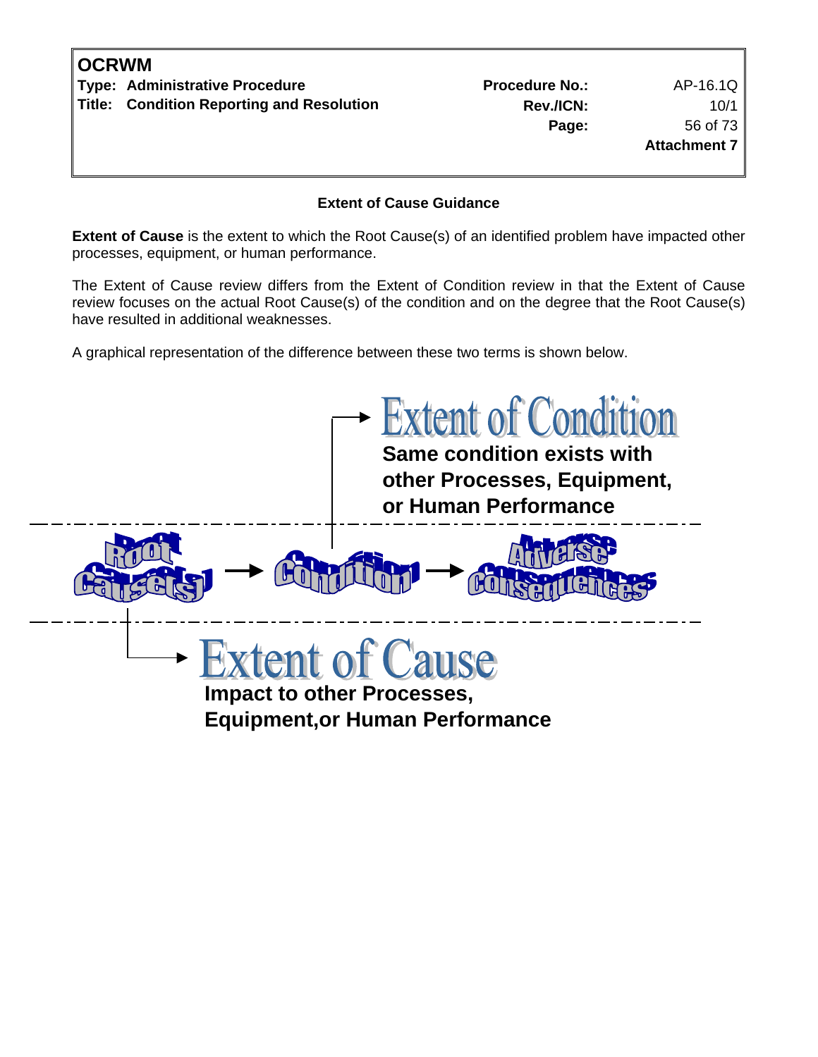**Extent of Cause Guidance**

**Extent of Cause** is the extent to which the Root Cause(s) of an identified problem have impacted other processes, equipment, or human performance.

The Extent of Cause review differs from the Extent of Condition review in that the Extent of Cause review focuses on the actual Root Cause(s) of the condition and on the degree that the Root Cause(s) have resulted in additional weaknesses.

A graphical representation of the difference between these two terms is shown below.

**Extent of Condition**

**Same condition exists with other Processes, Equipment, or Human Performance**

Root Cause(s) → Condition → Adverse Consequences

**Extent of Cause**

**Impact to other Processes, Equipment,or Human Performance**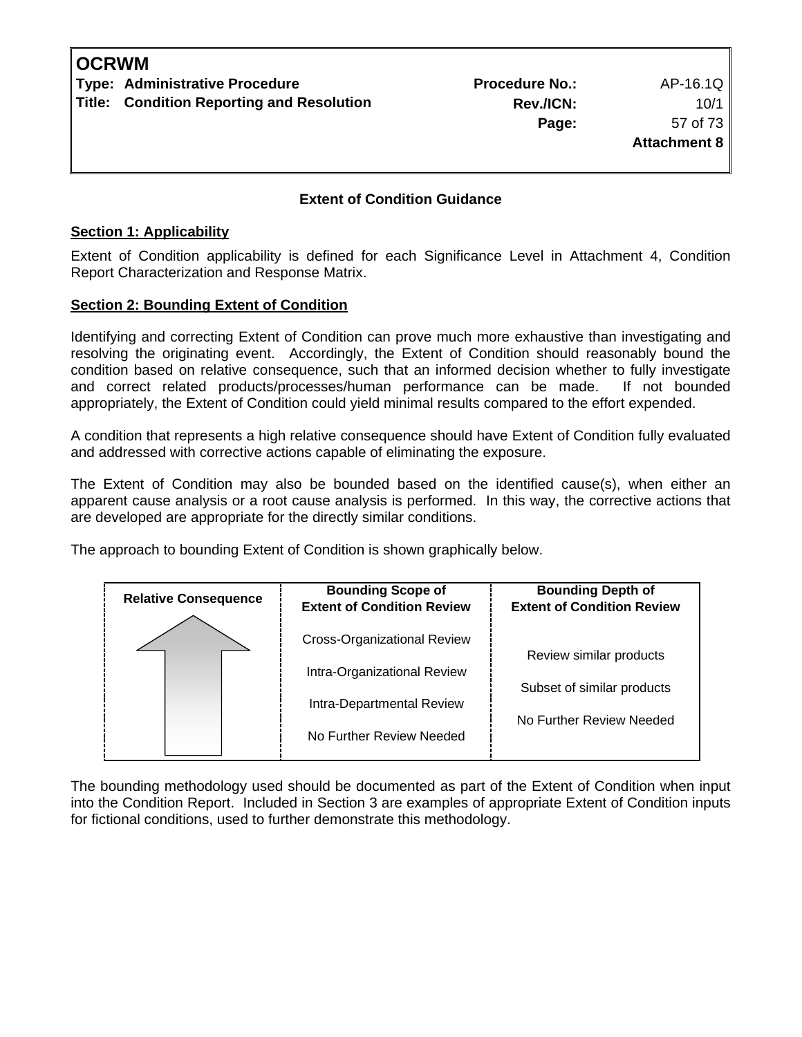**Extent of Condition Guidance**

**Section 1: Applicability**

Extent of Condition applicability is defined for each Significance Level in Attachment 4, Condition Report Characterization and Response Matrix.

**Section 2: Bounding Extent of Condition**

Identifying and correcting Extent of Condition can prove much more exhaustive than investigating and resolving the originating event. Accordingly, the Extent of Condition should reasonably bound the condition based on relative consequence, such that an informed decision whether to fully investigate and correct related products/processes/human performance can be made. If not bounded appropriately, the Extent of Condition could yield minimal results compared to the effort expended.

A condition that represents a high relative consequence should have Extent of Condition fully evaluated and addressed with corrective actions capable of eliminating the exposure.

The Extent of Condition may also be bounded based on the identified cause(s), when either an apparent cause analysis or a root cause analysis is performed. In this way, the corrective actions that are developed are appropriate for the directly similar conditions.

The approach to bounding Extent of Condition is shown graphically below.

| Relative Consequence | Bounding Scope of Extent of Condition Review | Bounding Depth of Extent of Condition Review |
|---|---|---|
| ↑ (increasing) | Cross-Organizational Review | Review similar products |
| | Intra-Organizational Review | Subset of similar products |
| | Intra-Departmental Review | No Further Review Needed |
| | No Further Review Needed | |

The bounding methodology used should be documented as part of the Extent of Condition when input into the Condition Report. Included in Section 3 are examples of appropriate Extent of Condition inputs for fictional conditions, used to further demonstrate this methodology.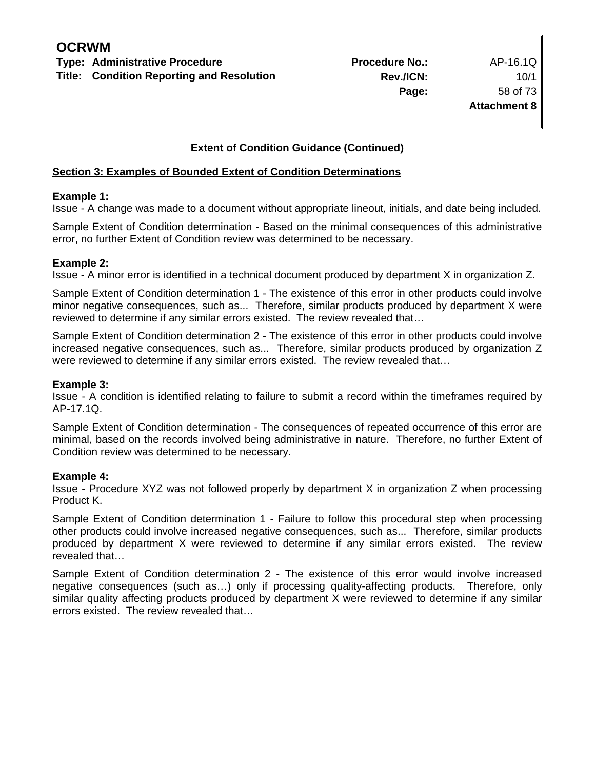### Extent of Condition Guidance (Continued)

**Section 3: Examples of Bounded Extent of Condition Determinations**

**Example 1:**
Issue - A change was made to a document without appropriate lineout, initials, and date being included.

Sample Extent of Condition determination - Based on the minimal consequences of this administrative error, no further Extent of Condition review was determined to be necessary.

**Example 2:**
Issue - A minor error is identified in a technical document produced by department X in organization Z.

Sample Extent of Condition determination 1 - The existence of this error in other products could involve minor negative consequences, such as... Therefore, similar products produced by department X were reviewed to determine if any similar errors existed. The review revealed that…

Sample Extent of Condition determination 2 - The existence of this error in other products could involve increased negative consequences, such as... Therefore, similar products produced by organization Z were reviewed to determine if any similar errors existed. The review revealed that…

**Example 3:**
Issue - A condition is identified relating to failure to submit a record within the timeframes required by AP-17.1Q.

Sample Extent of Condition determination - The consequences of repeated occurrence of this error are minimal, based on the records involved being administrative in nature. Therefore, no further Extent of Condition review was determined to be necessary.

**Example 4:**
Issue - Procedure XYZ was not followed properly by department X in organization Z when processing Product K.

Sample Extent of Condition determination 1 - Failure to follow this procedural step when processing other products could involve increased negative consequences, such as... Therefore, similar products produced by department X were reviewed to determine if any similar errors existed. The review revealed that…

Sample Extent of Condition determination 2 - The existence of this error would involve increased negative consequences (such as…) only if processing quality-affecting products. Therefore, only similar quality affecting products produced by department X were reviewed to determine if any similar errors existed. The review revealed that…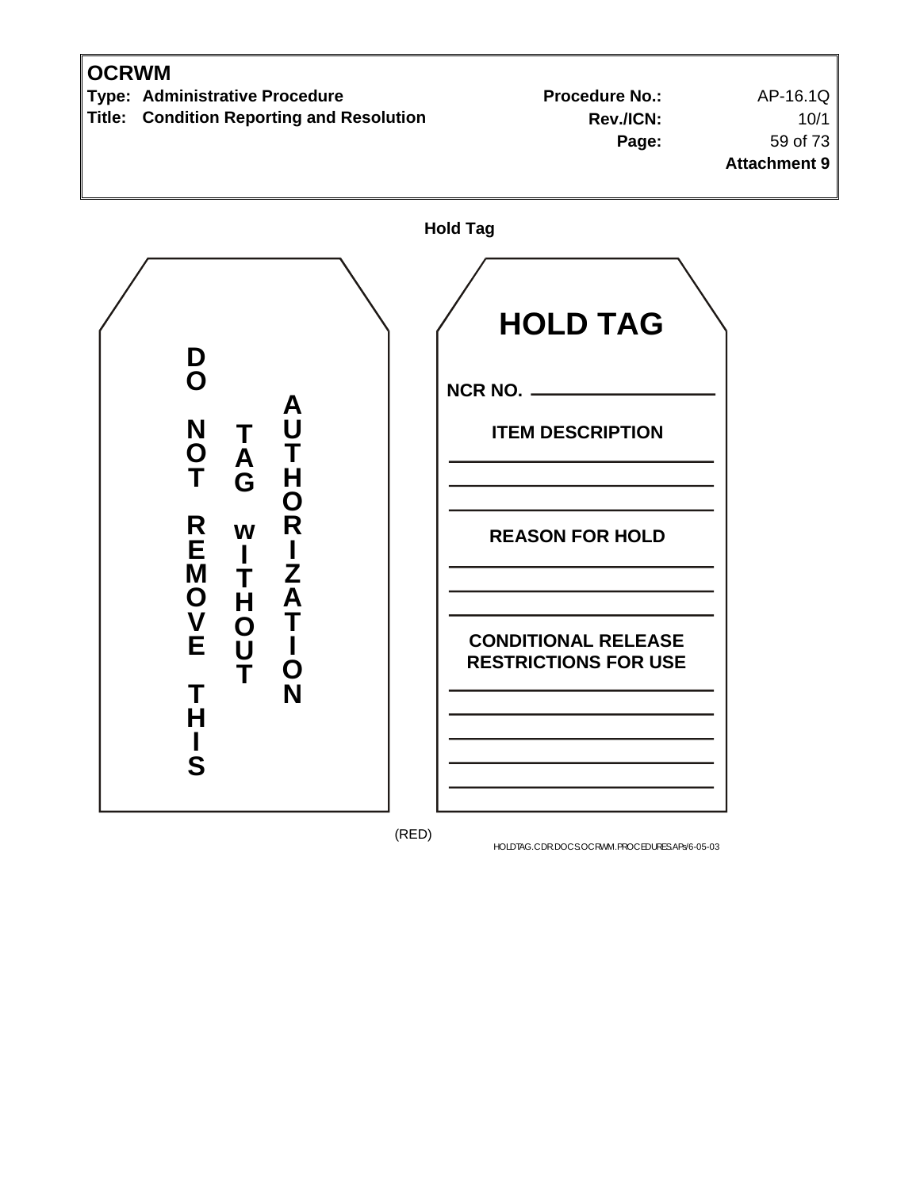**Hold Tag**

DO NOT REMOVE THIS TAG WITHOUT AUTHORIZATION

# HOLD TAG

**NCR NO.** \_\_\_\_\_\_\_\_\_\_\_\_\_\_\_\_\_\_\_\_

**ITEM DESCRIPTION**

\_\_\_\_\_\_\_\_\_\_\_\_\_\_\_\_\_\_\_\_\_\_\_\_\_\_\_\_

\_\_\_\_\_\_\_\_\_\_\_\_\_\_\_\_\_\_\_\_\_\_\_\_\_\_\_\_

\_\_\_\_\_\_\_\_\_\_\_\_\_\_\_\_\_\_\_\_\_\_\_\_\_\_\_\_

**REASON FOR HOLD**

\_\_\_\_\_\_\_\_\_\_\_\_\_\_\_\_\_\_\_\_\_\_\_\_\_\_\_\_

\_\_\_\_\_\_\_\_\_\_\_\_\_\_\_\_\_\_\_\_\_\_\_\_\_\_\_\_

\_\_\_\_\_\_\_\_\_\_\_\_\_\_\_\_\_\_\_\_\_\_\_\_\_\_\_\_

**CONDITIONAL RELEASE RESTRICTIONS FOR USE**

\_\_\_\_\_\_\_\_\_\_\_\_\_\_\_\_\_\_\_\_\_\_\_\_\_\_\_\_

\_\_\_\_\_\_\_\_\_\_\_\_\_\_\_\_\_\_\_\_\_\_\_\_\_\_\_\_

\_\_\_\_\_\_\_\_\_\_\_\_\_\_\_\_\_\_\_\_\_\_\_\_\_\_\_\_

\_\_\_\_\_\_\_\_\_\_\_\_\_\_\_\_\_\_\_\_\_\_\_\_\_\_\_\_

\_\_\_\_\_\_\_\_\_\_\_\_\_\_\_\_\_\_\_\_\_\_\_\_\_\_\_\_

(RED)

HOLDTAG.CDR.DOCS.OCRWM.PROCEDURES.APs/6-05-03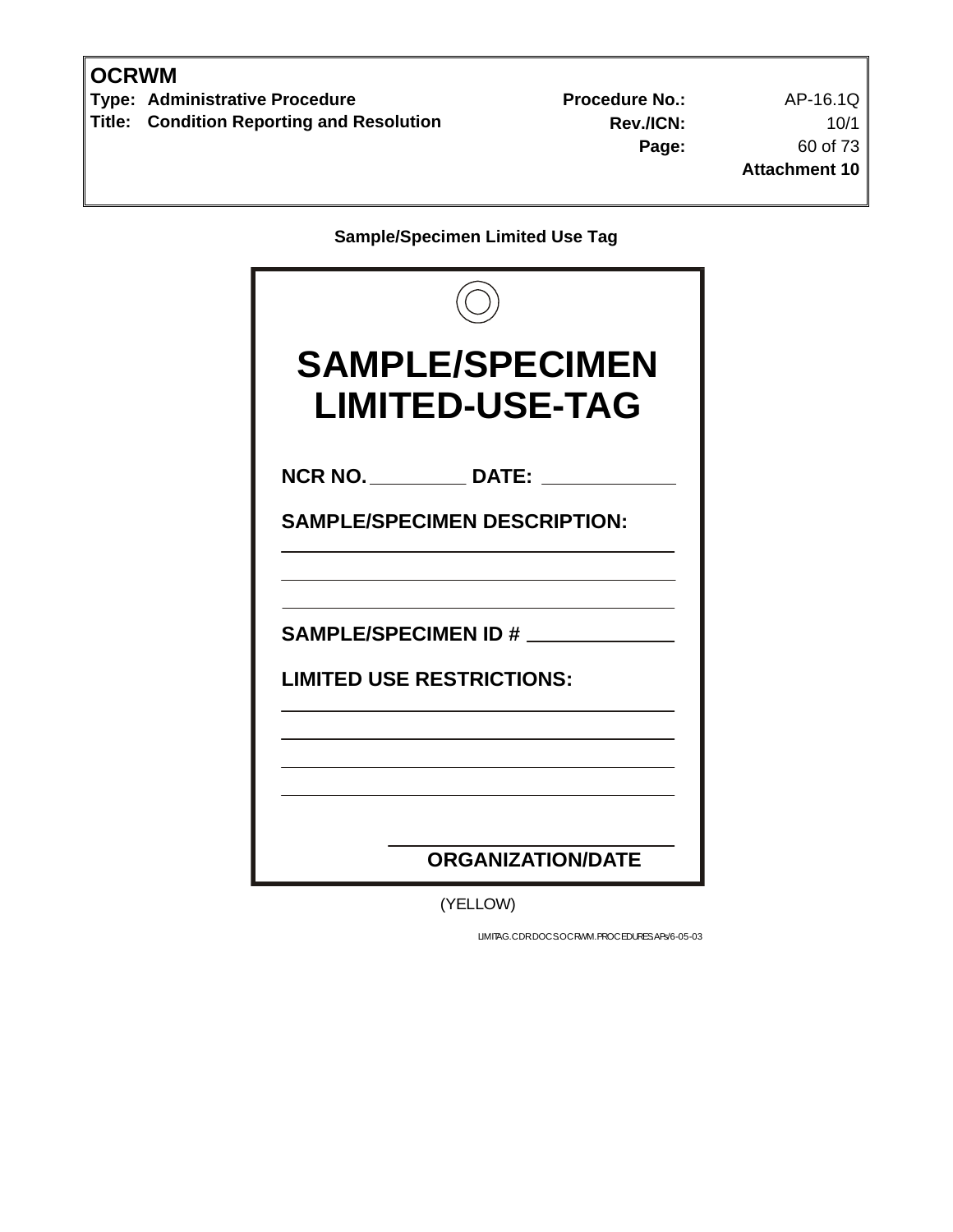**Sample/Specimen Limited Use Tag**

# SAMPLE/SPECIMEN LIMITED-USE-TAG

**NCR NO.** _________ **DATE:** ____________

**SAMPLE/SPECIMEN DESCRIPTION:**

______________________________________

______________________________________

______________________________________

**SAMPLE/SPECIMEN ID #** _____________

**LIMITED USE RESTRICTIONS:**

______________________________________

______________________________________

______________________________________

______________________________________

______________________________

**ORGANIZATION/DATE**

(YELLOW)

LIMITAG.CDR.DOCS.OCRWM.PROCEDURES.APs/6-05-03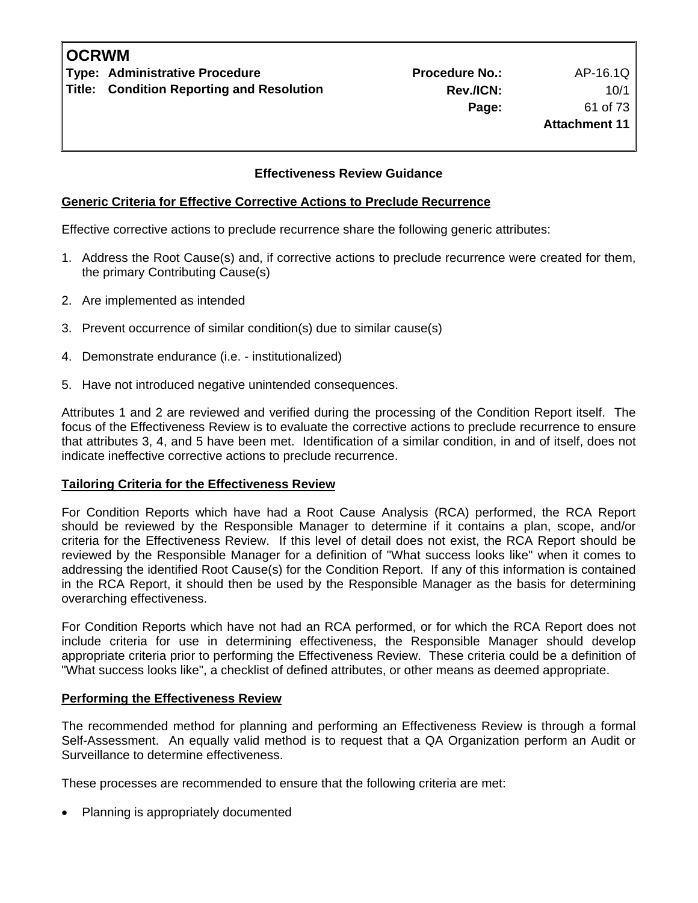## Effectiveness Review Guidance

**Generic Criteria for Effective Corrective Actions to Preclude Recurrence**

Effective corrective actions to preclude recurrence share the following generic attributes:

1. Address the Root Cause(s) and, if corrective actions to preclude recurrence were created for them, the primary Contributing Cause(s)
2. Are implemented as intended
3. Prevent occurrence of similar condition(s) due to similar cause(s)
4. Demonstrate endurance (i.e. - institutionalized)
5. Have not introduced negative unintended consequences.

Attributes 1 and 2 are reviewed and verified during the processing of the Condition Report itself. The focus of the Effectiveness Review is to evaluate the corrective actions to preclude recurrence to ensure that attributes 3, 4, and 5 have been met. Identification of a similar condition, in and of itself, does not indicate ineffective corrective actions to preclude recurrence.

**Tailoring Criteria for the Effectiveness Review**

For Condition Reports which have had a Root Cause Analysis (RCA) performed, the RCA Report should be reviewed by the Responsible Manager to determine if it contains a plan, scope, and/or criteria for the Effectiveness Review. If this level of detail does not exist, the RCA Report should be reviewed by the Responsible Manager for a definition of "What success looks like" when it comes to addressing the identified Root Cause(s) for the Condition Report. If any of this information is contained in the RCA Report, it should then be used by the Responsible Manager as the basis for determining overarching effectiveness.

For Condition Reports which have not had an RCA performed, or for which the RCA Report does not include criteria for use in determining effectiveness, the Responsible Manager should develop appropriate criteria prior to performing the Effectiveness Review. These criteria could be a definition of "What success looks like", a checklist of defined attributes, or other means as deemed appropriate.

**Performing the Effectiveness Review**

The recommended method for planning and performing an Effectiveness Review is through a formal Self-Assessment. An equally valid method is to request that a QA Organization perform an Audit or Surveillance to determine effectiveness.

These processes are recommended to ensure that the following criteria are met:

- Planning is appropriately documented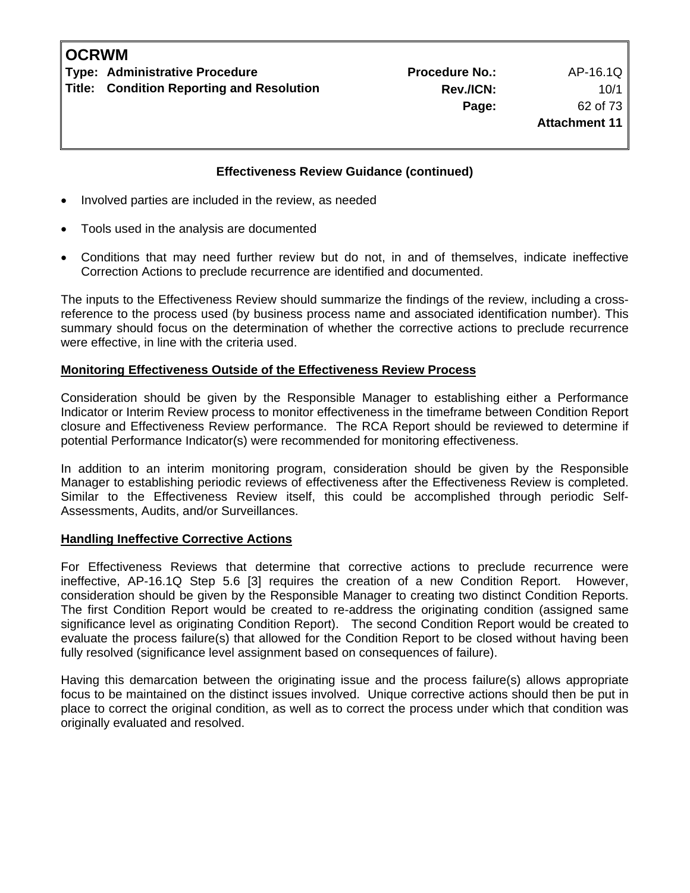**Effectiveness Review Guidance (continued)**

- Involved parties are included in the review, as needed
- Tools used in the analysis are documented
- Conditions that may need further review but do not, in and of themselves, indicate ineffective Correction Actions to preclude recurrence are identified and documented.

The inputs to the Effectiveness Review should summarize the findings of the review, including a cross-reference to the process used (by business process name and associated identification number). This summary should focus on the determination of whether the corrective actions to preclude recurrence were effective, in line with the criteria used.

**Monitoring Effectiveness Outside of the Effectiveness Review Process**

Consideration should be given by the Responsible Manager to establishing either a Performance Indicator or Interim Review process to monitor effectiveness in the timeframe between Condition Report closure and Effectiveness Review performance. The RCA Report should be reviewed to determine if potential Performance Indicator(s) were recommended for monitoring effectiveness.

In addition to an interim monitoring program, consideration should be given by the Responsible Manager to establishing periodic reviews of effectiveness after the Effectiveness Review is completed. Similar to the Effectiveness Review itself, this could be accomplished through periodic Self-Assessments, Audits, and/or Surveillances.

**Handling Ineffective Corrective Actions**

For Effectiveness Reviews that determine that corrective actions to preclude recurrence were ineffective, AP-16.1Q Step 5.6 [3] requires the creation of a new Condition Report. However, consideration should be given by the Responsible Manager to creating two distinct Condition Reports. The first Condition Report would be created to re-address the originating condition (assigned same significance level as originating Condition Report). The second Condition Report would be created to evaluate the process failure(s) that allowed for the Condition Report to be closed without having been fully resolved (significance level assignment based on consequences of failure).

Having this demarcation between the originating issue and the process failure(s) allows appropriate focus to be maintained on the distinct issues involved. Unique corrective actions should then be put in place to correct the original condition, as well as to correct the process under which that condition was originally evaluated and resolved.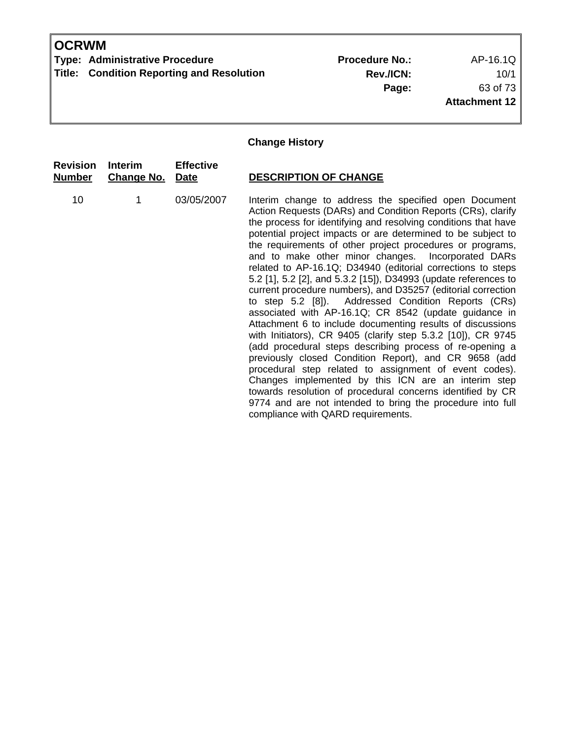## Change History

| Revision Number | Interim Change No. | Effective Date | DESCRIPTION OF CHANGE |
|---|---|---|---|
| 10 | 1 | 03/05/2007 | Interim change to address the specified open Document Action Requests (DARs) and Condition Reports (CRs), clarify the process for identifying and resolving conditions that have potential project impacts or are determined to be subject to the requirements of other project procedures or programs, and to make other minor changes. Incorporated DARs related to AP-16.1Q; D34940 (editorial corrections to steps 5.2 [1], 5.2 [2], and 5.3.2 [15]), D34993 (update references to current procedure numbers), and D35257 (editorial correction to step 5.2 [8]). Addressed Condition Reports (CRs) associated with AP-16.1Q; CR 8542 (update guidance in Attachment 6 to include documenting results of discussions with Initiators), CR 9405 (clarify step 5.3.2 [10]), CR 9745 (add procedural steps describing process of re-opening a previously closed Condition Report), and CR 9658 (add procedural step related to assignment of event codes). Changes implemented by this ICN are an interim step towards resolution of procedural concerns identified by CR 9774 and are not intended to bring the procedure into full compliance with QARD requirements. |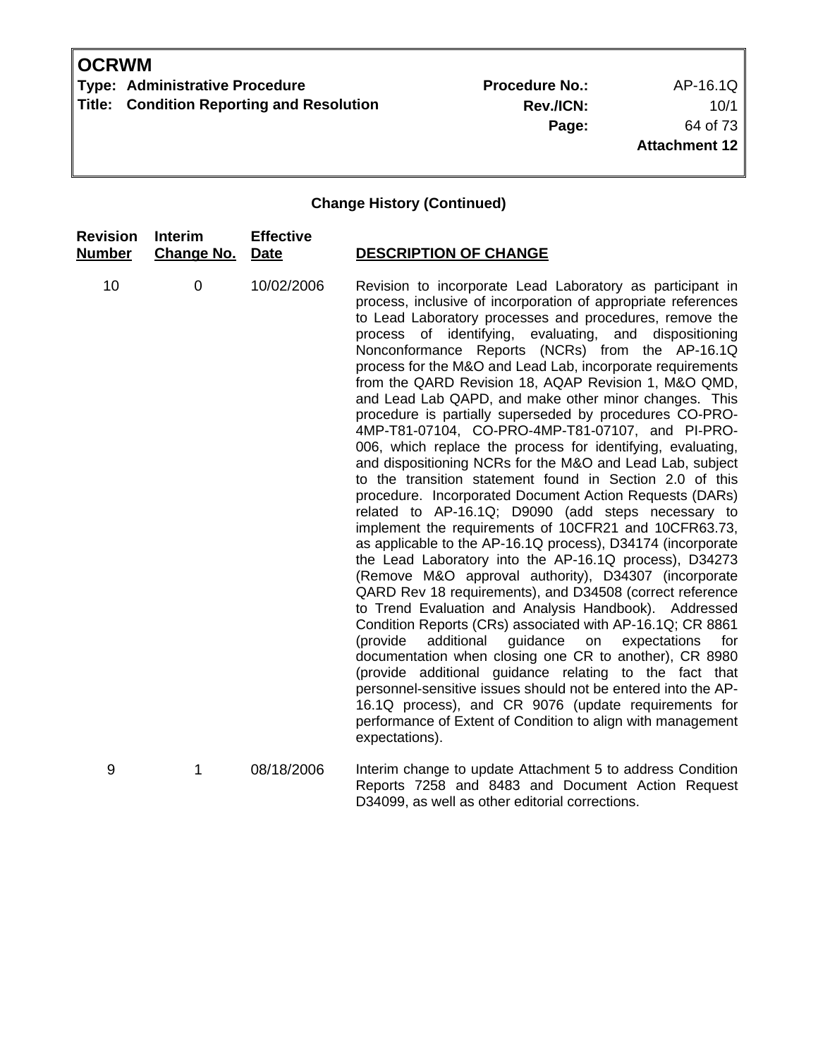## Change History (Continued)

| Revision Number | Interim Change No. | Effective Date | DESCRIPTION OF CHANGE |
|---|---|---|---|
| 10 | 0 | 10/02/2006 | Revision to incorporate Lead Laboratory as participant in process, inclusive of incorporation of appropriate references to Lead Laboratory processes and procedures, remove the process of identifying, evaluating, and dispositioning Nonconformance Reports (NCRs) from the AP-16.1Q process for the M&O and Lead Lab, incorporate requirements from the QARD Revision 18, AQAP Revision 1, M&O QMD, and Lead Lab QAPD, and make other minor changes. This procedure is partially superseded by procedures CO-PRO-4MP-T81-07104, CO-PRO-4MP-T81-07107, and PI-PRO-006, which replace the process for identifying, evaluating, and dispositioning NCRs for the M&O and Lead Lab, subject to the transition statement found in Section 2.0 of this procedure. Incorporated Document Action Requests (DARs) related to AP-16.1Q; D9090 (add steps necessary to implement the requirements of 10CFR21 and 10CFR63.73, as applicable to the AP-16.1Q process), D34174 (incorporate the Lead Laboratory into the AP-16.1Q process), D34273 (Remove M&O approval authority), D34307 (incorporate QARD Rev 18 requirements), and D34508 (correct reference to Trend Evaluation and Analysis Handbook). Addressed Condition Reports (CRs) associated with AP-16.1Q; CR 8861 (provide additional guidance on expectations for documentation when closing one CR to another), CR 8980 (provide additional guidance relating to the fact that personnel-sensitive issues should not be entered into the AP-16.1Q process), and CR 9076 (update requirements for performance of Extent of Condition to align with management expectations). |
| 9 | 1 | 08/18/2006 | Interim change to update Attachment 5 to address Condition Reports 7258 and 8483 and Document Action Request D34099, as well as other editorial corrections. |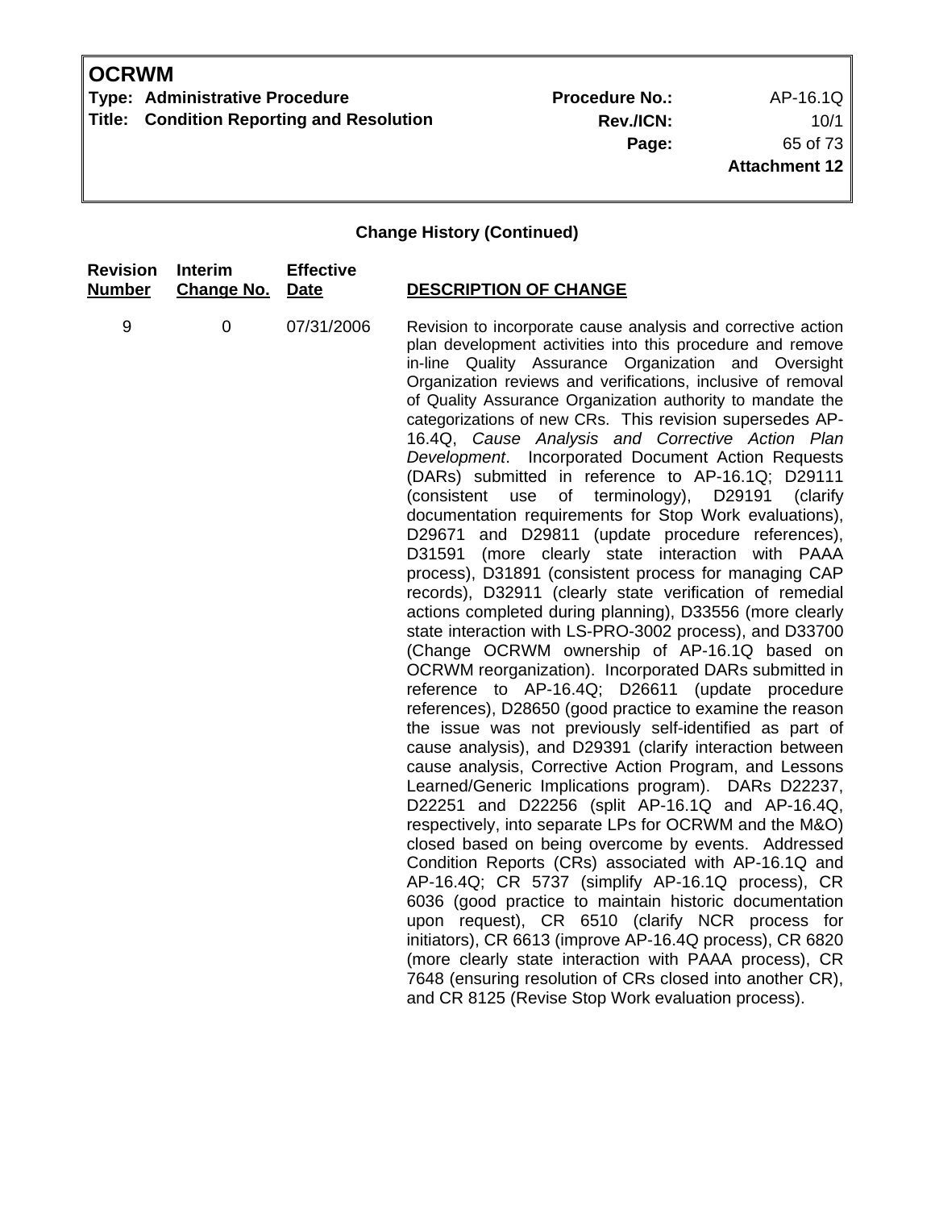**Change History (Continued)**

| Revision Number | Interim Change No. | Effective Date | DESCRIPTION OF CHANGE |
|---|---|---|---|
| 9 | 0 | 07/31/2006 | Revision to incorporate cause analysis and corrective action plan development activities into this procedure and remove in-line Quality Assurance Organization and Oversight Organization reviews and verifications, inclusive of removal of Quality Assurance Organization authority to mandate the categorizations of new CRs. This revision supersedes AP-16.4Q, *Cause Analysis and Corrective Action Plan Development*. Incorporated Document Action Requests (DARs) submitted in reference to AP-16.1Q; D29111 (consistent use of terminology), D29191 (clarify documentation requirements for Stop Work evaluations), D29671 and D29811 (update procedure references), D31591 (more clearly state interaction with PAAA process), D31891 (consistent process for managing CAP records), D32911 (clearly state verification of remedial actions completed during planning), D33556 (more clearly state interaction with LS-PRO-3002 process), and D33700 (Change OCRWM ownership of AP-16.1Q based on OCRWM reorganization). Incorporated DARs submitted in reference to AP-16.4Q; D26611 (update procedure references), D28650 (good practice to examine the reason the issue was not previously self-identified as part of cause analysis), and D29391 (clarify interaction between cause analysis, Corrective Action Program, and Lessons Learned/Generic Implications program). DARs D22237, D22251 and D22256 (split AP-16.1Q and AP-16.4Q, respectively, into separate LPs for OCRWM and the M&O) closed based on being overcome by events. Addressed Condition Reports (CRs) associated with AP-16.1Q and AP-16.4Q; CR 5737 (simplify AP-16.1Q process), CR 6036 (good practice to maintain historic documentation upon request), CR 6510 (clarify NCR process for initiators), CR 6613 (improve AP-16.4Q process), CR 6820 (more clearly state interaction with PAAA process), CR 7648 (ensuring resolution of CRs closed into another CR), and CR 8125 (Revise Stop Work evaluation process). |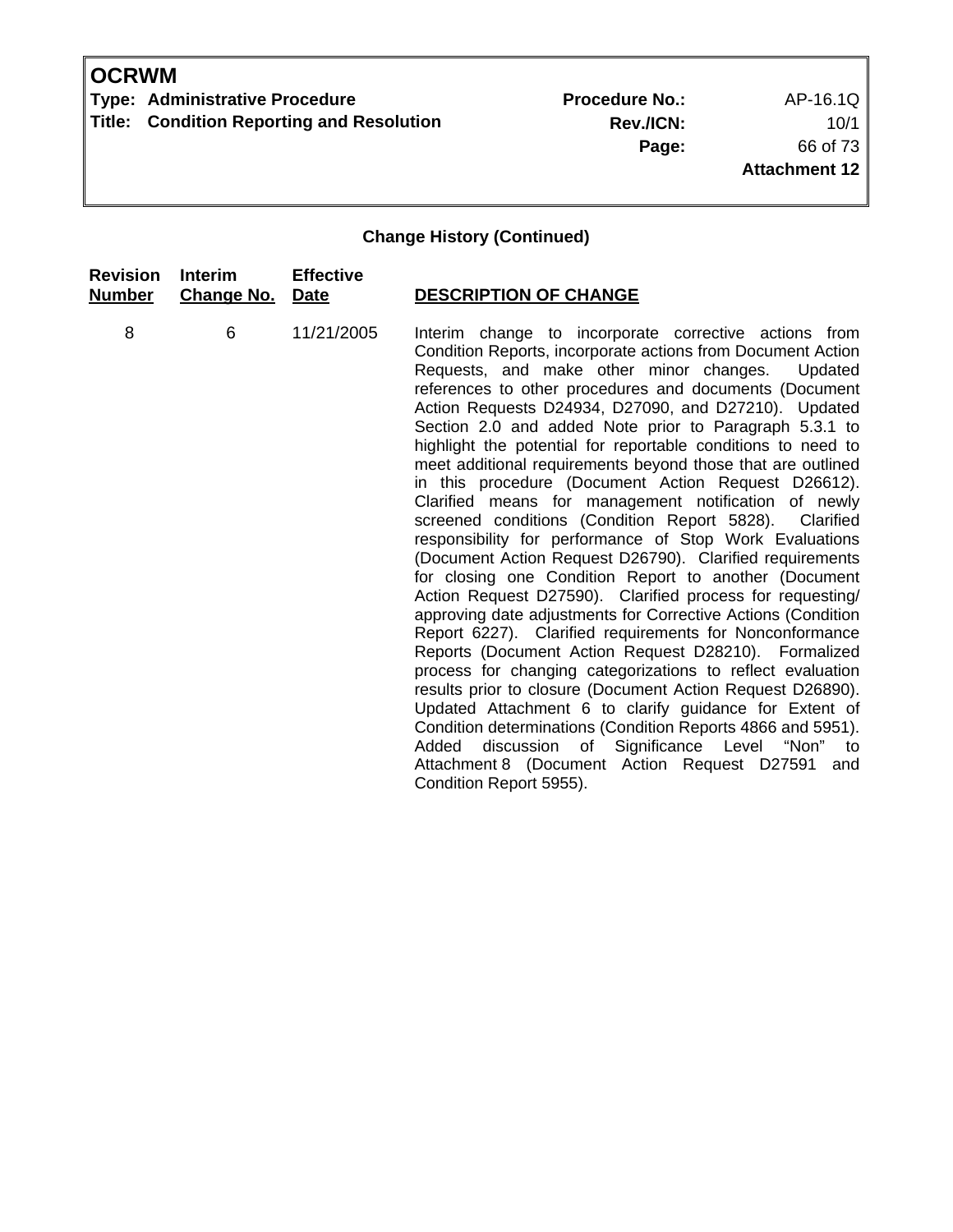**Change History (Continued)**

| Revision Number | Interim Change No. | Effective Date | DESCRIPTION OF CHANGE |
|---|---|---|---|
| 8 | 6 | 11/21/2005 | Interim change to incorporate corrective actions from Condition Reports, incorporate actions from Document Action Requests, and make other minor changes. Updated references to other procedures and documents (Document Action Requests D24934, D27090, and D27210). Updated Section 2.0 and added Note prior to Paragraph 5.3.1 to highlight the potential for reportable conditions to need to meet additional requirements beyond those that are outlined in this procedure (Document Action Request D26612). Clarified means for management notification of newly screened conditions (Condition Report 5828). Clarified responsibility for performance of Stop Work Evaluations (Document Action Request D26790). Clarified requirements for closing one Condition Report to another (Document Action Request D27590). Clarified process for requesting/ approving date adjustments for Corrective Actions (Condition Report 6227). Clarified requirements for Nonconformance Reports (Document Action Request D28210). Formalized process for changing categorizations to reflect evaluation results prior to closure (Document Action Request D26890). Updated Attachment 6 to clarify guidance for Extent of Condition determinations (Condition Reports 4866 and 5951). Added discussion of Significance Level "Non" to Attachment 8 (Document Action Request D27591 and Condition Report 5955). |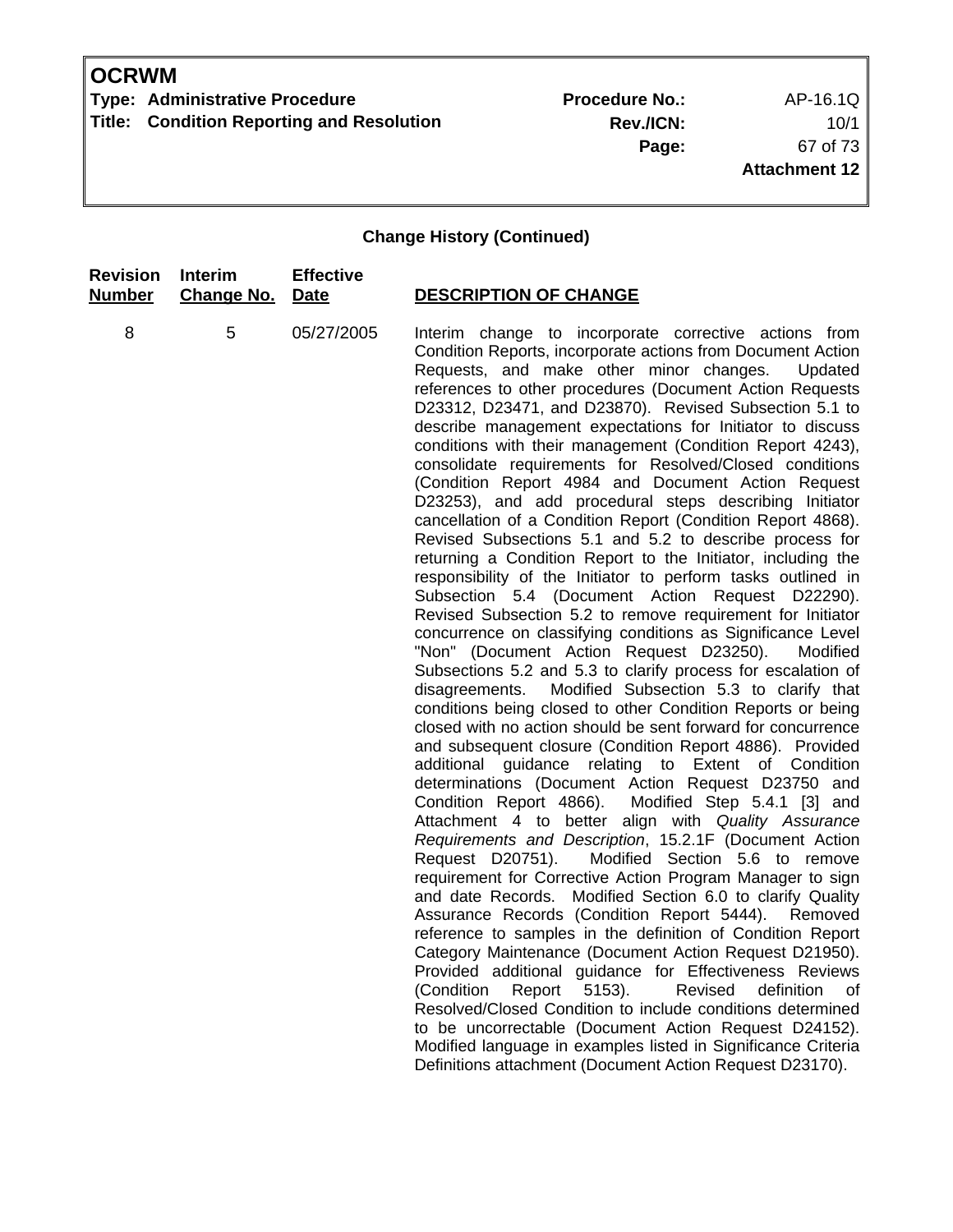**Change History (Continued)**

| Revision Number | Interim Change No. | Effective Date | DESCRIPTION OF CHANGE |
|---|---|---|---|
| 8 | 5 | 05/27/2005 | Interim change to incorporate corrective actions from Condition Reports, incorporate actions from Document Action Requests, and make other minor changes. Updated references to other procedures (Document Action Requests D23312, D23471, and D23870). Revised Subsection 5.1 to describe management expectations for Initiator to discuss conditions with their management (Condition Report 4243), consolidate requirements for Resolved/Closed conditions (Condition Report 4984 and Document Action Request D23253), and add procedural steps describing Initiator cancellation of a Condition Report (Condition Report 4868). Revised Subsections 5.1 and 5.2 to describe process for returning a Condition Report to the Initiator, including the responsibility of the Initiator to perform tasks outlined in Subsection 5.4 (Document Action Request D22290). Revised Subsection 5.2 to remove requirement for Initiator concurrence on classifying conditions as Significance Level "Non" (Document Action Request D23250). Modified Subsections 5.2 and 5.3 to clarify process for escalation of disagreements. Modified Subsection 5.3 to clarify that conditions being closed to other Condition Reports or being closed with no action should be sent forward for concurrence and subsequent closure (Condition Report 4886). Provided additional guidance relating to Extent of Condition determinations (Document Action Request D23750 and Condition Report 4866). Modified Step 5.4.1 [3] and Attachment 4 to better align with *Quality Assurance Requirements and Description*, 15.2.1F (Document Action Request D20751). Modified Section 5.6 to remove requirement for Corrective Action Program Manager to sign and date Records. Modified Section 6.0 to clarify Quality Assurance Records (Condition Report 5444). Removed reference to samples in the definition of Condition Report Category Maintenance (Document Action Request D21950). Provided additional guidance for Effectiveness Reviews (Condition Report 5153). Revised definition of Resolved/Closed Condition to include conditions determined to be uncorrectable (Document Action Request D24152). Modified language in examples listed in Significance Criteria Definitions attachment (Document Action Request D23170). |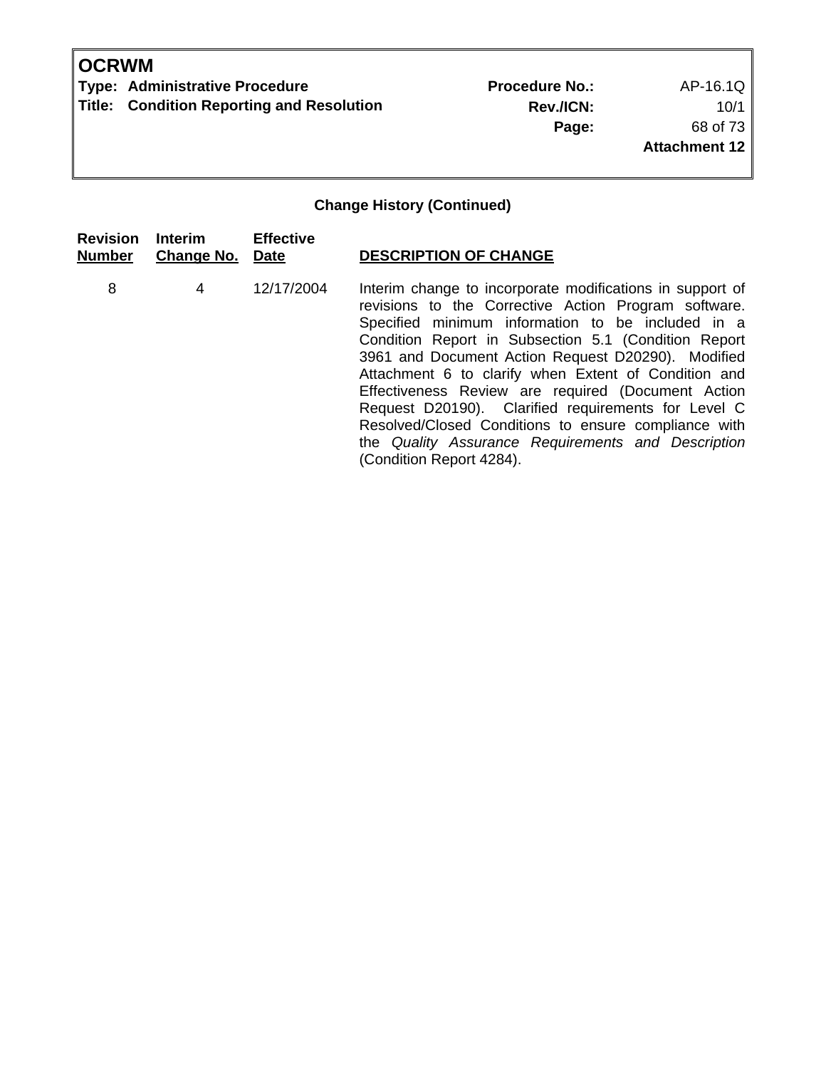**Change History (Continued)**

| Revision Number | Interim Change No. | Effective Date | DESCRIPTION OF CHANGE |
|---|---|---|---|
| 8 | 4 | 12/17/2004 | Interim change to incorporate modifications in support of revisions to the Corrective Action Program software. Specified minimum information to be included in a Condition Report in Subsection 5.1 (Condition Report 3961 and Document Action Request D20290). Modified Attachment 6 to clarify when Extent of Condition and Effectiveness Review are required (Document Action Request D20190). Clarified requirements for Level C Resolved/Closed Conditions to ensure compliance with the *Quality Assurance Requirements and Description* (Condition Report 4284). |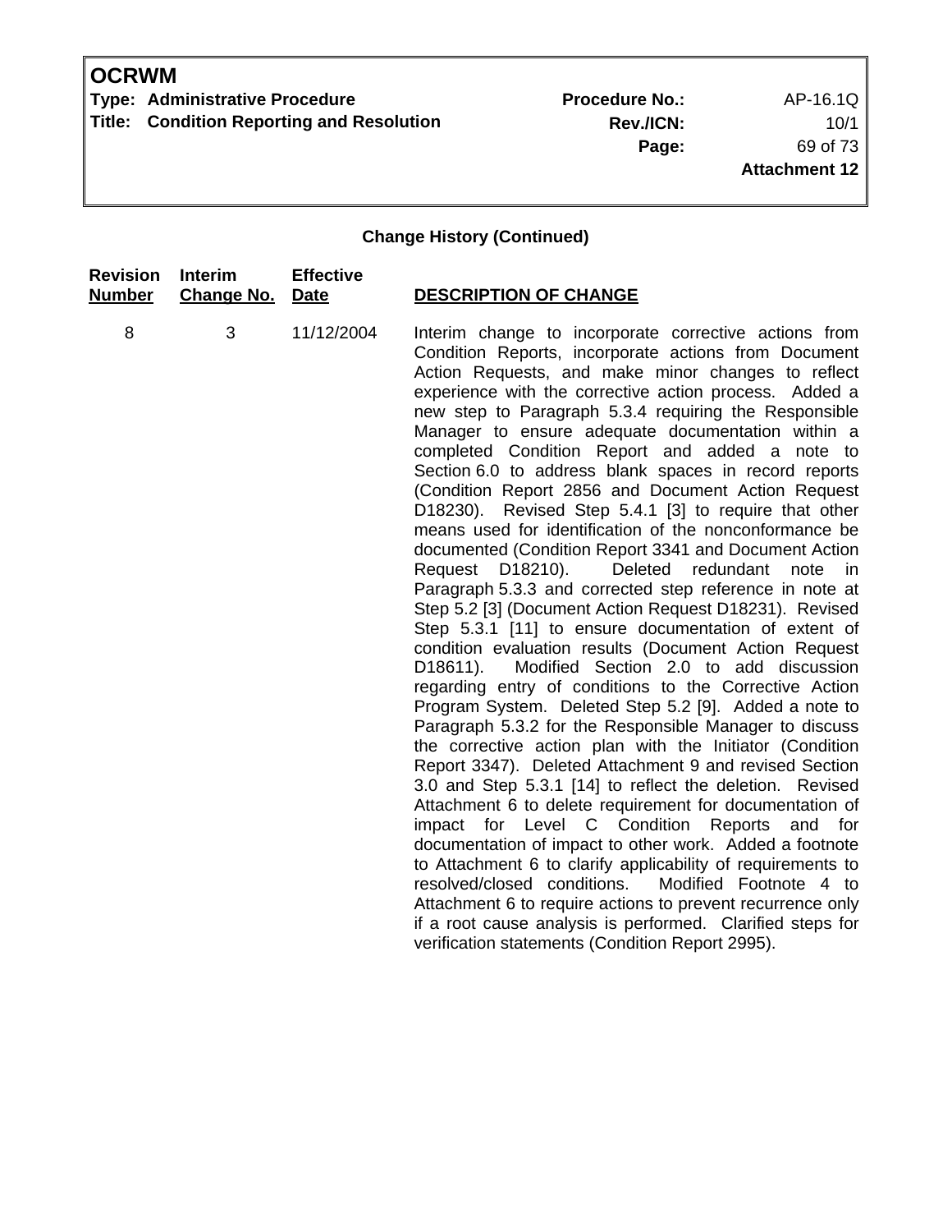## Change History (Continued)

| Revision Number | Interim Change No. | Effective Date | DESCRIPTION OF CHANGE |
|---|---|---|---|
| 8 | 3 | 11/12/2004 | Interim change to incorporate corrective actions from Condition Reports, incorporate actions from Document Action Requests, and make minor changes to reflect experience with the corrective action process. Added a new step to Paragraph 5.3.4 requiring the Responsible Manager to ensure adequate documentation within a completed Condition Report and added a note to Section 6.0 to address blank spaces in record reports (Condition Report 2856 and Document Action Request D18230). Revised Step 5.4.1 [3] to require that other means used for identification of the nonconformance be documented (Condition Report 3341 and Document Action Request D18210). Deleted redundant note in Paragraph 5.3.3 and corrected step reference in note at Step 5.2 [3] (Document Action Request D18231). Revised Step 5.3.1 [11] to ensure documentation of extent of condition evaluation results (Document Action Request D18611). Modified Section 2.0 to add discussion regarding entry of conditions to the Corrective Action Program System. Deleted Step 5.2 [9]. Added a note to Paragraph 5.3.2 for the Responsible Manager to discuss the corrective action plan with the Initiator (Condition Report 3347). Deleted Attachment 9 and revised Section 3.0 and Step 5.3.1 [14] to reflect the deletion. Revised Attachment 6 to delete requirement for documentation of impact for Level C Condition Reports and for documentation of impact to other work. Added a footnote to Attachment 6 to clarify applicability of requirements to resolved/closed conditions. Modified Footnote 4 to Attachment 6 to require actions to prevent recurrence only if a root cause analysis is performed. Clarified steps for verification statements (Condition Report 2995). |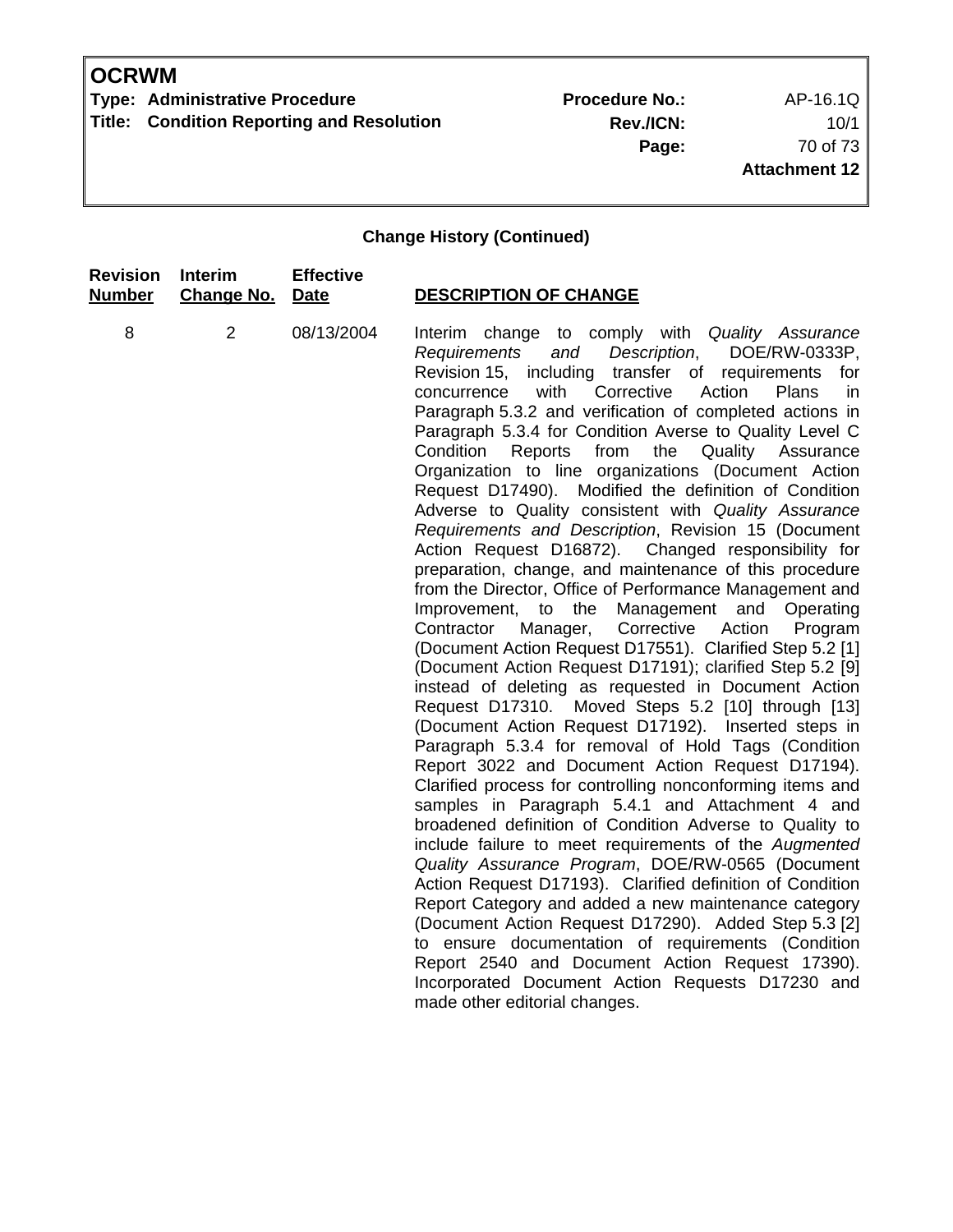## Change History (Continued)

| Revision Number | Interim Change No. | Effective Date | DESCRIPTION OF CHANGE |
|---|---|---|---|
| 8 | 2 | 08/13/2004 | Interim change to comply with *Quality Assurance Requirements and Description*, DOE/RW-0333P, Revision 15, including transfer of requirements for concurrence with Corrective Action Plans in Paragraph 5.3.2 and verification of completed actions in Paragraph 5.3.4 for Condition Averse to Quality Level C Condition Reports from the Quality Assurance Organization to line organizations (Document Action Request D17490). Modified the definition of Condition Adverse to Quality consistent with *Quality Assurance Requirements and Description*, Revision 15 (Document Action Request D16872). Changed responsibility for preparation, change, and maintenance of this procedure from the Director, Office of Performance Management and Improvement, to the Management and Operating Contractor Manager, Corrective Action Program (Document Action Request D17551). Clarified Step 5.2 [1] (Document Action Request D17191); clarified Step 5.2 [9] instead of deleting as requested in Document Action Request D17310. Moved Steps 5.2 [10] through [13] (Document Action Request D17192). Inserted steps in Paragraph 5.3.4 for removal of Hold Tags (Condition Report 3022 and Document Action Request D17194). Clarified process for controlling nonconforming items and samples in Paragraph 5.4.1 and Attachment 4 and broadened definition of Condition Adverse to Quality to include failure to meet requirements of the *Augmented Quality Assurance Program*, DOE/RW-0565 (Document Action Request D17193). Clarified definition of Condition Report Category and added a new maintenance category (Document Action Request D17290). Added Step 5.3 [2] to ensure documentation of requirements (Condition Report 2540 and Document Action Request 17390). Incorporated Document Action Requests D17230 and made other editorial changes. |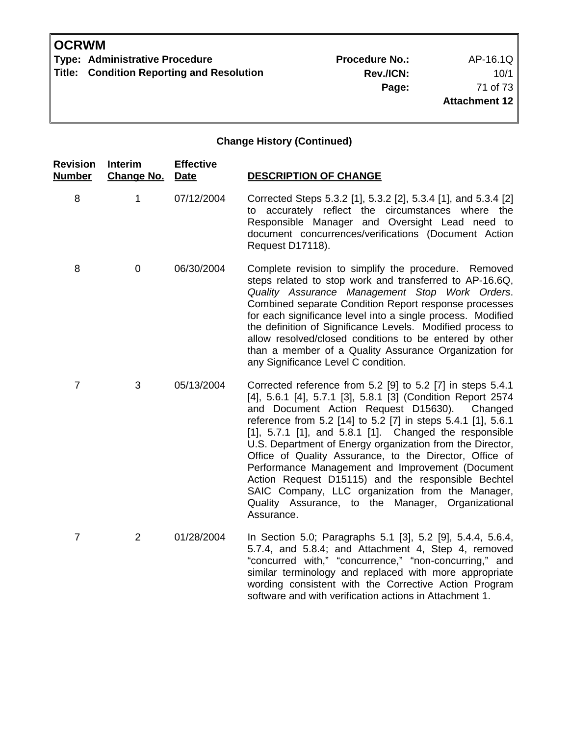**Change History (Continued)**

| Revision Number | Interim Change No. | Effective Date | DESCRIPTION OF CHANGE |
|---|---|---|---|
| 8 | 1 | 07/12/2004 | Corrected Steps 5.3.2 [1], 5.3.2 [2], 5.3.4 [1], and 5.3.4 [2] to accurately reflect the circumstances where the Responsible Manager and Oversight Lead need to document concurrences/verifications (Document Action Request D17118). |
| 8 | 0 | 06/30/2004 | Complete revision to simplify the procedure. Removed steps related to stop work and transferred to AP-16.6Q, *Quality Assurance Management Stop Work Orders*. Combined separate Condition Report response processes for each significance level into a single process. Modified the definition of Significance Levels. Modified process to allow resolved/closed conditions to be entered by other than a member of a Quality Assurance Organization for any Significance Level C condition. |
| 7 | 3 | 05/13/2004 | Corrected reference from 5.2 [9] to 5.2 [7] in steps 5.4.1 [4], 5.6.1 [4], 5.7.1 [3], 5.8.1 [3] (Condition Report 2574 and Document Action Request D15630). Changed reference from 5.2 [14] to 5.2 [7] in steps 5.4.1 [1], 5.6.1 [1], 5.7.1 [1], and 5.8.1 [1]. Changed the responsible U.S. Department of Energy organization from the Director, Office of Quality Assurance, to the Director, Office of Performance Management and Improvement (Document Action Request D15115) and the responsible Bechtel SAIC Company, LLC organization from the Manager, Quality Assurance, to the Manager, Organizational Assurance. |
| 7 | 2 | 01/28/2004 | In Section 5.0; Paragraphs 5.1 [3], 5.2 [9], 5.4.4, 5.6.4, 5.7.4, and 5.8.4; and Attachment 4, Step 4, removed "concurred with," "concurrence," "non-concurring," and similar terminology and replaced with more appropriate wording consistent with the Corrective Action Program software and with verification actions in Attachment 1. |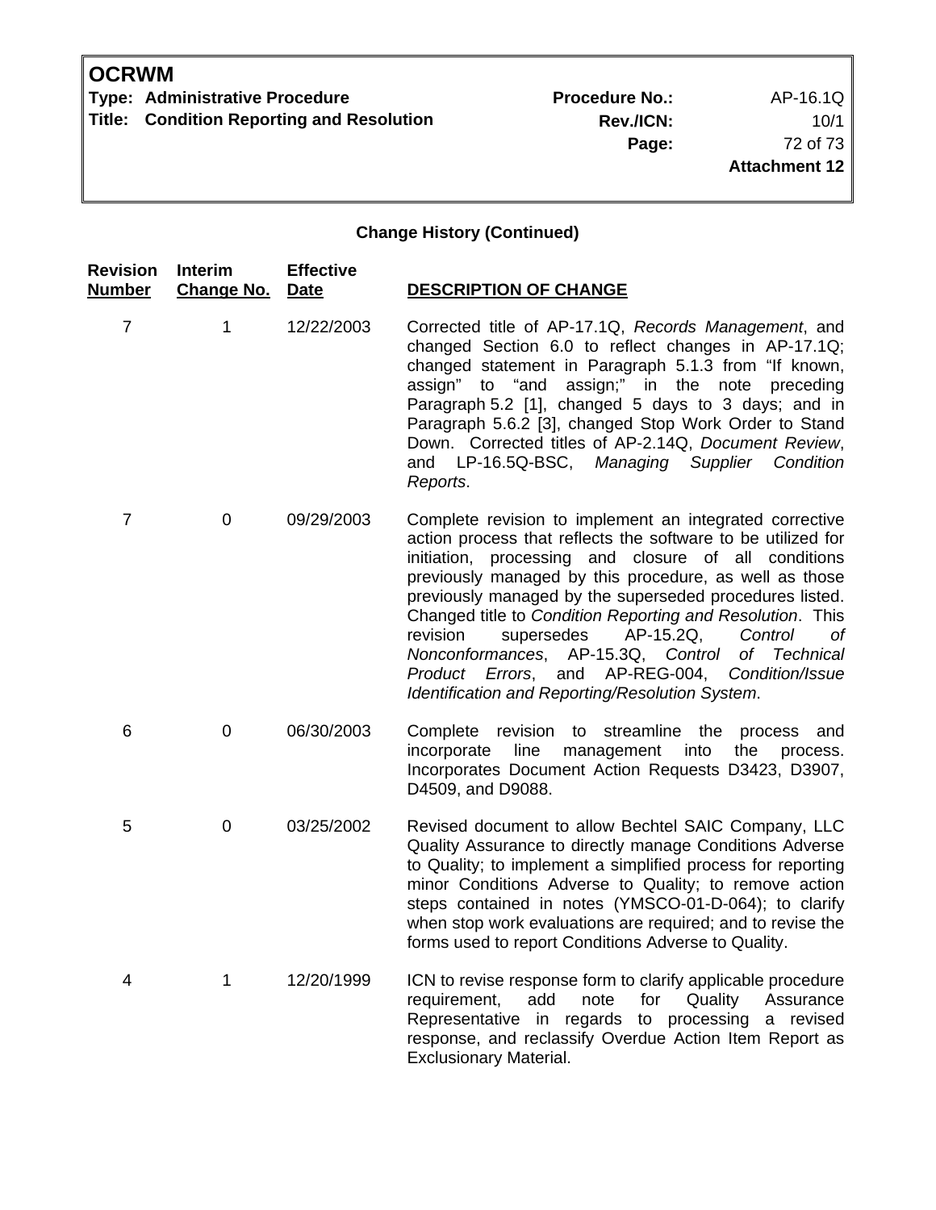**Change History (Continued)**

| Revision Number | Interim Change No. | Effective Date | DESCRIPTION OF CHANGE |
|---|---|---|---|
| 7 | 1 | 12/22/2003 | Corrected title of AP-17.1Q, *Records Management*, and changed Section 6.0 to reflect changes in AP-17.1Q; changed statement in Paragraph 5.1.3 from "If known, assign" to "and assign;" in the note preceding Paragraph 5.2 [1], changed 5 days to 3 days; and in Paragraph 5.6.2 [3], changed Stop Work Order to Stand Down. Corrected titles of AP-2.14Q, *Document Review*, and LP-16.5Q-BSC, *Managing Supplier Condition Reports*. |
| 7 | 0 | 09/29/2003 | Complete revision to implement an integrated corrective action process that reflects the software to be utilized for initiation, processing and closure of all conditions previously managed by this procedure, as well as those previously managed by the superseded procedures listed. Changed title to *Condition Reporting and Resolution*. This revision supersedes AP-15.2Q, *Control of Nonconformances*, AP-15.3Q, *Control of Technical Product Errors*, and AP-REG-004, *Condition/Issue Identification and Reporting/Resolution System*. |
| 6 | 0 | 06/30/2003 | Complete revision to streamline the process and incorporate line management into the process. Incorporates Document Action Requests D3423, D3907, D4509, and D9088. |
| 5 | 0 | 03/25/2002 | Revised document to allow Bechtel SAIC Company, LLC Quality Assurance to directly manage Conditions Adverse to Quality; to implement a simplified process for reporting minor Conditions Adverse to Quality; to remove action steps contained in notes (YMSCO-01-D-064); to clarify when stop work evaluations are required; and to revise the forms used to report Conditions Adverse to Quality. |
| 4 | 1 | 12/20/1999 | ICN to revise response form to clarify applicable procedure requirement, add note for Quality Assurance Representative in regards to processing a revised response, and reclassify Overdue Action Item Report as Exclusionary Material. |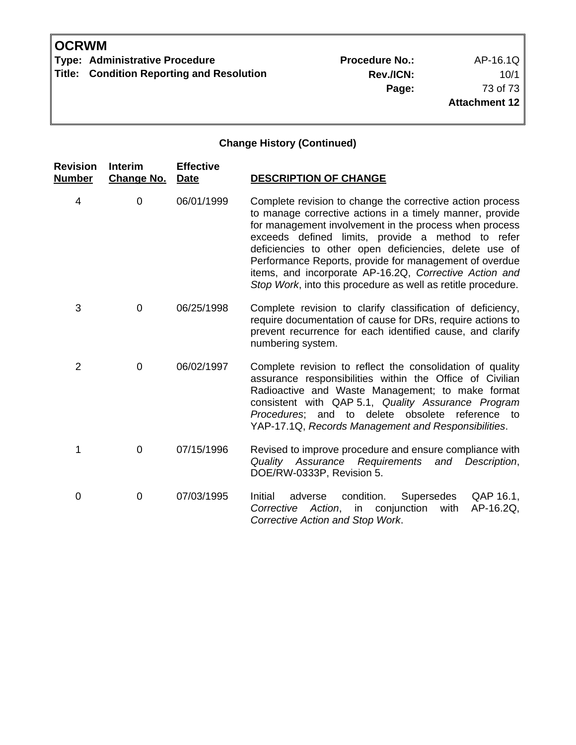**Change History (Continued)**

| Revision Number | Interim Change No. | Effective Date | DESCRIPTION OF CHANGE |
|---|---|---|---|
| 4 | 0 | 06/01/1999 | Complete revision to change the corrective action process to manage corrective actions in a timely manner, provide for management involvement in the process when process exceeds defined limits, provide a method to refer deficiencies to other open deficiencies, delete use of Performance Reports, provide for management of overdue items, and incorporate AP-16.2Q, *Corrective Action and Stop Work*, into this procedure as well as retitle procedure. |
| 3 | 0 | 06/25/1998 | Complete revision to clarify classification of deficiency, require documentation of cause for DRs, require actions to prevent recurrence for each identified cause, and clarify numbering system. |
| 2 | 0 | 06/02/1997 | Complete revision to reflect the consolidation of quality assurance responsibilities within the Office of Civilian Radioactive and Waste Management; to make format consistent with QAP 5.1, *Quality Assurance Program Procedures*; and to delete obsolete reference to YAP-17.1Q, *Records Management and Responsibilities*. |
| 1 | 0 | 07/15/1996 | Revised to improve procedure and ensure compliance with *Quality Assurance Requirements and Description*, DOE/RW-0333P, Revision 5. |
| 0 | 0 | 07/03/1995 | Initial adverse condition. Supersedes QAP 16.1, *Corrective Action*, in conjunction with AP-16.2Q, *Corrective Action and Stop Work*. |